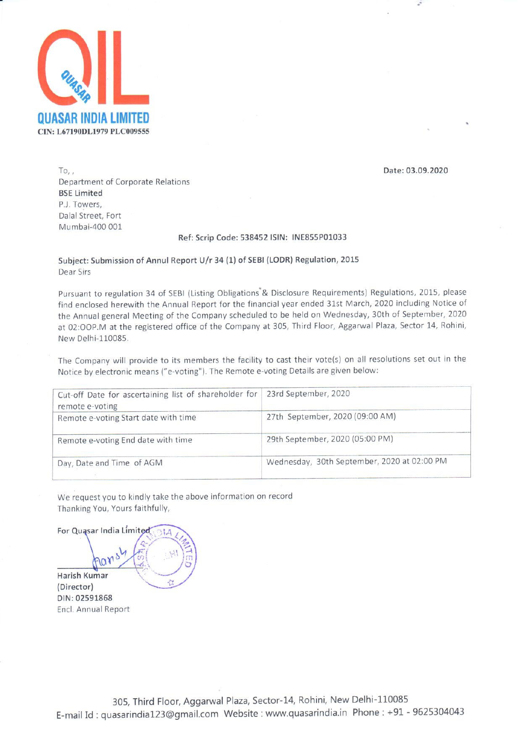# QUASAR INDIA LIMITED

**CIN: L67190DL1979 PLC009555**

To, ,
Department of Corporate Relations
BSE Limited
P.J. Towers,
Dalal Street, Fort
Mumbai-400 001

**Date: 03.09.2020**

**Ref: Scrip Code: 538452 ISIN: INE855P01033**

**Subject: Submission of Annul Report U/r 34 (1) of SEBI (LODR) Regulation, 2015**

Dear Sirs

Pursuant to regulation 34 of SEBI (Listing Obligations & Disclosure Requirements) Regulations, 2015, please find enclosed herewith the Annual Report for the financial year ended 31st March, 2020 including Notice of the Annual general Meeting of the Company scheduled to be held on Wednesday, 30th of September, 2020 at 02:OOP.M at the registered office of the Company at 305, Third Floor, Aggarwal Plaza, Sector 14, Rohini, New Delhi-110085.

The Company will provide to its members the facility to cast their vote(s) on all resolutions set out in the Notice by electronic means ("e-voting"). The Remote e-voting Details are given below:

| Cut-off Date for ascertaining list of shareholder for remote e-voting | 23rd September, 2020 |
|---|---|
| Remote e-voting Start date with time | 27th September, 2020 (09:00 AM) |
| Remote e-voting End date with time | 29th September, 2020 (05:00 PM) |
| Day, Date and Time of AGM | Wednesday, 30th September, 2020 at 02:00 PM |

We request you to kindly take the above information on record

Thanking You, Yours faithfully,

For Quasar India Limited

**Harish Kumar**
**(Director)**
**DIN: 02591868**
Encl. Annual Report

305, Third Floor, Aggarwal Plaza, Sector-14, Rohini, New Delhi-110085
E-mail Id : quasarindia123@gmail.com Website : www.quasarindia.in Phone : +91 - 9625304043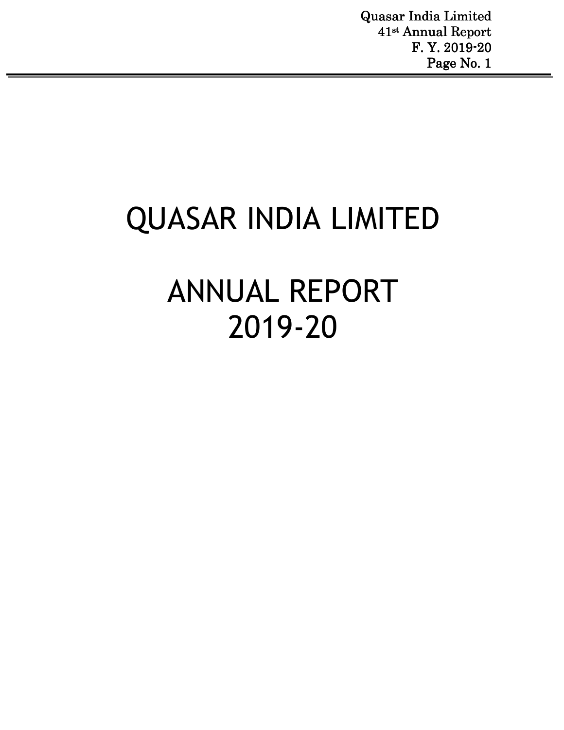# QUASAR INDIA LIMITED

# ANNUAL REPORT 2019-20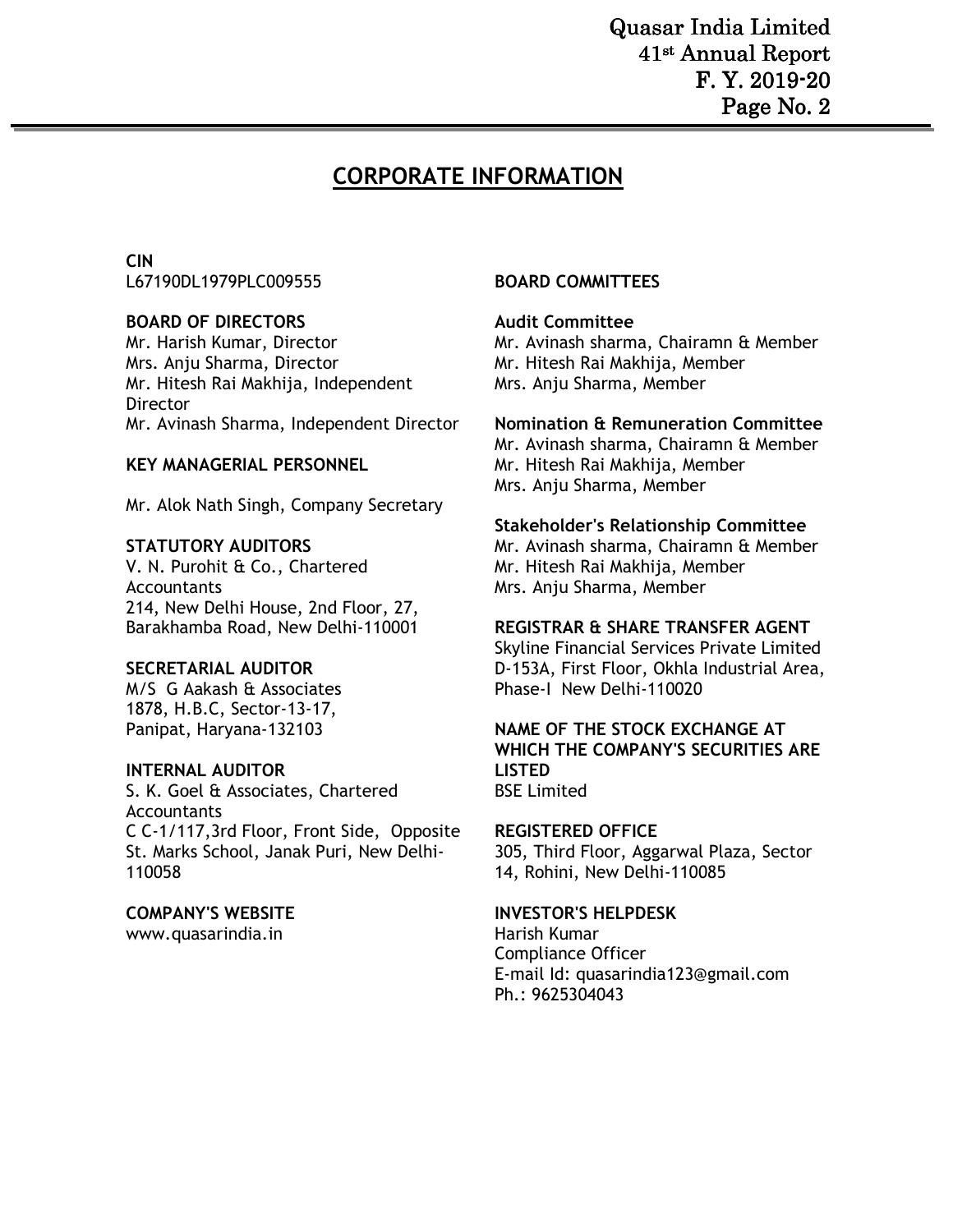# CORPORATE INFORMATION

**CIN**
L67190DL1979PLC009555

**BOARD OF DIRECTORS**
Mr. Harish Kumar, Director
Mrs. Anju Sharma, Director
Mr. Hitesh Rai Makhija, Independent Director
Mr. Avinash Sharma, Independent Director

**KEY MANAGERIAL PERSONNEL**

Mr. Alok Nath Singh, Company Secretary

**STATUTORY AUDITORS**
V. N. Purohit & Co., Chartered Accountants
214, New Delhi House, 2nd Floor, 27, Barakhamba Road, New Delhi-110001

**SECRETARIAL AUDITOR**
M/S G Aakash & Associates
1878, H.B.C, Sector-13-17,
Panipat, Haryana-132103

**INTERNAL AUDITOR**
S. K. Goel & Associates, Chartered Accountants
C C-1/117,3rd Floor, Front Side, Opposite St. Marks School, Janak Puri, New Delhi-110058

**COMPANY'S WEBSITE**
www.quasarindia.in

**BOARD COMMITTEES**

**Audit Committee**
Mr. Avinash sharma, Chairamn & Member
Mr. Hitesh Rai Makhija, Member
Mrs. Anju Sharma, Member

**Nomination & Remuneration Committee**
Mr. Avinash sharma, Chairamn & Member
Mr. Hitesh Rai Makhija, Member
Mrs. Anju Sharma, Member

**Stakeholder's Relationship Committee**
Mr. Avinash sharma, Chairamn & Member
Mr. Hitesh Rai Makhija, Member
Mrs. Anju Sharma, Member

**REGISTRAR & SHARE TRANSFER AGENT**
Skyline Financial Services Private Limited
D-153A, First Floor, Okhla Industrial Area, Phase-I New Delhi-110020

**NAME OF THE STOCK EXCHANGE AT WHICH THE COMPANY'S SECURITIES ARE LISTED**
BSE Limited

**REGISTERED OFFICE**
305, Third Floor, Aggarwal Plaza, Sector 14, Rohini, New Delhi-110085

**INVESTOR'S HELPDESK**
Harish Kumar
Compliance Officer
E-mail Id: quasarindia123@gmail.com
Ph.: 9625304043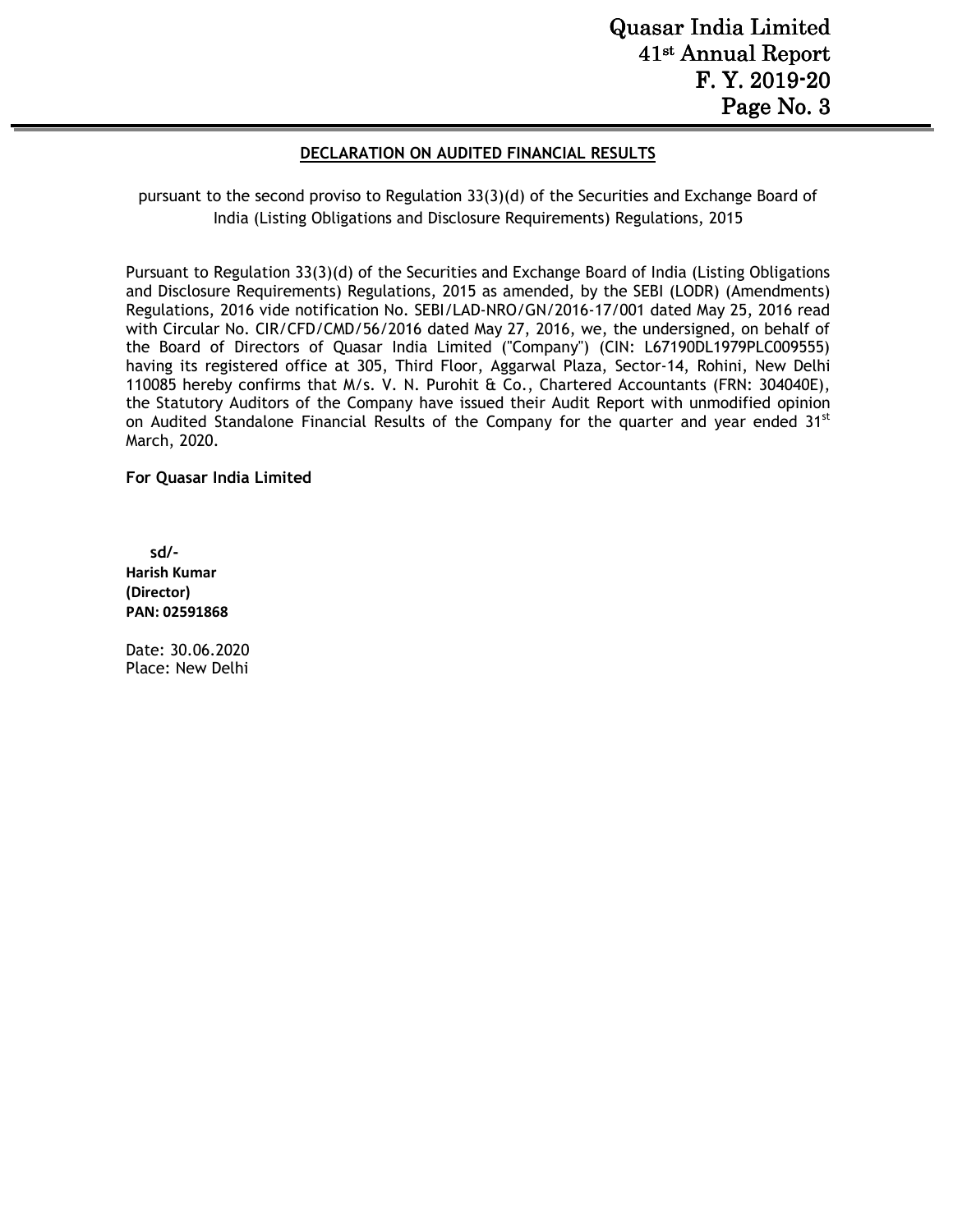## DECLARATION ON AUDITED FINANCIAL RESULTS

pursuant to the second proviso to Regulation 33(3)(d) of the Securities and Exchange Board of India (Listing Obligations and Disclosure Requirements) Regulations, 2015

Pursuant to Regulation 33(3)(d) of the Securities and Exchange Board of India (Listing Obligations and Disclosure Requirements) Regulations, 2015 as amended, by the SEBI (LODR) (Amendments) Regulations, 2016 vide notification No. SEBI/LAD-NRO/GN/2016-17/001 dated May 25, 2016 read with Circular No. CIR/CFD/CMD/56/2016 dated May 27, 2016, we, the undersigned, on behalf of the Board of Directors of Quasar India Limited ("Company") (CIN: L67190DL1979PLC009555) having its registered office at 305, Third Floor, Aggarwal Plaza, Sector-14, Rohini, New Delhi 110085 hereby confirms that M/s. V. N. Purohit & Co., Chartered Accountants (FRN: 304040E), the Statutory Auditors of the Company have issued their Audit Report with unmodified opinion on Audited Standalone Financial Results of the Company for the quarter and year ended 31st March, 2020.

**For Quasar India Limited**

**sd/-**
**Harish Kumar**
**(Director)**
**PAN: 02591868**

Date: 30.06.2020
Place: New Delhi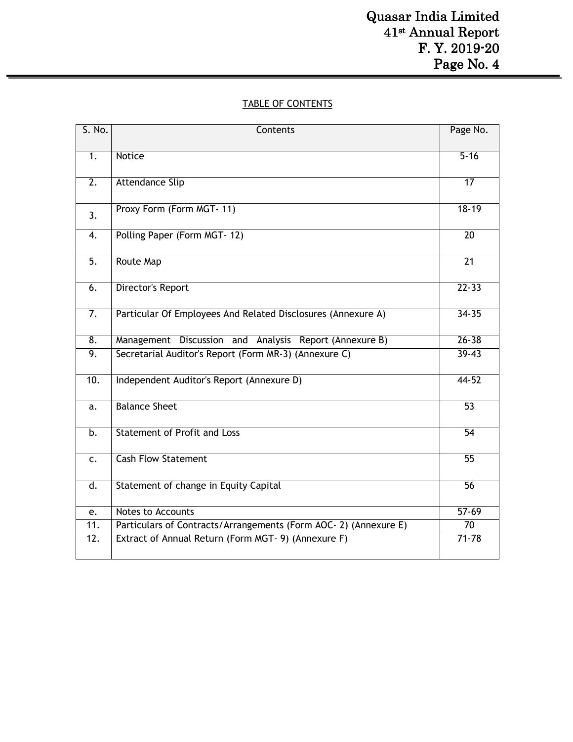## TABLE OF CONTENTS

| S. No. | Contents | Page No. |
|---|---|---|
| 1. | Notice | 5-16 |
| 2. | Attendance Slip | 17 |
| 3. | Proxy Form (Form MGT- 11) | 18-19 |
| 4. | Polling Paper (Form MGT- 12) | 20 |
| 5. | Route Map | 21 |
| 6. | Director's Report | 22-33 |
| 7. | Particular Of Employees And Related Disclosures (Annexure A) | 34-35 |
| 8. | Management Discussion and Analysis Report (Annexure B) | 26-38 |
| 9. | Secretarial Auditor's Report (Form MR-3) (Annexure C) | 39-43 |
| 10. | Independent Auditor's Report (Annexure D) | 44-52 |
| a. | Balance Sheet | 53 |
| b. | Statement of Profit and Loss | 54 |
| c. | Cash Flow Statement | 55 |
| d. | Statement of change in Equity Capital | 56 |
| e. | Notes to Accounts | 57-69 |
| 11. | Particulars of Contracts/Arrangements (Form AOC- 2) (Annexure E) | 70 |
| 12. | Extract of Annual Return (Form MGT- 9) (Annexure F) | 71-78 |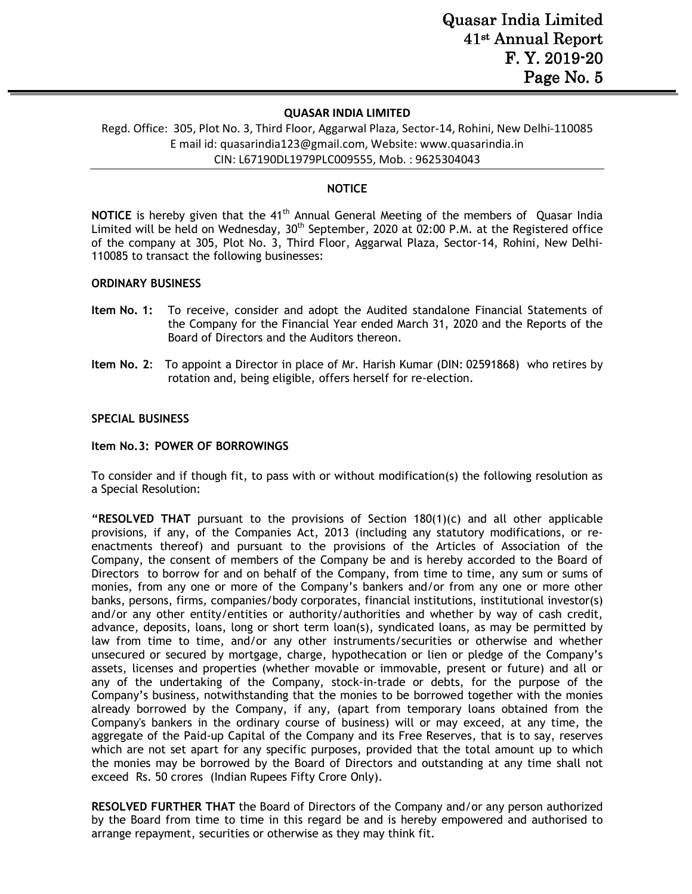**QUASAR INDIA LIMITED**

Regd. Office: 305, Plot No. 3, Third Floor, Aggarwal Plaza, Sector-14, Rohini, New Delhi-110085
E mail id: quasarindia123@gmail.com, Website: www.quasarindia.in
CIN: L67190DL1979PLC009555, Mob. : 9625304043

## NOTICE

**NOTICE** is hereby given that the 41th Annual General Meeting of the members of Quasar India Limited will be held on Wednesday, 30th September, 2020 at 02:00 P.M. at the Registered office of the company at 305, Plot No. 3, Third Floor, Aggarwal Plaza, Sector-14, Rohini, New Delhi-110085 to transact the following businesses:

### ORDINARY BUSINESS

**Item No. 1:** To receive, consider and adopt the Audited standalone Financial Statements of the Company for the Financial Year ended March 31, 2020 and the Reports of the Board of Directors and the Auditors thereon.

**Item No. 2**: To appoint a Director in place of Mr. Harish Kumar (DIN: 02591868) who retires by rotation and, being eligible, offers herself for re-election.

### SPECIAL BUSINESS

**Item No.3: POWER OF BORROWINGS**

To consider and if though fit, to pass with or without modification(s) the following resolution as a Special Resolution:

**"RESOLVED THAT** pursuant to the provisions of Section 180(1)(c) and all other applicable provisions, if any, of the Companies Act, 2013 (including any statutory modifications, or re-enactments thereof) and pursuant to the provisions of the Articles of Association of the Company, the consent of members of the Company be and is hereby accorded to the Board of Directors to borrow for and on behalf of the Company, from time to time, any sum or sums of monies, from any one or more of the Company's bankers and/or from any one or more other banks, persons, firms, companies/body corporates, financial institutions, institutional investor(s) and/or any other entity/entities or authority/authorities and whether by way of cash credit, advance, deposits, loans, long or short term loan(s), syndicated loans, as may be permitted by law from time to time, and/or any other instruments/securities or otherwise and whether unsecured or secured by mortgage, charge, hypothecation or lien or pledge of the Company's assets, licenses and properties (whether movable or immovable, present or future) and all or any of the undertaking of the Company, stock-in-trade or debts, for the purpose of the Company's business, notwithstanding that the monies to be borrowed together with the monies already borrowed by the Company, if any, (apart from temporary loans obtained from the Company's bankers in the ordinary course of business) will or may exceed, at any time, the aggregate of the Paid-up Capital of the Company and its Free Reserves, that is to say, reserves which are not set apart for any specific purposes, provided that the total amount up to which the monies may be borrowed by the Board of Directors and outstanding at any time shall not exceed Rs. 50 crores (Indian Rupees Fifty Crore Only).

**RESOLVED FURTHER THAT** the Board of Directors of the Company and/or any person authorized by the Board from time to time in this regard be and is hereby empowered and authorised to arrange repayment, securities or otherwise as they may think fit.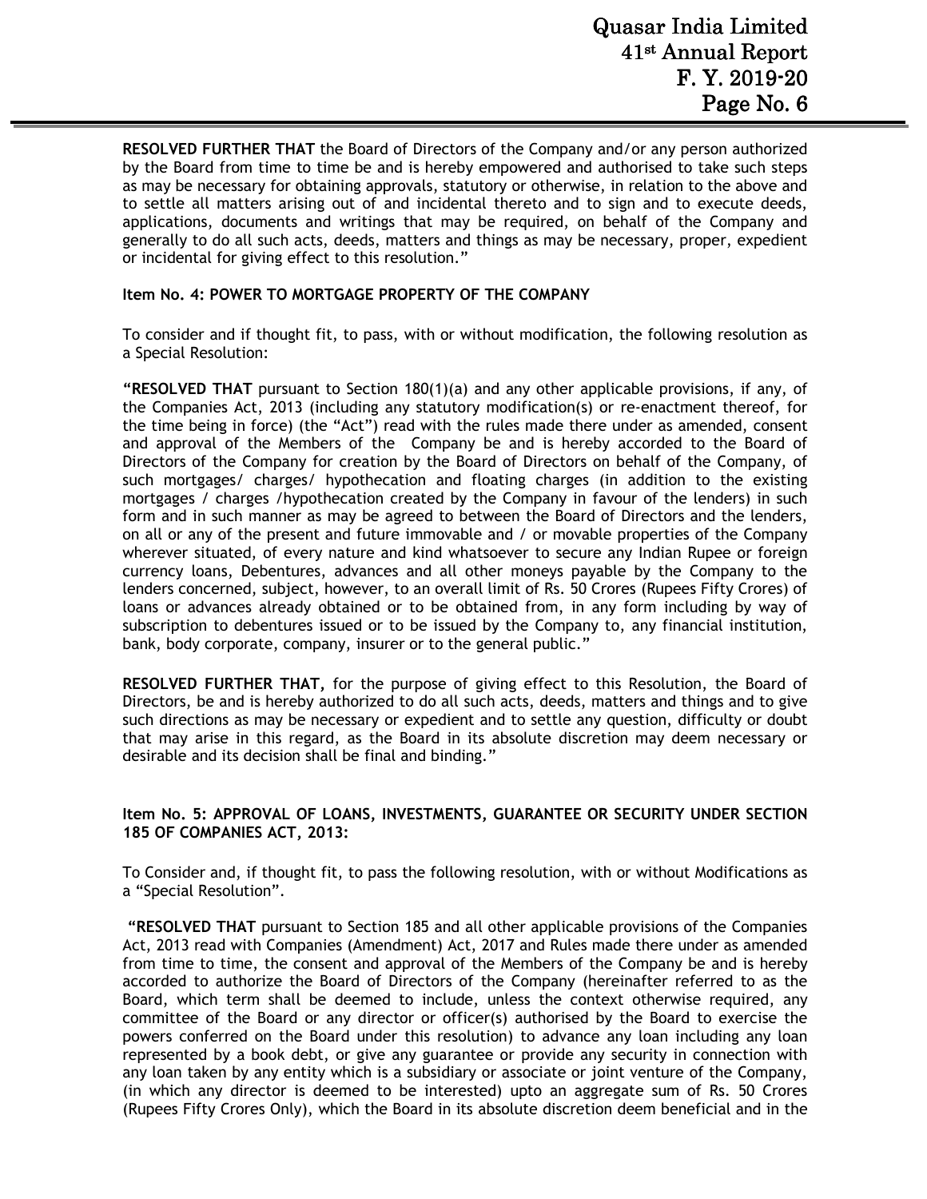**RESOLVED FURTHER THAT** the Board of Directors of the Company and/or any person authorized by the Board from time to time be and is hereby empowered and authorised to take such steps as may be necessary for obtaining approvals, statutory or otherwise, in relation to the above and to settle all matters arising out of and incidental thereto and to sign and to execute deeds, applications, documents and writings that may be required, on behalf of the Company and generally to do all such acts, deeds, matters and things as may be necessary, proper, expedient or incidental for giving effect to this resolution."

**Item No. 4: POWER TO MORTGAGE PROPERTY OF THE COMPANY**

To consider and if thought fit, to pass, with or without modification, the following resolution as a Special Resolution:

"**RESOLVED THAT** pursuant to Section 180(1)(a) and any other applicable provisions, if any, of the Companies Act, 2013 (including any statutory modification(s) or re-enactment thereof, for the time being in force) (the "Act") read with the rules made there under as amended, consent and approval of the Members of the Company be and is hereby accorded to the Board of Directors of the Company for creation by the Board of Directors on behalf of the Company, of such mortgages/ charges/ hypothecation and floating charges (in addition to the existing mortgages / charges /hypothecation created by the Company in favour of the lenders) in such form and in such manner as may be agreed to between the Board of Directors and the lenders, on all or any of the present and future immovable and / or movable properties of the Company wherever situated, of every nature and kind whatsoever to secure any Indian Rupee or foreign currency loans, Debentures, advances and all other moneys payable by the Company to the lenders concerned, subject, however, to an overall limit of Rs. 50 Crores (Rupees Fifty Crores) of loans or advances already obtained or to be obtained from, in any form including by way of subscription to debentures issued or to be issued by the Company to, any financial institution, bank, body corporate, company, insurer or to the general public."

**RESOLVED FURTHER THAT,** for the purpose of giving effect to this Resolution, the Board of Directors, be and is hereby authorized to do all such acts, deeds, matters and things and to give such directions as may be necessary or expedient and to settle any question, difficulty or doubt that may arise in this regard, as the Board in its absolute discretion may deem necessary or desirable and its decision shall be final and binding."

**Item No. 5: APPROVAL OF LOANS, INVESTMENTS, GUARANTEE OR SECURITY UNDER SECTION 185 OF COMPANIES ACT, 2013:**

To Consider and, if thought fit, to pass the following resolution, with or without Modifications as a "Special Resolution".

"**RESOLVED THAT** pursuant to Section 185 and all other applicable provisions of the Companies Act, 2013 read with Companies (Amendment) Act, 2017 and Rules made there under as amended from time to time, the consent and approval of the Members of the Company be and is hereby accorded to authorize the Board of Directors of the Company (hereinafter referred to as the Board, which term shall be deemed to include, unless the context otherwise required, any committee of the Board or any director or officer(s) authorised by the Board to exercise the powers conferred on the Board under this resolution) to advance any loan including any loan represented by a book debt, or give any guarantee or provide any security in connection with any loan taken by any entity which is a subsidiary or associate or joint venture of the Company, (in which any director is deemed to be interested) upto an aggregate sum of Rs. 50 Crores (Rupees Fifty Crores Only), which the Board in its absolute discretion deem beneficial and in the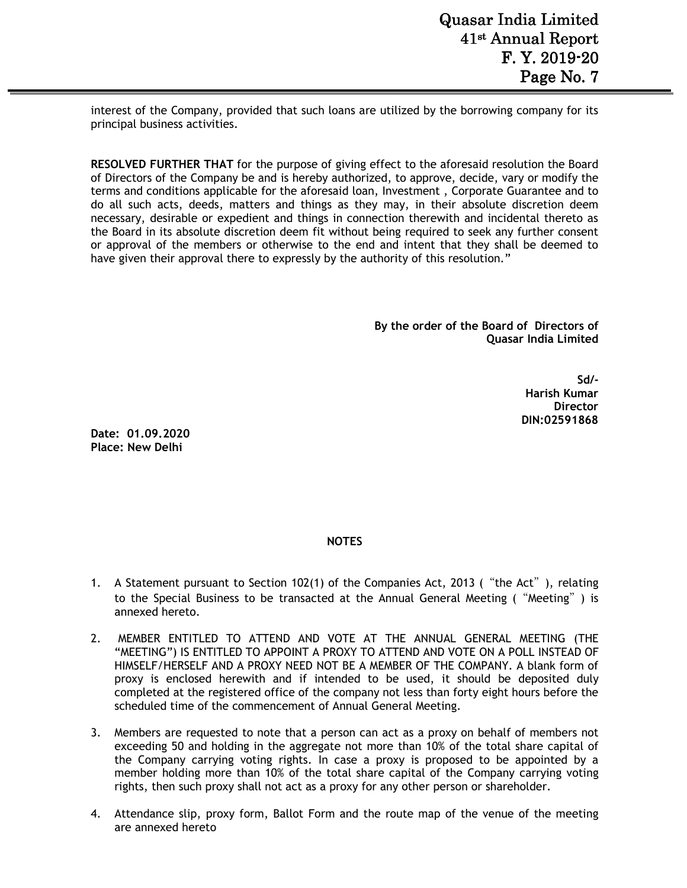interest of the Company, provided that such loans are utilized by the borrowing company for its principal business activities.

**RESOLVED FURTHER THAT** for the purpose of giving effect to the aforesaid resolution the Board of Directors of the Company be and is hereby authorized, to approve, decide, vary or modify the terms and conditions applicable for the aforesaid loan, Investment , Corporate Guarantee and to do all such acts, deeds, matters and things as they may, in their absolute discretion deem necessary, desirable or expedient and things in connection therewith and incidental thereto as the Board in its absolute discretion deem fit without being required to seek any further consent or approval of the members or otherwise to the end and intent that they shall be deemed to have given their approval there to expressly by the authority of this resolution."

**By the order of the Board of Directors of**
**Quasar India Limited**

**Sd/-**
**Harish Kumar**
**Director**
**DIN:02591868**

**Date: 01.09.2020**
**Place: New Delhi**

## NOTES

1. A Statement pursuant to Section 102(1) of the Companies Act, 2013 ("the Act"), relating to the Special Business to be transacted at the Annual General Meeting ("Meeting") is annexed hereto.

2. MEMBER ENTITLED TO ATTEND AND VOTE AT THE ANNUAL GENERAL MEETING (THE "MEETING") IS ENTITLED TO APPOINT A PROXY TO ATTEND AND VOTE ON A POLL INSTEAD OF HIMSELF/HERSELF AND A PROXY NEED NOT BE A MEMBER OF THE COMPANY. A blank form of proxy is enclosed herewith and if intended to be used, it should be deposited duly completed at the registered office of the company not less than forty eight hours before the scheduled time of the commencement of Annual General Meeting.

3. Members are requested to note that a person can act as a proxy on behalf of members not exceeding 50 and holding in the aggregate not more than 10% of the total share capital of the Company carrying voting rights. In case a proxy is proposed to be appointed by a member holding more than 10% of the total share capital of the Company carrying voting rights, then such proxy shall not act as a proxy for any other person or shareholder.

4. Attendance slip, proxy form, Ballot Form and the route map of the venue of the meeting are annexed hereto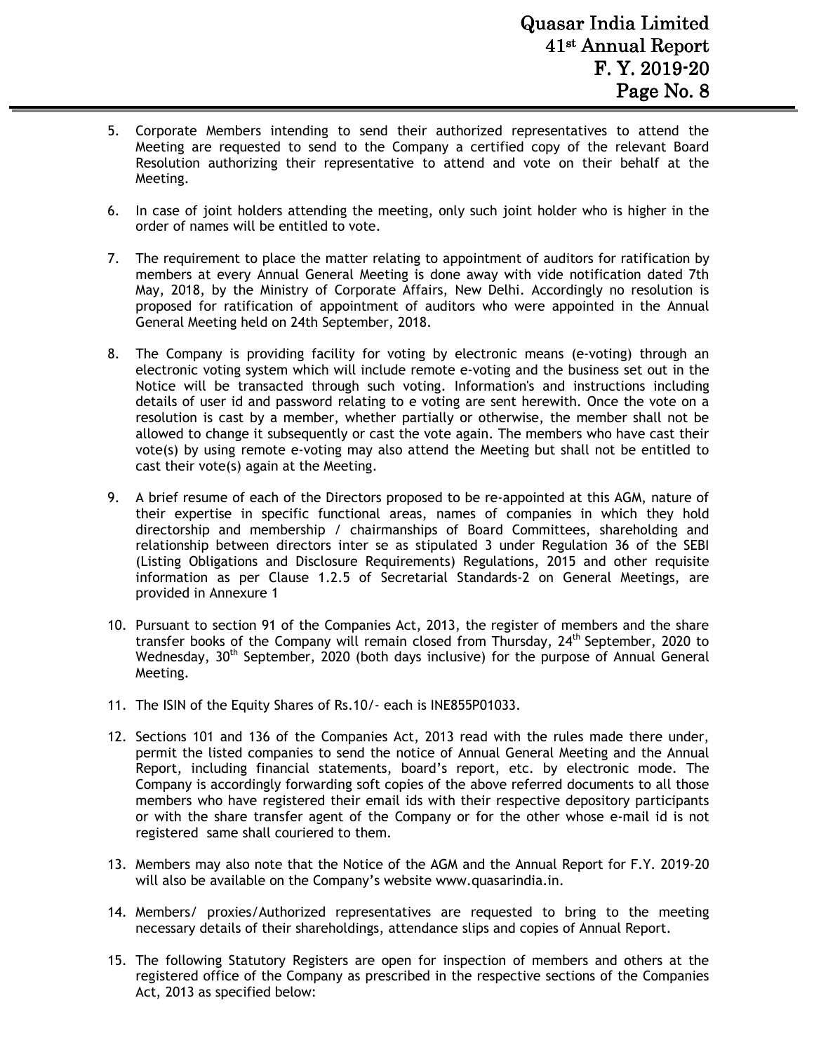5. Corporate Members intending to send their authorized representatives to attend the Meeting are requested to send to the Company a certified copy of the relevant Board Resolution authorizing their representative to attend and vote on their behalf at the Meeting.

6. In case of joint holders attending the meeting, only such joint holder who is higher in the order of names will be entitled to vote.

7. The requirement to place the matter relating to appointment of auditors for ratification by members at every Annual General Meeting is done away with vide notification dated 7th May, 2018, by the Ministry of Corporate Affairs, New Delhi. Accordingly no resolution is proposed for ratification of appointment of auditors who were appointed in the Annual General Meeting held on 24th September, 2018.

8. The Company is providing facility for voting by electronic means (e-voting) through an electronic voting system which will include remote e-voting and the business set out in the Notice will be transacted through such voting. Information's and instructions including details of user id and password relating to e voting are sent herewith. Once the vote on a resolution is cast by a member, whether partially or otherwise, the member shall not be allowed to change it subsequently or cast the vote again. The members who have cast their vote(s) by using remote e-voting may also attend the Meeting but shall not be entitled to cast their vote(s) again at the Meeting.

9. A brief resume of each of the Directors proposed to be re-appointed at this AGM, nature of their expertise in specific functional areas, names of companies in which they hold directorship and membership / chairmanships of Board Committees, shareholding and relationship between directors inter se as stipulated 3 under Regulation 36 of the SEBI (Listing Obligations and Disclosure Requirements) Regulations, 2015 and other requisite information as per Clause 1.2.5 of Secretarial Standards-2 on General Meetings, are provided in Annexure 1

10. Pursuant to section 91 of the Companies Act, 2013, the register of members and the share transfer books of the Company will remain closed from Thursday, 24th September, 2020 to Wednesday, 30th September, 2020 (both days inclusive) for the purpose of Annual General Meeting.

11. The ISIN of the Equity Shares of Rs.10/- each is INE855P01033.

12. Sections 101 and 136 of the Companies Act, 2013 read with the rules made there under, permit the listed companies to send the notice of Annual General Meeting and the Annual Report, including financial statements, board's report, etc. by electronic mode. The Company is accordingly forwarding soft copies of the above referred documents to all those members who have registered their email ids with their respective depository participants or with the share transfer agent of the Company or for the other whose e-mail id is not registered same shall couriered to them.

13. Members may also note that the Notice of the AGM and the Annual Report for F.Y. 2019-20 will also be available on the Company's website www.quasarindia.in.

14. Members/ proxies/Authorized representatives are requested to bring to the meeting necessary details of their shareholdings, attendance slips and copies of Annual Report.

15. The following Statutory Registers are open for inspection of members and others at the registered office of the Company as prescribed in the respective sections of the Companies Act, 2013 as specified below: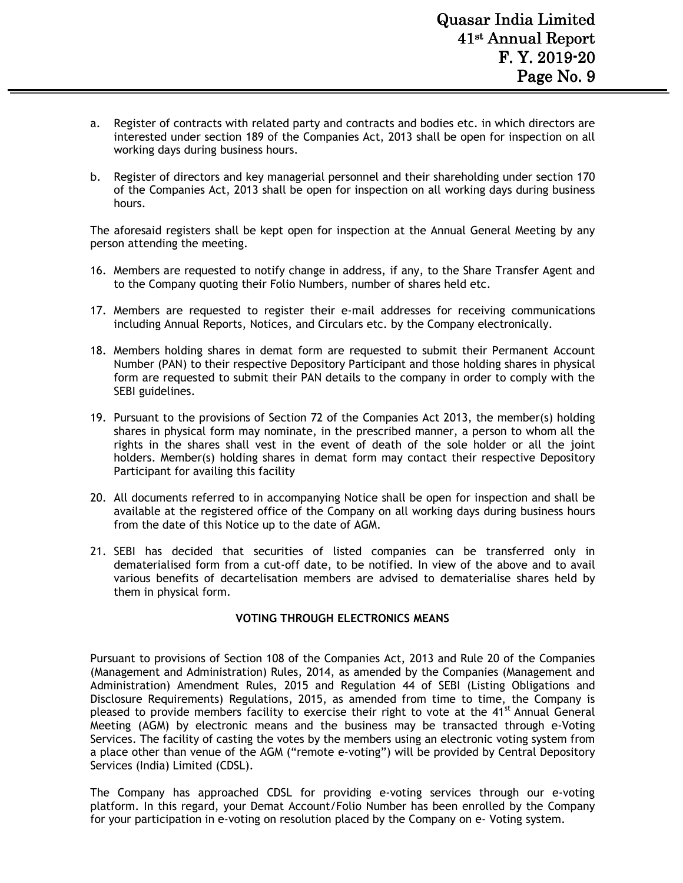a. Register of contracts with related party and contracts and bodies etc. in which directors are interested under section 189 of the Companies Act, 2013 shall be open for inspection on all working days during business hours.

b. Register of directors and key managerial personnel and their shareholding under section 170 of the Companies Act, 2013 shall be open for inspection on all working days during business hours.

The aforesaid registers shall be kept open for inspection at the Annual General Meeting by any person attending the meeting.

16. Members are requested to notify change in address, if any, to the Share Transfer Agent and to the Company quoting their Folio Numbers, number of shares held etc.

17. Members are requested to register their e-mail addresses for receiving communications including Annual Reports, Notices, and Circulars etc. by the Company electronically.

18. Members holding shares in demat form are requested to submit their Permanent Account Number (PAN) to their respective Depository Participant and those holding shares in physical form are requested to submit their PAN details to the company in order to comply with the SEBI guidelines.

19. Pursuant to the provisions of Section 72 of the Companies Act 2013, the member(s) holding shares in physical form may nominate, in the prescribed manner, a person to whom all the rights in the shares shall vest in the event of death of the sole holder or all the joint holders. Member(s) holding shares in demat form may contact their respective Depository Participant for availing this facility

20. All documents referred to in accompanying Notice shall be open for inspection and shall be available at the registered office of the Company on all working days during business hours from the date of this Notice up to the date of AGM.

21. SEBI has decided that securities of listed companies can be transferred only in dematerialised form from a cut-off date, to be notified. In view of the above and to avail various benefits of decartelisation members are advised to dematerialise shares held by them in physical form.

**VOTING THROUGH ELECTRONICS MEANS**

Pursuant to provisions of Section 108 of the Companies Act, 2013 and Rule 20 of the Companies (Management and Administration) Rules, 2014, as amended by the Companies (Management and Administration) Amendment Rules, 2015 and Regulation 44 of SEBI (Listing Obligations and Disclosure Requirements) Regulations, 2015, as amended from time to time, the Company is pleased to provide members facility to exercise their right to vote at the 41st Annual General Meeting (AGM) by electronic means and the business may be transacted through e-Voting Services. The facility of casting the votes by the members using an electronic voting system from a place other than venue of the AGM ("remote e-voting") will be provided by Central Depository Services (India) Limited (CDSL).

The Company has approached CDSL for providing e-voting services through our e-voting platform. In this regard, your Demat Account/Folio Number has been enrolled by the Company for your participation in e-voting on resolution placed by the Company on e- Voting system.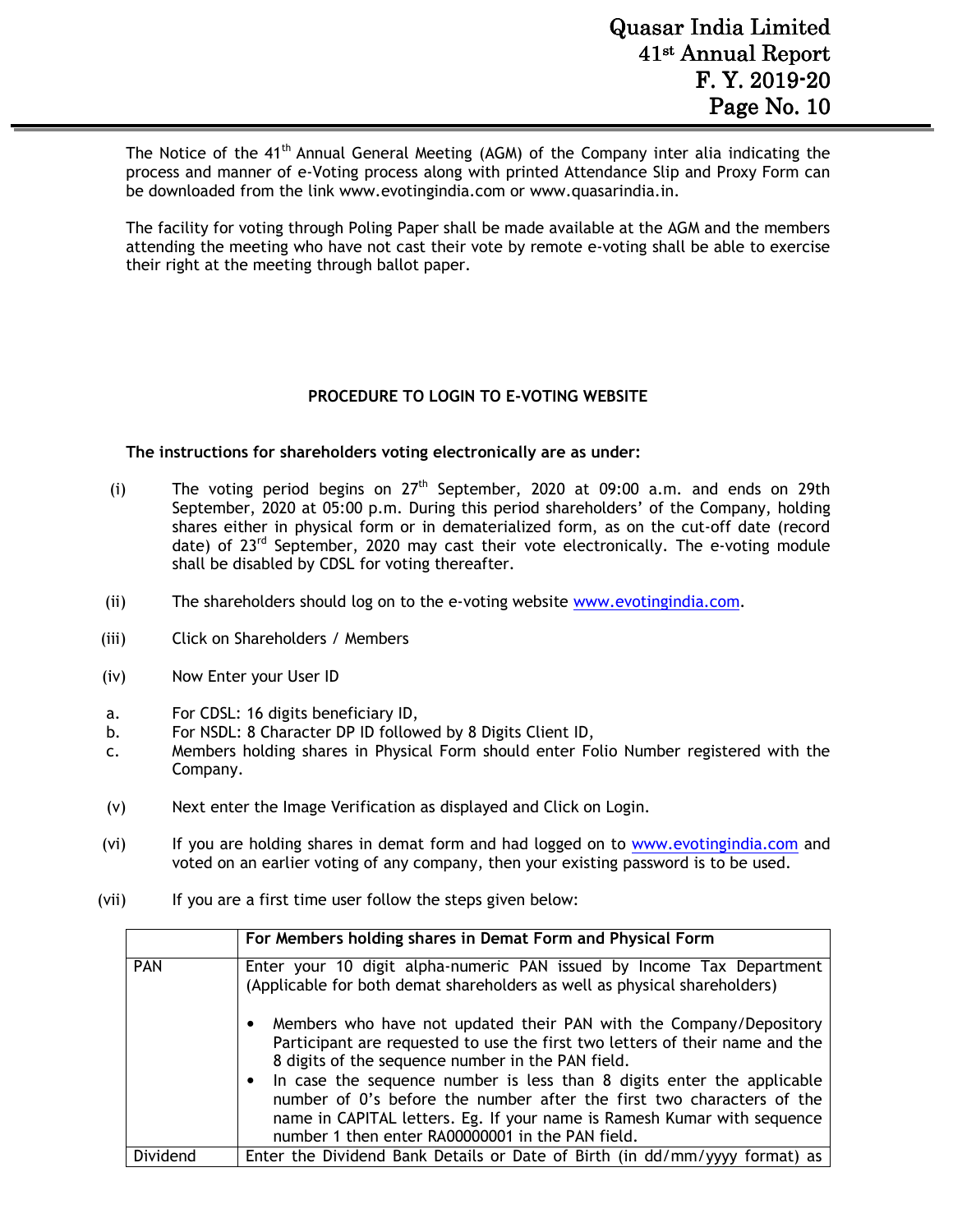The Notice of the 41th Annual General Meeting (AGM) of the Company inter alia indicating the process and manner of e-Voting process along with printed Attendance Slip and Proxy Form can be downloaded from the link www.evotingindia.com or www.quasarindia.in.

The facility for voting through Poling Paper shall be made available at the AGM and the members attending the meeting who have not cast their vote by remote e-voting shall be able to exercise their right at the meeting through ballot paper.

**PROCEDURE TO LOGIN TO E-VOTING WEBSITE**

**The instructions for shareholders voting electronically are as under:**

(i) The voting period begins on 27th September, 2020 at 09:00 a.m. and ends on 29th September, 2020 at 05:00 p.m. During this period shareholders' of the Company, holding shares either in physical form or in dematerialized form, as on the cut-off date (record date) of 23rd September, 2020 may cast their vote electronically. The e-voting module shall be disabled by CDSL for voting thereafter.

(ii) The shareholders should log on to the e-voting website www.evotingindia.com.

(iii) Click on Shareholders / Members

(iv) Now Enter your User ID

a. For CDSL: 16 digits beneficiary ID,
b. For NSDL: 8 Character DP ID followed by 8 Digits Client ID,
c. Members holding shares in Physical Form should enter Folio Number registered with the Company.

(v) Next enter the Image Verification as displayed and Click on Login.

(vi) If you are holding shares in demat form and had logged on to www.evotingindia.com and voted on an earlier voting of any company, then your existing password is to be used.

(vii) If you are a first time user follow the steps given below:

| | For Members holding shares in Demat Form and Physical Form |
|---|---|
| PAN | Enter your 10 digit alpha-numeric PAN issued by Income Tax Department (Applicable for both demat shareholders as well as physical shareholders)<br><br>• Members who have not updated their PAN with the Company/Depository Participant are requested to use the first two letters of their name and the 8 digits of the sequence number in the PAN field.<br>• In case the sequence number is less than 8 digits enter the applicable number of 0's before the number after the first two characters of the name in CAPITAL letters. Eg. If your name is Ramesh Kumar with sequence number 1 then enter RA00000001 in the PAN field. |
| Dividend | Enter the Dividend Bank Details or Date of Birth (in dd/mm/yyyy format) as |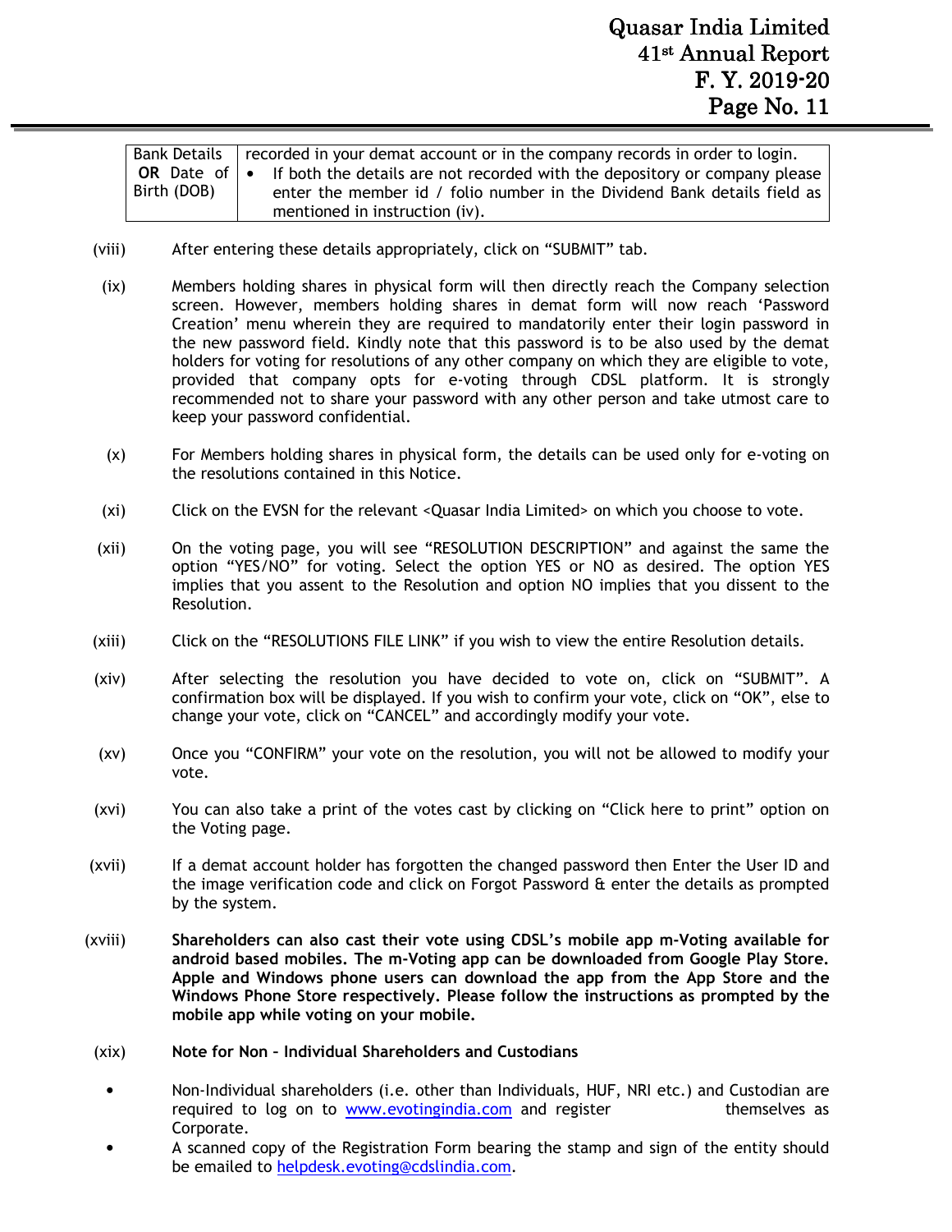| Bank Details **OR** Date of Birth (DOB) | recorded in your demat account or in the company records in order to login.<br>• If both the details are not recorded with the depository or company please enter the member id / folio number in the Dividend Bank details field as mentioned in instruction (iv). |
|---|---|

(viii) After entering these details appropriately, click on “SUBMIT” tab.

(ix) Members holding shares in physical form will then directly reach the Company selection screen. However, members holding shares in demat form will now reach ‘Password Creation’ menu wherein they are required to mandatorily enter their login password in the new password field. Kindly note that this password is to be also used by the demat holders for voting for resolutions of any other company on which they are eligible to vote, provided that company opts for e-voting through CDSL platform. It is strongly recommended not to share your password with any other person and take utmost care to keep your password confidential.

(x) For Members holding shares in physical form, the details can be used only for e-voting on the resolutions contained in this Notice.

(xi) Click on the EVSN for the relevant <Quasar India Limited> on which you choose to vote.

(xii) On the voting page, you will see “RESOLUTION DESCRIPTION” and against the same the option “YES/NO” for voting. Select the option YES or NO as desired. The option YES implies that you assent to the Resolution and option NO implies that you dissent to the Resolution.

(xiii) Click on the “RESOLUTIONS FILE LINK” if you wish to view the entire Resolution details.

(xiv) After selecting the resolution you have decided to vote on, click on “SUBMIT”. A confirmation box will be displayed. If you wish to confirm your vote, click on “OK”, else to change your vote, click on “CANCEL” and accordingly modify your vote.

(xv) Once you “CONFIRM” your vote on the resolution, you will not be allowed to modify your vote.

(xvi) You can also take a print of the votes cast by clicking on “Click here to print” option on the Voting page.

(xvii) If a demat account holder has forgotten the changed password then Enter the User ID and the image verification code and click on Forgot Password & enter the details as prompted by the system.

(xviii) **Shareholders can also cast their vote using CDSL’s mobile app m-Voting available for android based mobiles. The m-Voting app can be downloaded from Google Play Store. Apple and Windows phone users can download the app from the App Store and the Windows Phone Store respectively. Please follow the instructions as prompted by the mobile app while voting on your mobile.**

(xix) **Note for Non – Individual Shareholders and Custodians**

- Non-Individual shareholders (i.e. other than Individuals, HUF, NRI etc.) and Custodian are required to log on to www.evotingindia.com and register themselves as Corporate.
- A scanned copy of the Registration Form bearing the stamp and sign of the entity should be emailed to helpdesk.evoting@cdslindia.com.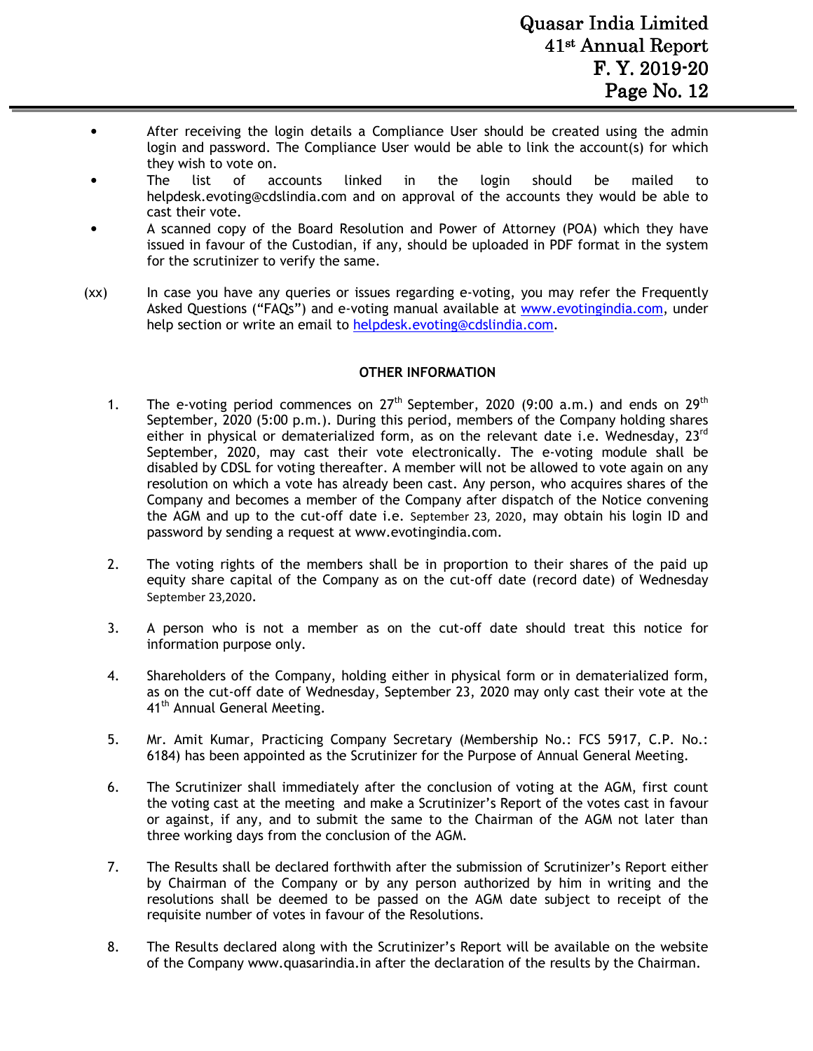- After receiving the login details a Compliance User should be created using the admin login and password. The Compliance User would be able to link the account(s) for which they wish to vote on.
- The list of accounts linked in the login should be mailed to helpdesk.evoting@cdslindia.com and on approval of the accounts they would be able to cast their vote.
- A scanned copy of the Board Resolution and Power of Attorney (POA) which they have issued in favour of the Custodian, if any, should be uploaded in PDF format in the system for the scrutinizer to verify the same.

(xx) In case you have any queries or issues regarding e-voting, you may refer the Frequently Asked Questions ("FAQs") and e-voting manual available at www.evotingindia.com, under help section or write an email to helpdesk.evoting@cdslindia.com.

**OTHER INFORMATION**

1. The e-voting period commences on 27th September, 2020 (9:00 a.m.) and ends on 29th September, 2020 (5:00 p.m.). During this period, members of the Company holding shares either in physical or dematerialized form, as on the relevant date i.e. Wednesday, 23rd September, 2020, may cast their vote electronically. The e-voting module shall be disabled by CDSL for voting thereafter. A member will not be allowed to vote again on any resolution on which a vote has already been cast. Any person, who acquires shares of the Company and becomes a member of the Company after dispatch of the Notice convening the AGM and up to the cut-off date i.e. September 23, 2020, may obtain his login ID and password by sending a request at www.evotingindia.com.

2. The voting rights of the members shall be in proportion to their shares of the paid up equity share capital of the Company as on the cut-off date (record date) of Wednesday September 23,2020.

3. A person who is not a member as on the cut-off date should treat this notice for information purpose only.

4. Shareholders of the Company, holding either in physical form or in dematerialized form, as on the cut-off date of Wednesday, September 23, 2020 may only cast their vote at the 41th Annual General Meeting.

5. Mr. Amit Kumar, Practicing Company Secretary (Membership No.: FCS 5917, C.P. No.: 6184) has been appointed as the Scrutinizer for the Purpose of Annual General Meeting.

6. The Scrutinizer shall immediately after the conclusion of voting at the AGM, first count the voting cast at the meeting and make a Scrutinizer's Report of the votes cast in favour or against, if any, and to submit the same to the Chairman of the AGM not later than three working days from the conclusion of the AGM.

7. The Results shall be declared forthwith after the submission of Scrutinizer's Report either by Chairman of the Company or by any person authorized by him in writing and the resolutions shall be deemed to be passed on the AGM date subject to receipt of the requisite number of votes in favour of the Resolutions.

8. The Results declared along with the Scrutinizer's Report will be available on the website of the Company www.quasarindia.in after the declaration of the results by the Chairman.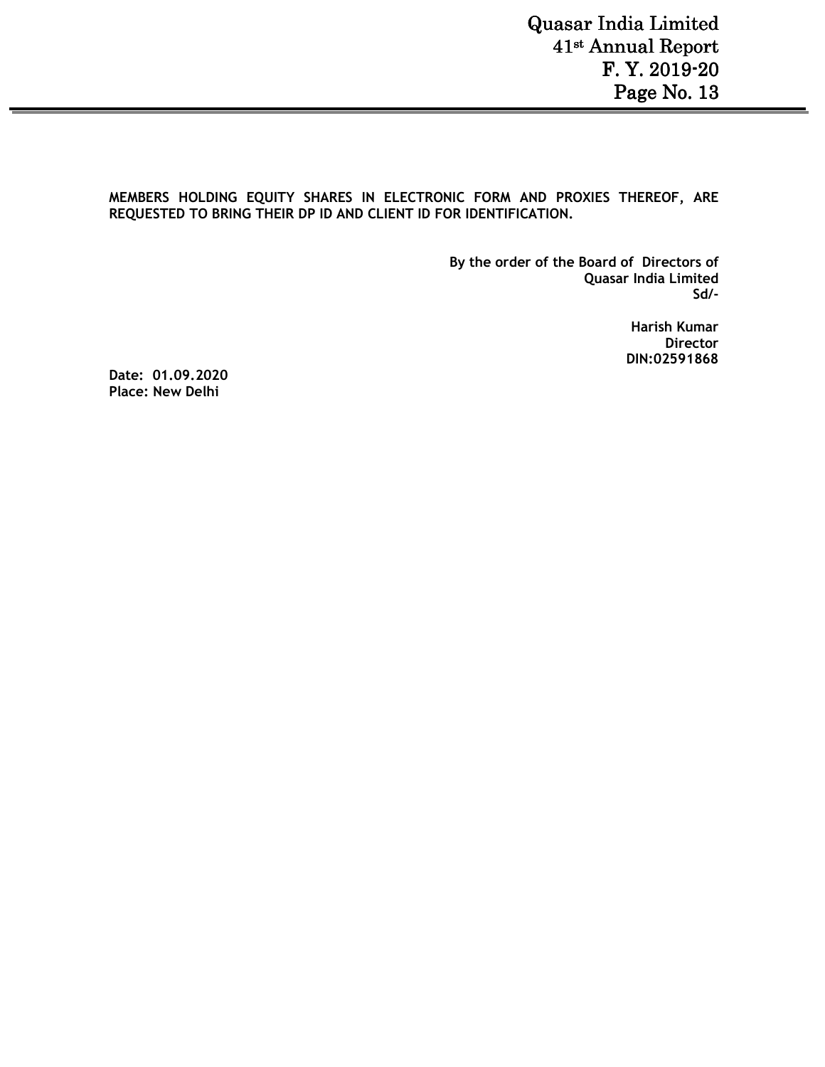**MEMBERS HOLDING EQUITY SHARES IN ELECTRONIC FORM AND PROXIES THEREOF, ARE REQUESTED TO BRING THEIR DP ID AND CLIENT ID FOR IDENTIFICATION.**

**By the order of the Board of Directors of**
**Quasar India Limited**
**Sd/-**

**Harish Kumar**
**Director**
**DIN:02591868**

**Date: 01.09.2020**
**Place: New Delhi**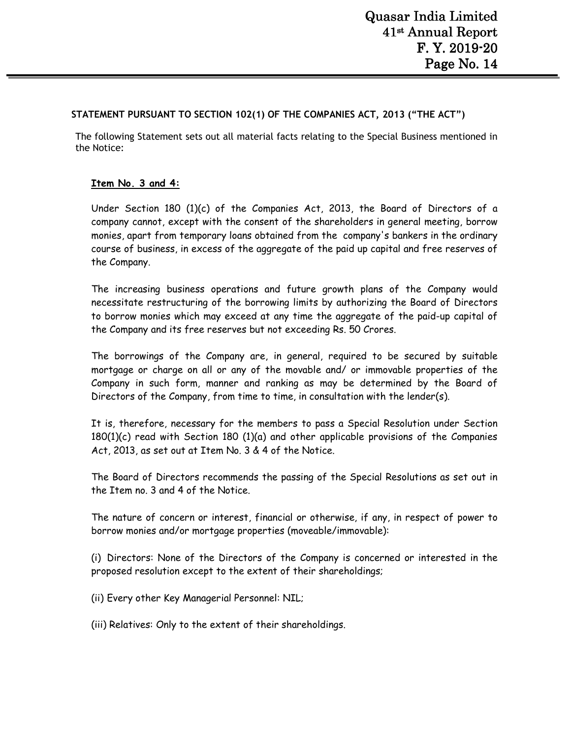**STATEMENT PURSUANT TO SECTION 102(1) OF THE COMPANIES ACT, 2013 ("THE ACT")**

The following Statement sets out all material facts relating to the Special Business mentioned in the Notice:

**Item No. 3 and 4:**

Under Section 180 (1)(c) of the Companies Act, 2013, the Board of Directors of a company cannot, except with the consent of the shareholders in general meeting, borrow monies, apart from temporary loans obtained from the company's bankers in the ordinary course of business, in excess of the aggregate of the paid up capital and free reserves of the Company.

The increasing business operations and future growth plans of the Company would necessitate restructuring of the borrowing limits by authorizing the Board of Directors to borrow monies which may exceed at any time the aggregate of the paid-up capital of the Company and its free reserves but not exceeding Rs. 50 Crores.

The borrowings of the Company are, in general, required to be secured by suitable mortgage or charge on all or any of the movable and/ or immovable properties of the Company in such form, manner and ranking as may be determined by the Board of Directors of the Company, from time to time, in consultation with the lender(s).

It is, therefore, necessary for the members to pass a Special Resolution under Section 180(1)(c) read with Section 180 (1)(a) and other applicable provisions of the Companies Act, 2013, as set out at Item No. 3 & 4 of the Notice.

The Board of Directors recommends the passing of the Special Resolutions as set out in the Item no. 3 and 4 of the Notice.

The nature of concern or interest, financial or otherwise, if any, in respect of power to borrow monies and/or mortgage properties (moveable/immovable):

(i) Directors: None of the Directors of the Company is concerned or interested in the proposed resolution except to the extent of their shareholdings;

(ii) Every other Key Managerial Personnel: NIL;

(iii) Relatives: Only to the extent of their shareholdings.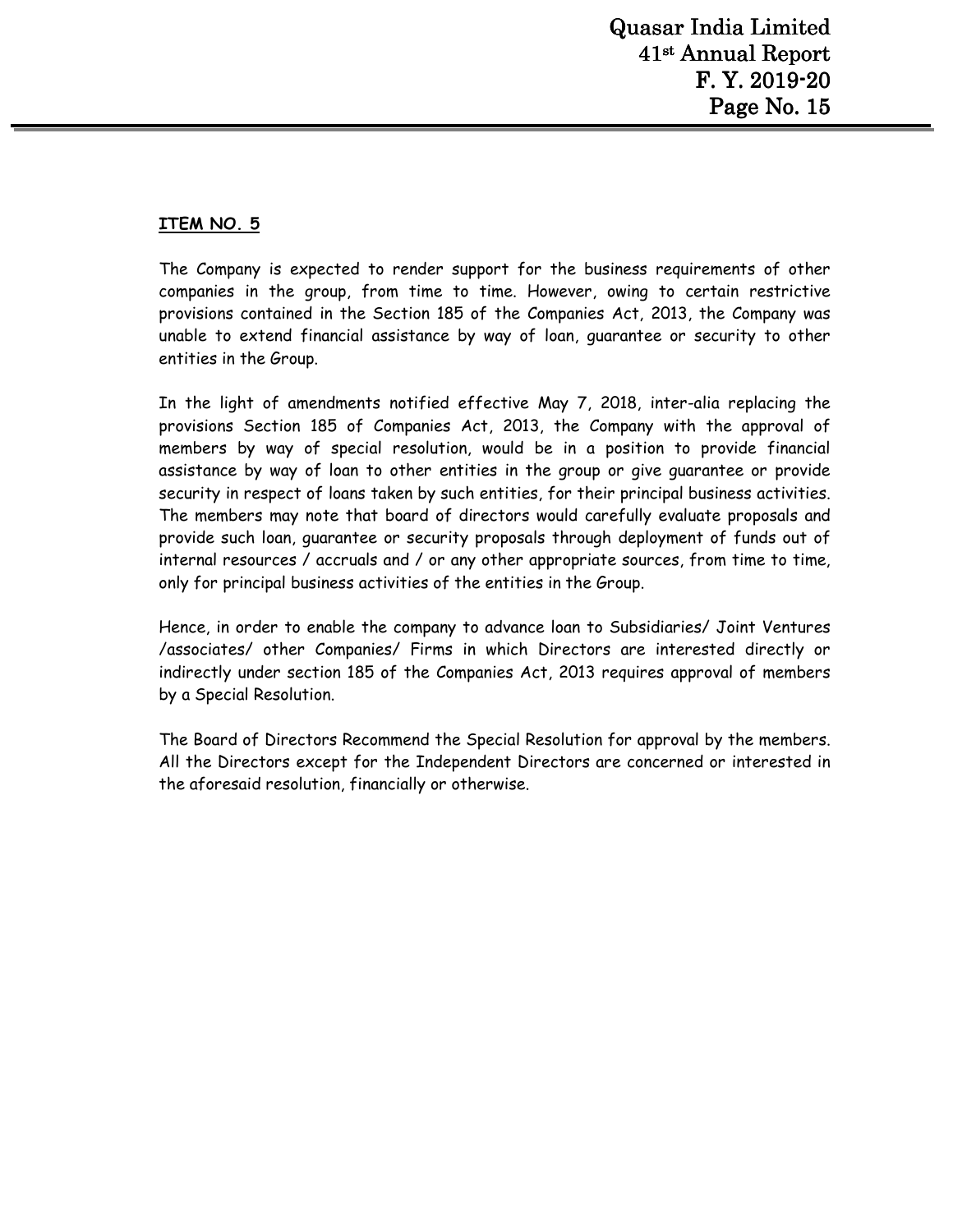**ITEM NO. 5**

The Company is expected to render support for the business requirements of other companies in the group, from time to time. However, owing to certain restrictive provisions contained in the Section 185 of the Companies Act, 2013, the Company was unable to extend financial assistance by way of loan, guarantee or security to other entities in the Group.

In the light of amendments notified effective May 7, 2018, inter-alia replacing the provisions Section 185 of Companies Act, 2013, the Company with the approval of members by way of special resolution, would be in a position to provide financial assistance by way of loan to other entities in the group or give guarantee or provide security in respect of loans taken by such entities, for their principal business activities. The members may note that board of directors would carefully evaluate proposals and provide such loan, guarantee or security proposals through deployment of funds out of internal resources / accruals and / or any other appropriate sources, from time to time, only for principal business activities of the entities in the Group.

Hence, in order to enable the company to advance loan to Subsidiaries/ Joint Ventures /associates/ other Companies/ Firms in which Directors are interested directly or indirectly under section 185 of the Companies Act, 2013 requires approval of members by a Special Resolution.

The Board of Directors Recommend the Special Resolution for approval by the members. All the Directors except for the Independent Directors are concerned or interested in the aforesaid resolution, financially or otherwise.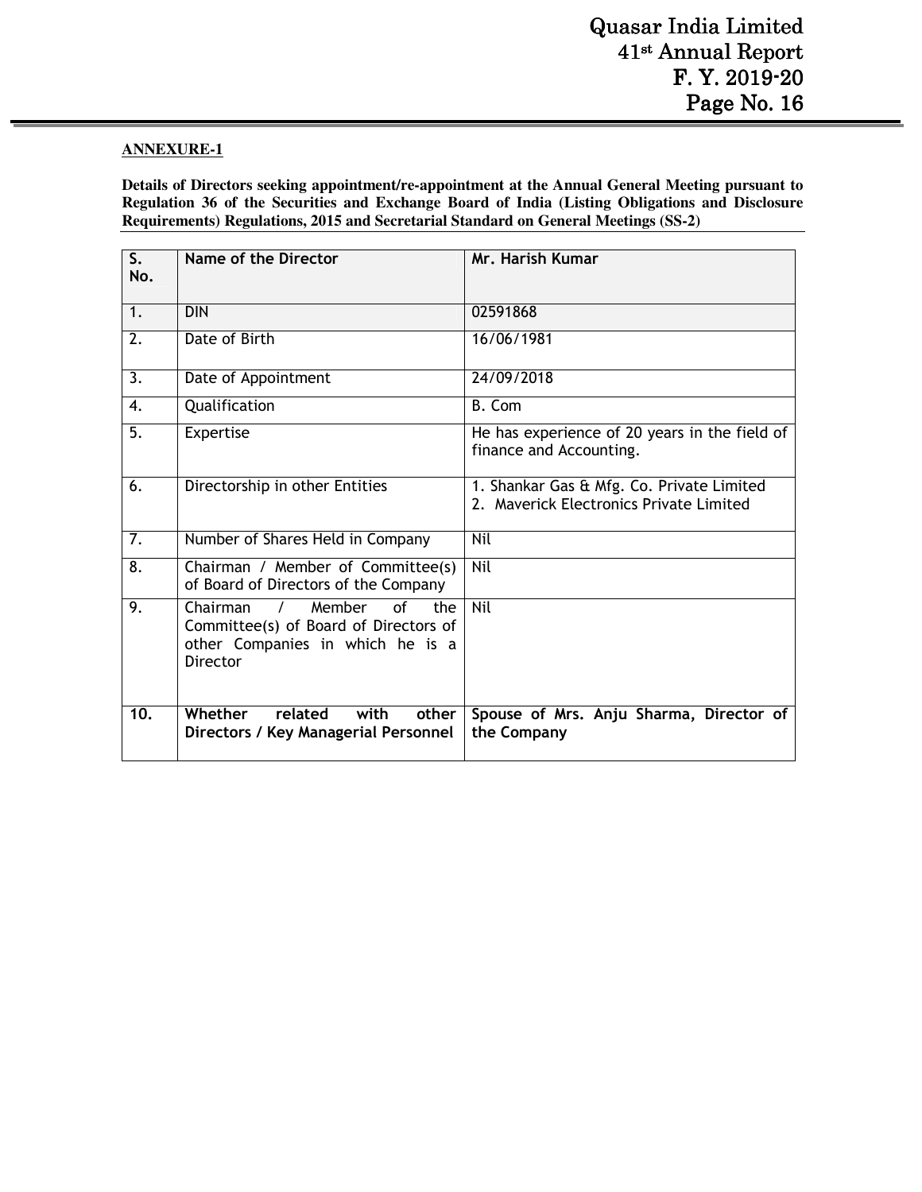**ANNEXURE-1**

**Details of Directors seeking appointment/re-appointment at the Annual General Meeting pursuant to Regulation 36 of the Securities and Exchange Board of India (Listing Obligations and Disclosure Requirements) Regulations, 2015 and Secretarial Standard on General Meetings (SS-2)**

| S. No. | Name of the Director | Mr. Harish Kumar |
|---|---|---|
| 1. | DIN | 02591868 |
| 2. | Date of Birth | 16/06/1981 |
| 3. | Date of Appointment | 24/09/2018 |
| 4. | Qualification | B. Com |
| 5. | Expertise | He has experience of 20 years in the field of finance and Accounting. |
| 6. | Directorship in other Entities | 1. Shankar Gas & Mfg. Co. Private Limited<br>2. Maverick Electronics Private Limited |
| 7. | Number of Shares Held in Company | Nil |
| 8. | Chairman / Member of Committee(s) of Board of Directors of the Company | Nil |
| 9. | Chairman / Member of the Committee(s) of Board of Directors of other Companies in which he is a Director | Nil |
| **10.** | **Whether related with other Directors / Key Managerial Personnel** | **Spouse of Mrs. Anju Sharma, Director of the Company** |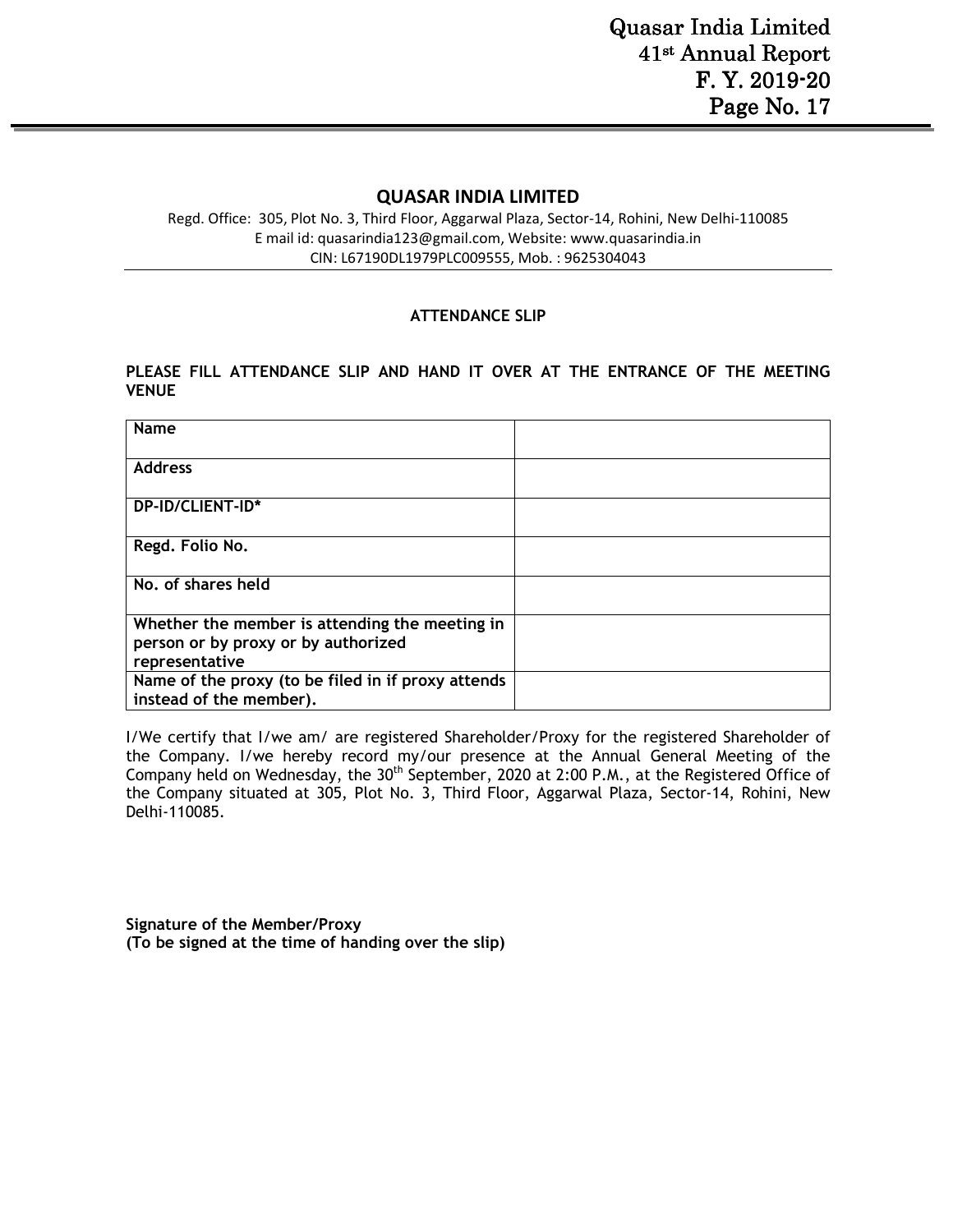## QUASAR INDIA LIMITED

Regd. Office: 305, Plot No. 3, Third Floor, Aggarwal Plaza, Sector-14, Rohini, New Delhi-110085
E mail id: quasarindia123@gmail.com, Website: www.quasarindia.in
CIN: L67190DL1979PLC009555, Mob. : 9625304043

### ATTENDANCE SLIP

**PLEASE FILL ATTENDANCE SLIP AND HAND IT OVER AT THE ENTRANCE OF THE MEETING VENUE**

| | |
|---|---|
| **Name** | |
| **Address** | |
| **DP-ID/CLIENT-ID*** | |
| **Regd. Folio No.** | |
| **No. of shares held** | |
| **Whether the member is attending the meeting in person or by proxy or by authorized representative** | |
| **Name of the proxy (to be filed in if proxy attends instead of the member).** | |

I/We certify that I/we am/ are registered Shareholder/Proxy for the registered Shareholder of the Company. I/we hereby record my/our presence at the Annual General Meeting of the Company held on Wednesday, the 30th September, 2020 at 2:00 P.M., at the Registered Office of the Company situated at 305, Plot No. 3, Third Floor, Aggarwal Plaza, Sector-14, Rohini, New Delhi-110085.

**Signature of the Member/Proxy**
**(To be signed at the time of handing over the slip)**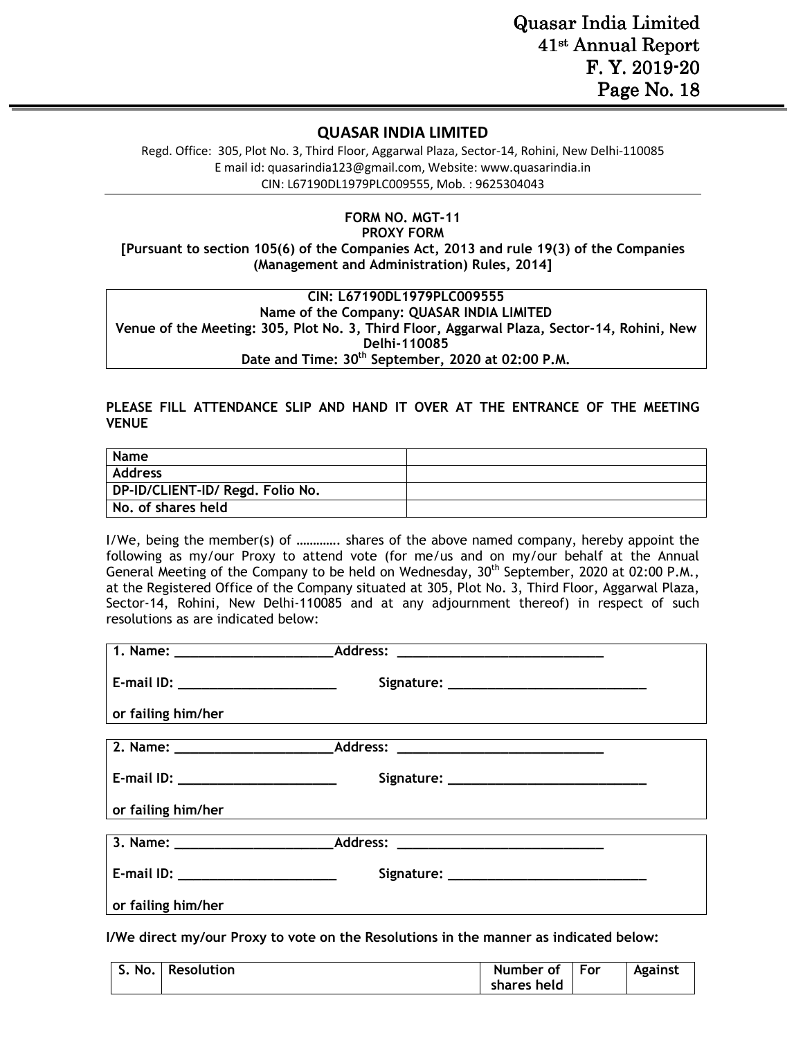## QUASAR INDIA LIMITED

Regd. Office: 305, Plot No. 3, Third Floor, Aggarwal Plaza, Sector-14, Rohini, New Delhi-110085
E mail id: quasarindia123@gmail.com, Website: www.quasarindia.in
CIN: L67190DL1979PLC009555, Mob. : 9625304043

**FORM NO. MGT-11**
**PROXY FORM**
**[Pursuant to section 105(6) of the Companies Act, 2013 and rule 19(3) of the Companies (Management and Administration) Rules, 2014]**

| CIN: L67190DL1979PLC009555 |
|---|
| Name of the Company: QUASAR INDIA LIMITED |
| Venue of the Meeting: 305, Plot No. 3, Third Floor, Aggarwal Plaza, Sector-14, Rohini, New Delhi-110085 |
| Date and Time: 30th September, 2020 at 02:00 P.M. |

**PLEASE FILL ATTENDANCE SLIP AND HAND IT OVER AT THE ENTRANCE OF THE MEETING VENUE**

| Name | |
|---|---|
| Address | |
| DP-ID/CLIENT-ID/ Regd. Folio No. | |
| No. of shares held | |

I/We, being the member(s) of …………. shares of the above named company, hereby appoint the following as my/our Proxy to attend vote (for me/us and on my/our behalf at the Annual General Meeting of the Company to be held on Wednesday, 30th September, 2020 at 02:00 P.M., at the Registered Office of the Company situated at 305, Plot No. 3, Third Floor, Aggarwal Plaza, Sector-14, Rohini, New Delhi-110085 and at any adjournment thereof) in respect of such resolutions as are indicated below:

**1. Name: ____________________ Address: ___________________________**

**E-mail ID: ____________________ Signature: _________________________**

**or failing him/her**

**2. Name: ____________________ Address: ___________________________**

**E-mail ID: ____________________ Signature: _________________________**

**or failing him/her**

**3. Name: ____________________ Address: ___________________________**

**E-mail ID: ____________________ Signature: _________________________**

**or failing him/her**

**I/We direct my/our Proxy to vote on the Resolutions in the manner as indicated below:**

| S. No. | Resolution | Number of shares held | For | Against |
|---|---|---|---|---|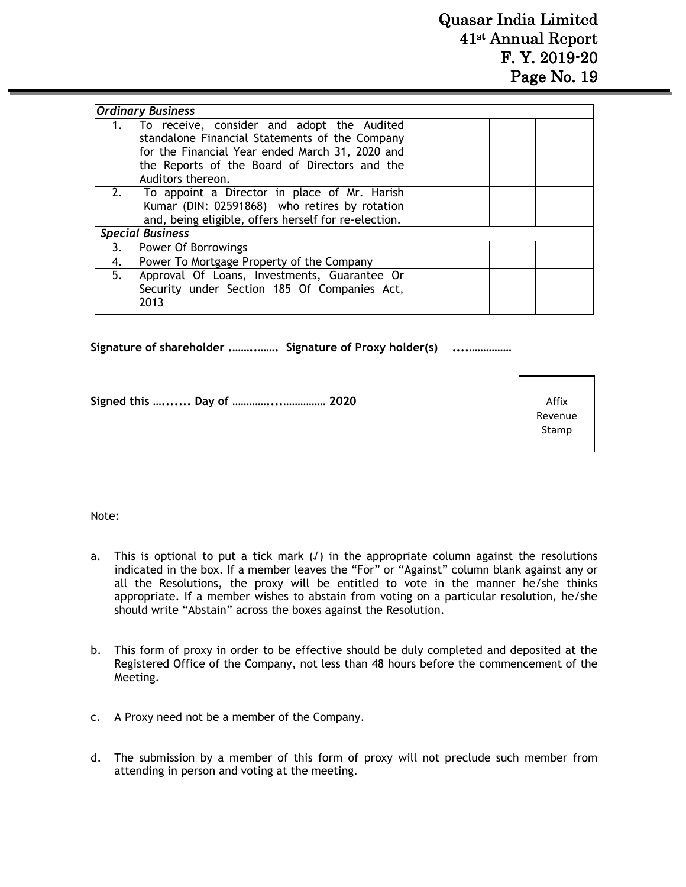| *Ordinary Business* | | | | |
|---|---|---|---|---|
| 1. | To receive, consider and adopt the Audited standalone Financial Statements of the Company for the Financial Year ended March 31, 2020 and the Reports of the Board of Directors and the Auditors thereon. | | | |
| 2. | To appoint a Director in place of Mr. Harish Kumar (DIN: 02591868) who retires by rotation and, being eligible, offers herself for re-election. | | | |
| *Special Business* | | | | |
| 3. | Power Of Borrowings | | | |
| 4. | Power To Mortgage Property of the Company | | | |
| 5. | Approval Of Loans, Investments, Guarantee Or Security under Section 185 Of Companies Act, 2013 | | | |

**Signature of shareholder ……..……. Signature of Proxy holder(s) ….……………**

**Signed this …...... Day of …………...……………. 2020**

Affix Revenue Stamp

Note:

a. This is optional to put a tick mark (√) in the appropriate column against the resolutions indicated in the box. If a member leaves the "For" or "Against" column blank against any or all the Resolutions, the proxy will be entitled to vote in the manner he/she thinks appropriate. If a member wishes to abstain from voting on a particular resolution, he/she should write "Abstain" across the boxes against the Resolution.

b. This form of proxy in order to be effective should be duly completed and deposited at the Registered Office of the Company, not less than 48 hours before the commencement of the Meeting.

c. A Proxy need not be a member of the Company.

d. The submission by a member of this form of proxy will not preclude such member from attending in person and voting at the meeting.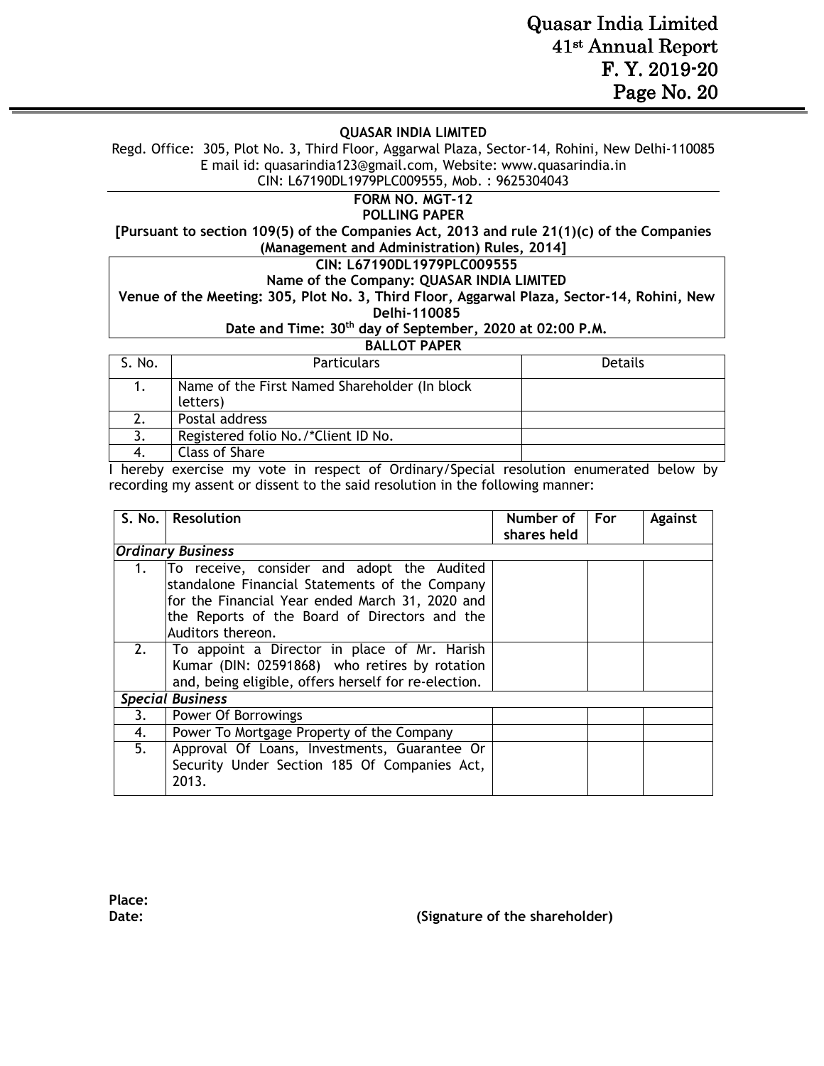**QUASAR INDIA LIMITED**

Regd. Office: 305, Plot No. 3, Third Floor, Aggarwal Plaza, Sector-14, Rohini, New Delhi-110085
E mail id: quasarindia123@gmail.com, Website: www.quasarindia.in
CIN: L67190DL1979PLC009555, Mob. : 9625304043

**FORM NO. MGT-12**
**POLLING PAPER**

**[Pursuant to section 109(5) of the Companies Act, 2013 and rule 21(1)(c) of the Companies (Management and Administration) Rules, 2014]**

**CIN: L67190DL1979PLC009555**
**Name of the Company: QUASAR INDIA LIMITED**
**Venue of the Meeting: 305, Plot No. 3, Third Floor, Aggarwal Plaza, Sector-14, Rohini, New Delhi-110085**
**Date and Time: 30th day of September, 2020 at 02:00 P.M.**

**BALLOT PAPER**

| S. No. | Particulars | Details |
|---|---|---|
| 1. | Name of the First Named Shareholder (In block letters) | |
| 2. | Postal address | |
| 3. | Registered folio No./*Client ID No. | |
| 4. | Class of Share | |

I hereby exercise my vote in respect of Ordinary/Special resolution enumerated below by recording my assent or dissent to the said resolution in the following manner:

| S. No. | Resolution | Number of shares held | For | Against |
|---|---|---|---|---|
| ***Ordinary Business*** | | | | |
| 1. | To receive, consider and adopt the Audited standalone Financial Statements of the Company for the Financial Year ended March 31, 2020 and the Reports of the Board of Directors and the Auditors thereon. | | | |
| 2. | To appoint a Director in place of Mr. Harish Kumar (DIN: 02591868) who retires by rotation and, being eligible, offers herself for re-election. | | | |
| ***Special Business*** | | | | |
| 3. | Power Of Borrowings | | | |
| 4. | Power To Mortgage Property of the Company | | | |
| 5. | Approval Of Loans, Investments, Guarantee Or Security Under Section 185 Of Companies Act, 2013. | | | |

**Place:**

**Date:** **(Signature of the shareholder)**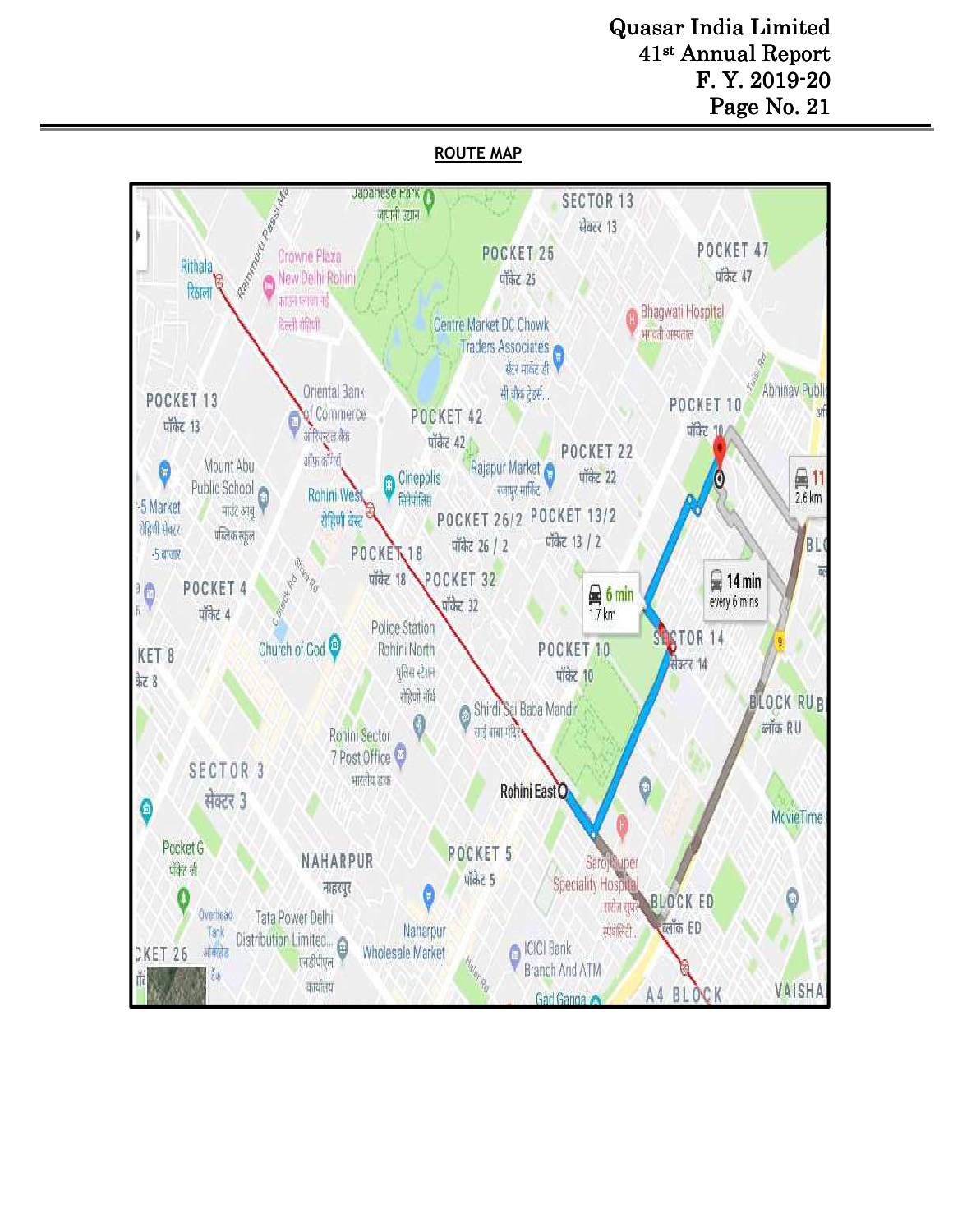**ROUTE MAP**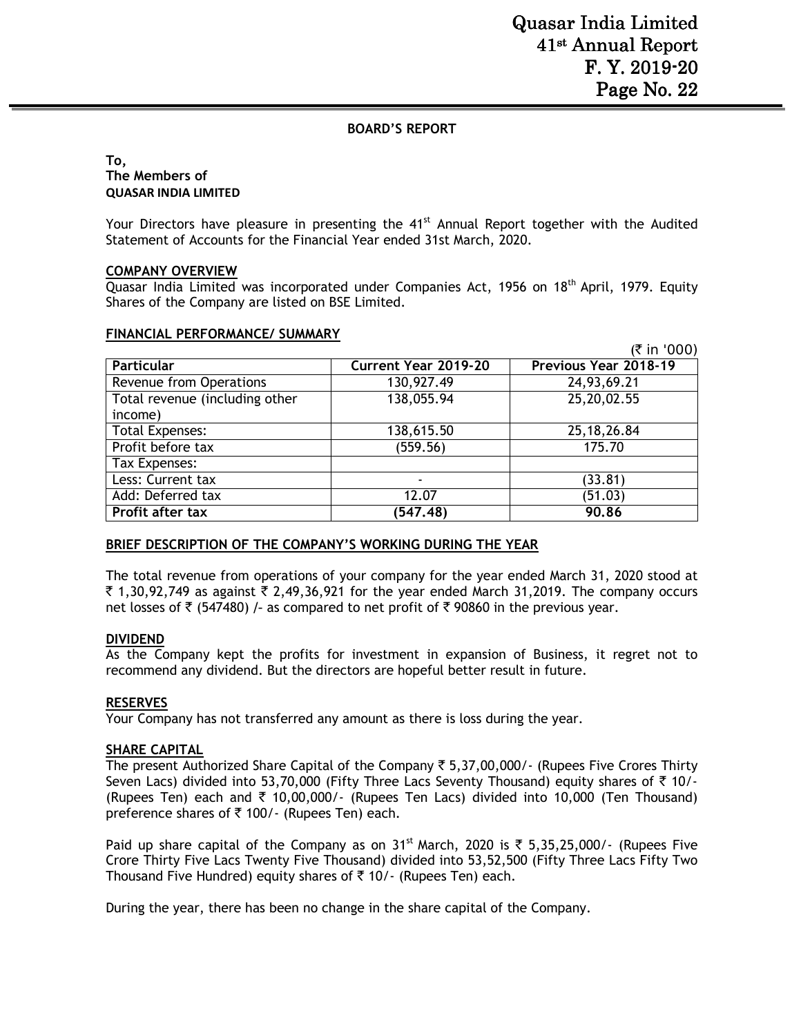## BOARD'S REPORT

**To,**
**The Members of**
**QUASAR INDIA LIMITED**

Your Directors have pleasure in presenting the 41st Annual Report together with the Audited Statement of Accounts for the Financial Year ended 31st March, 2020.

### COMPANY OVERVIEW

Quasar India Limited was incorporated under Companies Act, 1956 on 18th April, 1979. Equity Shares of the Company are listed on BSE Limited.

### FINANCIAL PERFORMANCE/ SUMMARY

(₹ in '000)

| Particular | Current Year 2019-20 | Previous Year 2018-19 |
|---|---|---|
| Revenue from Operations | 130,927.49 | 24,93,69.21 |
| Total revenue (including other income) | 138,055.94 | 25,20,02.55 |
| Total Expenses: | 138,615.50 | 25,18,26.84 |
| Profit before tax | (559.56) | 175.70 |
| Tax Expenses: | | |
| Less: Current tax | - | (33.81) |
| Add: Deferred tax | 12.07 | (51.03) |
| **Profit after tax** | **(547.48)** | **90.86** |

### BRIEF DESCRIPTION OF THE COMPANY'S WORKING DURING THE YEAR

The total revenue from operations of your company for the year ended March 31, 2020 stood at ₹ 1,30,92,749 as against ₹ 2,49,36,921 for the year ended March 31,2019. The company occurs net losses of ₹ (547480) /- as compared to net profit of ₹ 90860 in the previous year.

### DIVIDEND

As the Company kept the profits for investment in expansion of Business, it regret not to recommend any dividend. But the directors are hopeful better result in future.

### RESERVES

Your Company has not transferred any amount as there is loss during the year.

### SHARE CAPITAL

The present Authorized Share Capital of the Company ₹ 5,37,00,000/- (Rupees Five Crores Thirty Seven Lacs) divided into 53,70,000 (Fifty Three Lacs Seventy Thousand) equity shares of ₹ 10/- (Rupees Ten) each and ₹ 10,00,000/- (Rupees Ten Lacs) divided into 10,000 (Ten Thousand) preference shares of ₹ 100/- (Rupees Ten) each.

Paid up share capital of the Company as on 31st March, 2020 is ₹ 5,35,25,000/- (Rupees Five Crore Thirty Five Lacs Twenty Five Thousand) divided into 53,52,500 (Fifty Three Lacs Fifty Two Thousand Five Hundred) equity shares of ₹ 10/- (Rupees Ten) each.

During the year, there has been no change in the share capital of the Company.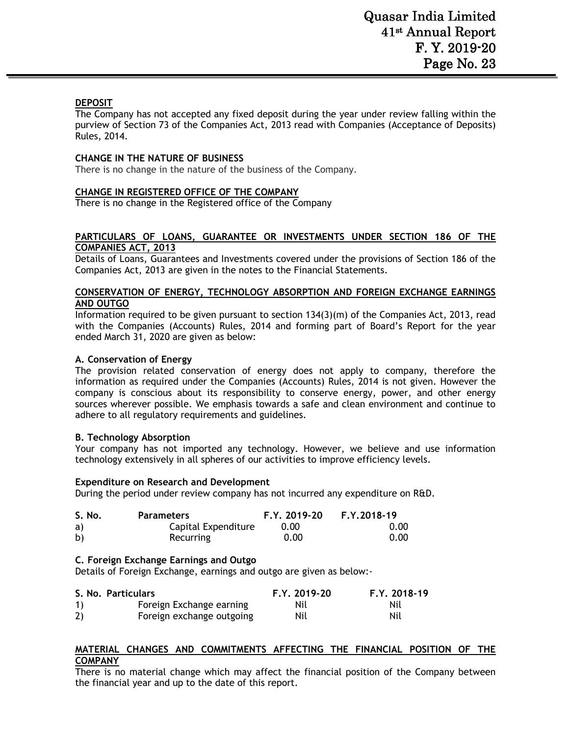## DEPOSIT

The Company has not accepted any fixed deposit during the year under review falling within the purview of Section 73 of the Companies Act, 2013 read with Companies (Acceptance of Deposits) Rules, 2014.

**CHANGE IN THE NATURE OF BUSINESS**

There is no change in the nature of the business of the Company.

## CHANGE IN REGISTERED OFFICE OF THE COMPANY

There is no change in the Registered office of the Company

## PARTICULARS OF LOANS, GUARANTEE OR INVESTMENTS UNDER SECTION 186 OF THE COMPANIES ACT, 2013

Details of Loans, Guarantees and Investments covered under the provisions of Section 186 of the Companies Act, 2013 are given in the notes to the Financial Statements.

## CONSERVATION OF ENERGY, TECHNOLOGY ABSORPTION AND FOREIGN EXCHANGE EARNINGS AND OUTGO

Information required to be given pursuant to section 134(3)(m) of the Companies Act, 2013, read with the Companies (Accounts) Rules, 2014 and forming part of Board's Report for the year ended March 31, 2020 are given as below:

**A. Conservation of Energy**

The provision related conservation of energy does not apply to company, therefore the information as required under the Companies (Accounts) Rules, 2014 is not given. However the company is conscious about its responsibility to conserve energy, power, and other energy sources wherever possible. We emphasis towards a safe and clean environment and continue to adhere to all regulatory requirements and guidelines.

**B. Technology Absorption**

Your company has not imported any technology. However, we believe and use information technology extensively in all spheres of our activities to improve efficiency levels.

**Expenditure on Research and Development**

During the period under review company has not incurred any expenditure on R&D.

| S. No. | Parameters | F.Y. 2019-20 | F.Y.2018-19 |
|---|---|---|---|
| a) | Capital Expenditure | 0.00 | 0.00 |
| b) | Recurring | 0.00 | 0.00 |

**C. Foreign Exchange Earnings and Outgo**

Details of Foreign Exchange, earnings and outgo are given as below:-

| S. No. | Particulars | F.Y. 2019-20 | F.Y. 2018-19 |
|---|---|---|---|
| 1) | Foreign Exchange earning | Nil | Nil |
| 2) | Foreign exchange outgoing | Nil | Nil |

## MATERIAL CHANGES AND COMMITMENTS AFFECTING THE FINANCIAL POSITION OF THE COMPANY

There is no material change which may affect the financial position of the Company between the financial year and up to the date of this report.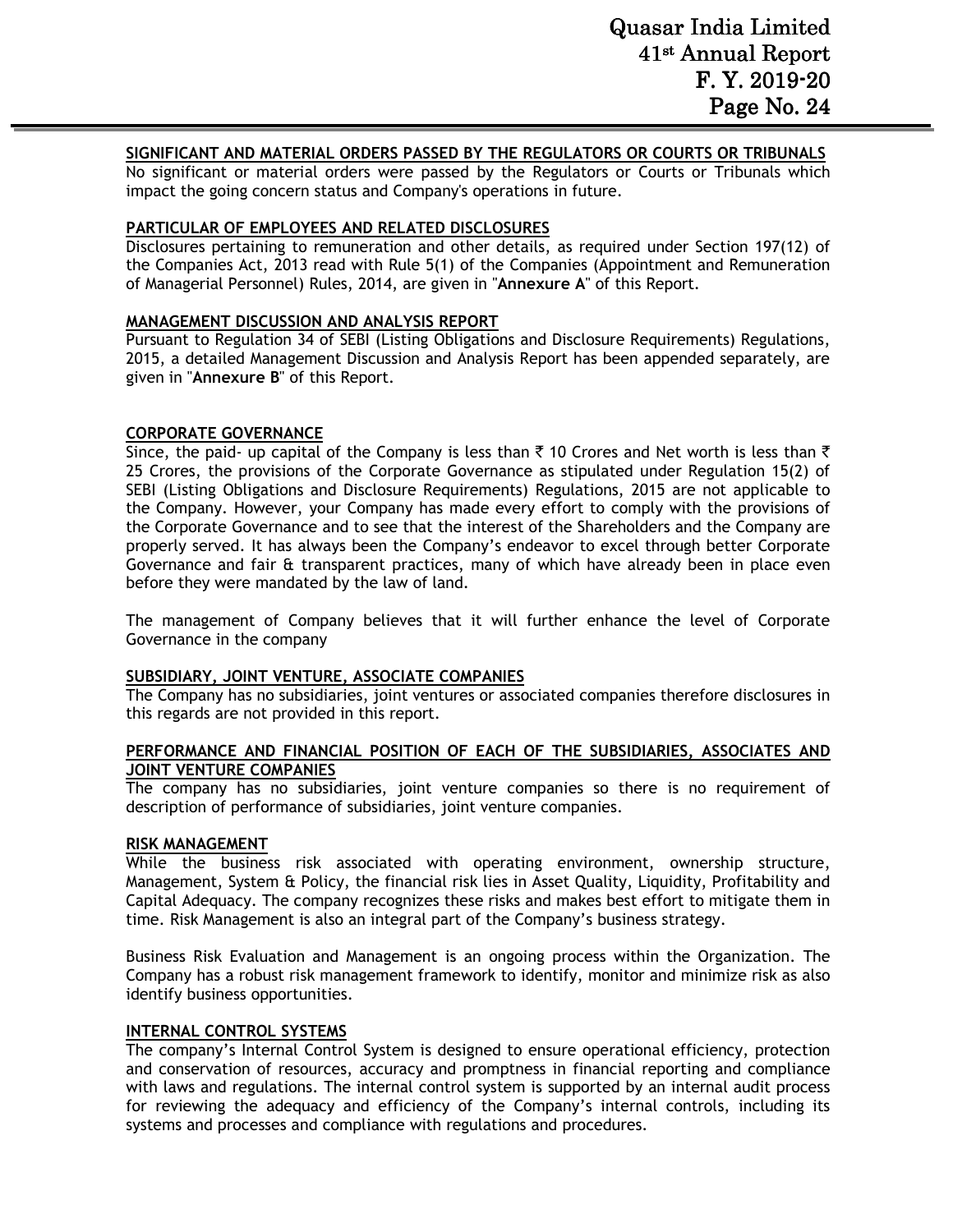## SIGNIFICANT AND MATERIAL ORDERS PASSED BY THE REGULATORS OR COURTS OR TRIBUNALS

No significant or material orders were passed by the Regulators or Courts or Tribunals which impact the going concern status and Company's operations in future.

## PARTICULAR OF EMPLOYEES AND RELATED DISCLOSURES

Disclosures pertaining to remuneration and other details, as required under Section 197(12) of the Companies Act, 2013 read with Rule 5(1) of the Companies (Appointment and Remuneration of Managerial Personnel) Rules, 2014, are given in "**Annexure A**" of this Report.

## MANAGEMENT DISCUSSION AND ANALYSIS REPORT

Pursuant to Regulation 34 of SEBI (Listing Obligations and Disclosure Requirements) Regulations, 2015, a detailed Management Discussion and Analysis Report has been appended separately, are given in "**Annexure B**" of this Report.

## CORPORATE GOVERNANCE

Since, the paid- up capital of the Company is less than ₹ 10 Crores and Net worth is less than ₹ 25 Crores, the provisions of the Corporate Governance as stipulated under Regulation 15(2) of SEBI (Listing Obligations and Disclosure Requirements) Regulations, 2015 are not applicable to the Company. However, your Company has made every effort to comply with the provisions of the Corporate Governance and to see that the interest of the Shareholders and the Company are properly served. It has always been the Company's endeavor to excel through better Corporate Governance and fair & transparent practices, many of which have already been in place even before they were mandated by the law of land.

The management of Company believes that it will further enhance the level of Corporate Governance in the company

## SUBSIDIARY, JOINT VENTURE, ASSOCIATE COMPANIES

The Company has no subsidiaries, joint ventures or associated companies therefore disclosures in this regards are not provided in this report.

## PERFORMANCE AND FINANCIAL POSITION OF EACH OF THE SUBSIDIARIES, ASSOCIATES AND JOINT VENTURE COMPANIES

The company has no subsidiaries, joint venture companies so there is no requirement of description of performance of subsidiaries, joint venture companies.

## RISK MANAGEMENT

While the business risk associated with operating environment, ownership structure, Management, System & Policy, the financial risk lies in Asset Quality, Liquidity, Profitability and Capital Adequacy. The company recognizes these risks and makes best effort to mitigate them in time. Risk Management is also an integral part of the Company's business strategy.

Business Risk Evaluation and Management is an ongoing process within the Organization. The Company has a robust risk management framework to identify, monitor and minimize risk as also identify business opportunities.

## INTERNAL CONTROL SYSTEMS

The company's Internal Control System is designed to ensure operational efficiency, protection and conservation of resources, accuracy and promptness in financial reporting and compliance with laws and regulations. The internal control system is supported by an internal audit process for reviewing the adequacy and efficiency of the Company's internal controls, including its systems and processes and compliance with regulations and procedures.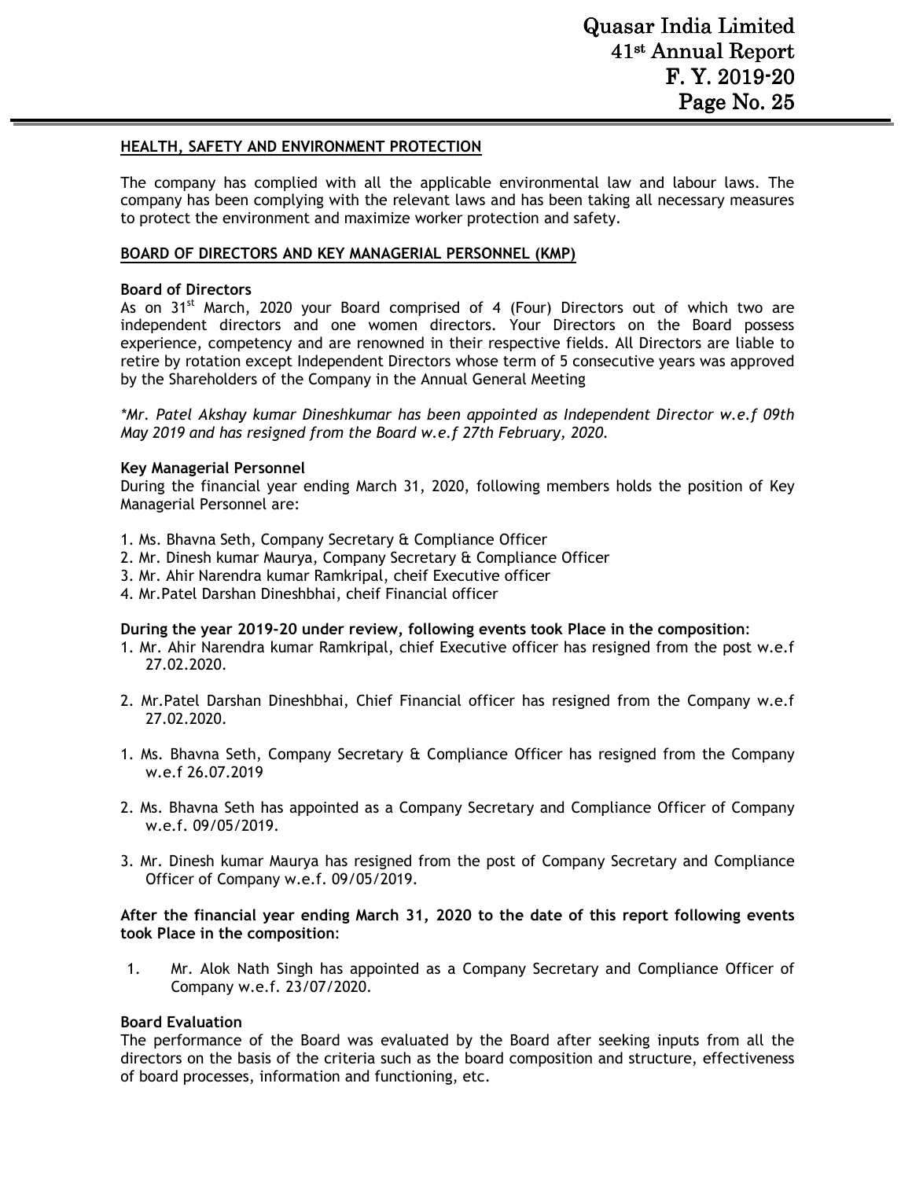**HEALTH, SAFETY AND ENVIRONMENT PROTECTION**

The company has complied with all the applicable environmental law and labour laws. The company has been complying with the relevant laws and has been taking all necessary measures to protect the environment and maximize worker protection and safety.

**BOARD OF DIRECTORS AND KEY MANAGERIAL PERSONNEL (KMP)**

**Board of Directors**

As on 31st March, 2020 your Board comprised of 4 (Four) Directors out of which two are independent directors and one women directors. Your Directors on the Board possess experience, competency and are renowned in their respective fields. All Directors are liable to retire by rotation except Independent Directors whose term of 5 consecutive years was approved by the Shareholders of the Company in the Annual General Meeting

*\*Mr. Patel Akshay kumar Dineshkumar has been appointed as Independent Director w.e.f 09th May 2019 and has resigned from the Board w.e.f 27th February, 2020.*

**Key Managerial Personnel**

During the financial year ending March 31, 2020, following members holds the position of Key Managerial Personnel are:

1. Ms. Bhavna Seth, Company Secretary & Compliance Officer
2. Mr. Dinesh kumar Maurya, Company Secretary & Compliance Officer
3. Mr. Ahir Narendra kumar Ramkripal, cheif Executive officer
4. Mr.Patel Darshan Dineshbhai, cheif Financial officer

**During the year 2019-20 under review, following events took Place in the composition**:

1. Mr. Ahir Narendra kumar Ramkripal, chief Executive officer has resigned from the post w.e.f 27.02.2020.

2. Mr.Patel Darshan Dineshbhai, Chief Financial officer has resigned from the Company w.e.f 27.02.2020.

1. Ms. Bhavna Seth, Company Secretary & Compliance Officer has resigned from the Company w.e.f 26.07.2019

2. Ms. Bhavna Seth has appointed as a Company Secretary and Compliance Officer of Company w.e.f. 09/05/2019.

3. Mr. Dinesh kumar Maurya has resigned from the post of Company Secretary and Compliance Officer of Company w.e.f. 09/05/2019.

**After the financial year ending March 31, 2020 to the date of this report following events took Place in the composition**:

1. Mr. Alok Nath Singh has appointed as a Company Secretary and Compliance Officer of Company w.e.f. 23/07/2020.

**Board Evaluation**

The performance of the Board was evaluated by the Board after seeking inputs from all the directors on the basis of the criteria such as the board composition and structure, effectiveness of board processes, information and functioning, etc.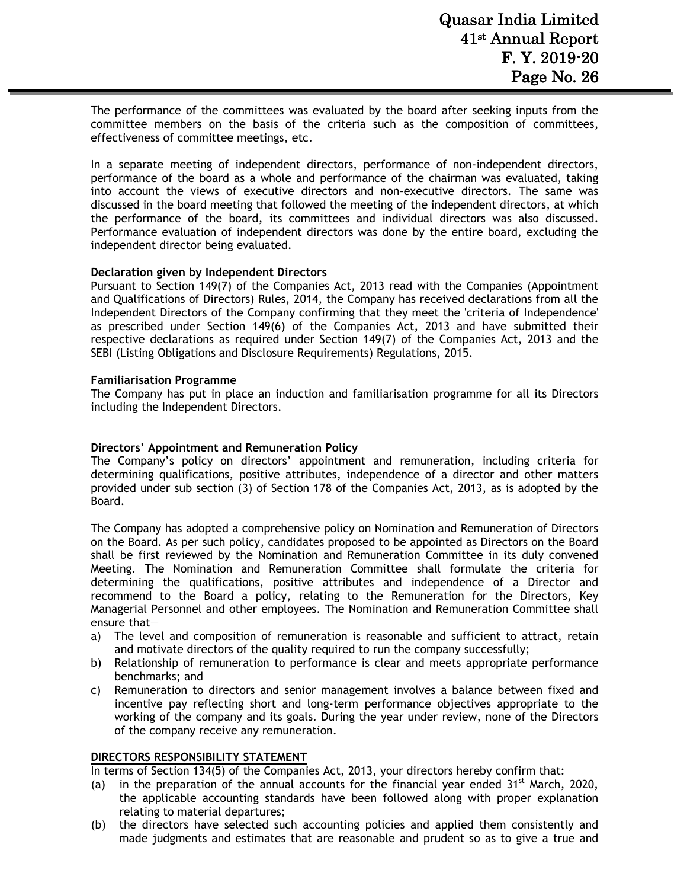The performance of the committees was evaluated by the board after seeking inputs from the committee members on the basis of the criteria such as the composition of committees, effectiveness of committee meetings, etc.

In a separate meeting of independent directors, performance of non-independent directors, performance of the board as a whole and performance of the chairman was evaluated, taking into account the views of executive directors and non-executive directors. The same was discussed in the board meeting that followed the meeting of the independent directors, at which the performance of the board, its committees and individual directors was also discussed. Performance evaluation of independent directors was done by the entire board, excluding the independent director being evaluated.

**Declaration given by Independent Directors**

Pursuant to Section 149(7) of the Companies Act, 2013 read with the Companies (Appointment and Qualifications of Directors) Rules, 2014, the Company has received declarations from all the Independent Directors of the Company confirming that they meet the 'criteria of Independence' as prescribed under Section 149(6) of the Companies Act, 2013 and have submitted their respective declarations as required under Section 149(7) of the Companies Act, 2013 and the SEBI (Listing Obligations and Disclosure Requirements) Regulations, 2015.

**Familiarisation Programme**

The Company has put in place an induction and familiarisation programme for all its Directors including the Independent Directors.

**Directors' Appointment and Remuneration Policy**

The Company's policy on directors' appointment and remuneration, including criteria for determining qualifications, positive attributes, independence of a director and other matters provided under sub section (3) of Section 178 of the Companies Act, 2013, as is adopted by the Board.

The Company has adopted a comprehensive policy on Nomination and Remuneration of Directors on the Board. As per such policy, candidates proposed to be appointed as Directors on the Board shall be first reviewed by the Nomination and Remuneration Committee in its duly convened Meeting. The Nomination and Remuneration Committee shall formulate the criteria for determining the qualifications, positive attributes and independence of a Director and recommend to the Board a policy, relating to the Remuneration for the Directors, Key Managerial Personnel and other employees. The Nomination and Remuneration Committee shall ensure that—

a) The level and composition of remuneration is reasonable and sufficient to attract, retain and motivate directors of the quality required to run the company successfully;
b) Relationship of remuneration to performance is clear and meets appropriate performance benchmarks; and
c) Remuneration to directors and senior management involves a balance between fixed and incentive pay reflecting short and long-term performance objectives appropriate to the working of the company and its goals. During the year under review, none of the Directors of the company receive any remuneration.

**DIRECTORS RESPONSIBILITY STATEMENT**

In terms of Section 134(5) of the Companies Act, 2013, your directors hereby confirm that:

(a) in the preparation of the annual accounts for the financial year ended 31st March, 2020, the applicable accounting standards have been followed along with proper explanation relating to material departures;
(b) the directors have selected such accounting policies and applied them consistently and made judgments and estimates that are reasonable and prudent so as to give a true and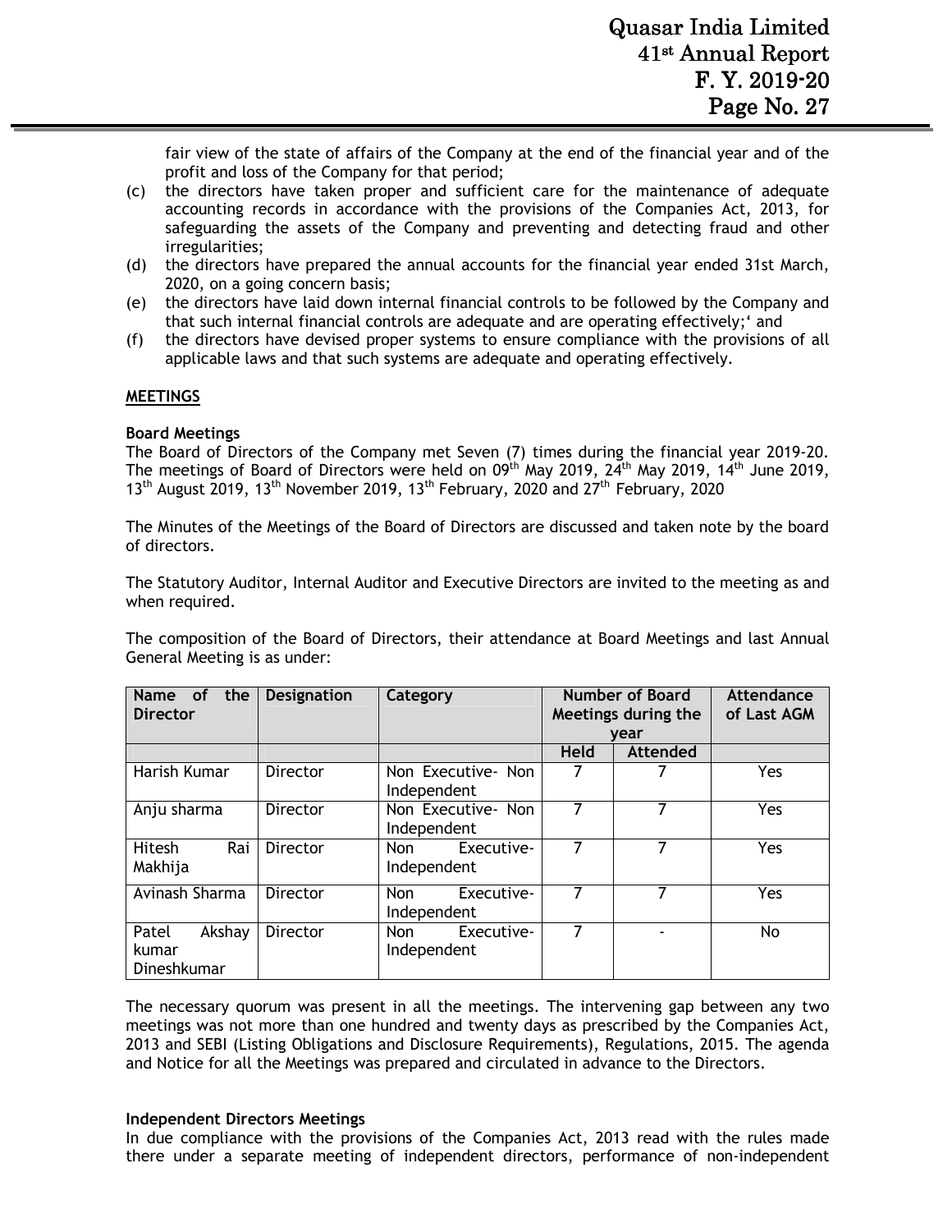fair view of the state of affairs of the Company at the end of the financial year and of the profit and loss of the Company for that period;

(c) the directors have taken proper and sufficient care for the maintenance of adequate accounting records in accordance with the provisions of the Companies Act, 2013, for safeguarding the assets of the Company and preventing and detecting fraud and other irregularities;

(d) the directors have prepared the annual accounts for the financial year ended 31st March, 2020, on a going concern basis;

(e) the directors have laid down internal financial controls to be followed by the Company and that such internal financial controls are adequate and are operating effectively;' and

(f) the directors have devised proper systems to ensure compliance with the provisions of all applicable laws and that such systems are adequate and operating effectively.

## MEETINGS

### Board Meetings

The Board of Directors of the Company met Seven (7) times during the financial year 2019-20. The meetings of Board of Directors were held on 09th May 2019, 24th May 2019, 14th June 2019, 13th August 2019, 13th November 2019, 13th February, 2020 and 27th February, 2020

The Minutes of the Meetings of the Board of Directors are discussed and taken note by the board of directors.

The Statutory Auditor, Internal Auditor and Executive Directors are invited to the meeting as and when required.

The composition of the Board of Directors, their attendance at Board Meetings and last Annual General Meeting is as under:

| Name of the Director | Designation | Category | Number of Board Meetings during the year | | Attendance of Last AGM |
|---|---|---|---|---|---|
| | | | Held | Attended | |
| Harish Kumar | Director | Non Executive- Non Independent | 7 | 7 | Yes |
| Anju sharma | Director | Non Executive- Non Independent | 7 | 7 | Yes |
| Hitesh Rai Makhija | Director | Non Executive- Independent | 7 | 7 | Yes |
| Avinash Sharma | Director | Non Executive- Independent | 7 | 7 | Yes |
| Patel Akshay kumar Dineshkumar | Director | Non Executive- Independent | 7 | - | No |

The necessary quorum was present in all the meetings. The intervening gap between any two meetings was not more than one hundred and twenty days as prescribed by the Companies Act, 2013 and SEBI (Listing Obligations and Disclosure Requirements), Regulations, 2015. The agenda and Notice for all the Meetings was prepared and circulated in advance to the Directors.

### Independent Directors Meetings

In due compliance with the provisions of the Companies Act, 2013 read with the rules made there under a separate meeting of independent directors, performance of non-independent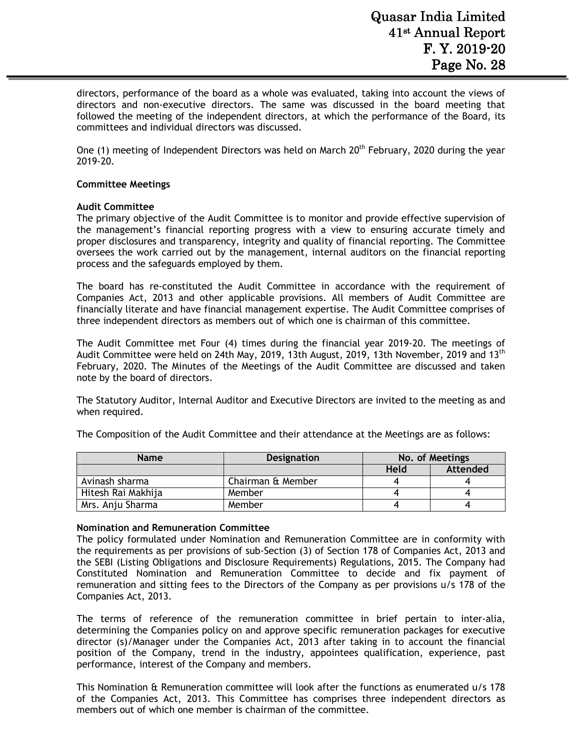directors, performance of the board as a whole was evaluated, taking into account the views of directors and non-executive directors. The same was discussed in the board meeting that followed the meeting of the independent directors, at which the performance of the Board, its committees and individual directors was discussed.

One (1) meeting of Independent Directors was held on March 20th February, 2020 during the year 2019-20.

**Committee Meetings**

**Audit Committee**

The primary objective of the Audit Committee is to monitor and provide effective supervision of the management's financial reporting progress with a view to ensuring accurate timely and proper disclosures and transparency, integrity and quality of financial reporting. The Committee oversees the work carried out by the management, internal auditors on the financial reporting process and the safeguards employed by them.

The board has re-constituted the Audit Committee in accordance with the requirement of Companies Act, 2013 and other applicable provisions. All members of Audit Committee are financially literate and have financial management expertise. The Audit Committee comprises of three independent directors as members out of which one is chairman of this committee.

The Audit Committee met Four (4) times during the financial year 2019-20. The meetings of Audit Committee were held on 24th May, 2019, 13th August, 2019, 13th November, 2019 and 13th February, 2020. The Minutes of the Meetings of the Audit Committee are discussed and taken note by the board of directors.

The Statutory Auditor, Internal Auditor and Executive Directors are invited to the meeting as and when required.

The Composition of the Audit Committee and their attendance at the Meetings are as follows:

| Name | Designation | No. of Meetings | |
|---|---|---|---|
| | | Held | Attended |
| Avinash sharma | Chairman & Member | 4 | 4 |
| Hitesh Rai Makhija | Member | 4 | 4 |
| Mrs. Anju Sharma | Member | 4 | 4 |

**Nomination and Remuneration Committee**

The policy formulated under Nomination and Remuneration Committee are in conformity with the requirements as per provisions of sub-Section (3) of Section 178 of Companies Act, 2013 and the SEBI (Listing Obligations and Disclosure Requirements) Regulations, 2015. The Company had Constituted Nomination and Remuneration Committee to decide and fix payment of remuneration and sitting fees to the Directors of the Company as per provisions u/s 178 of the Companies Act, 2013.

The terms of reference of the remuneration committee in brief pertain to inter-alia, determining the Companies policy on and approve specific remuneration packages for executive director (s)/Manager under the Companies Act, 2013 after taking in to account the financial position of the Company, trend in the industry, appointees qualification, experience, past performance, interest of the Company and members.

This Nomination & Remuneration committee will look after the functions as enumerated u/s 178 of the Companies Act, 2013. This Committee has comprises three independent directors as members out of which one member is chairman of the committee.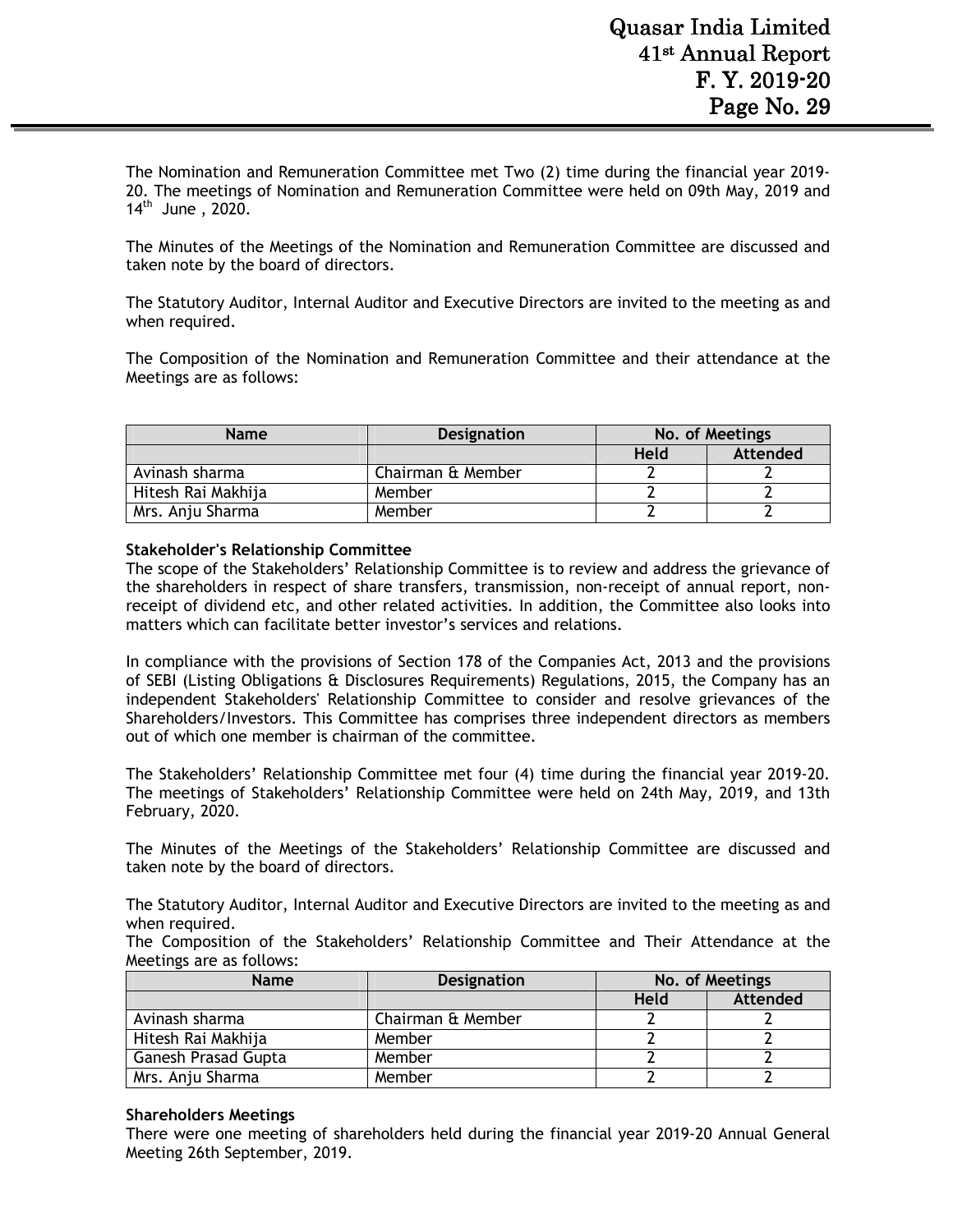The Nomination and Remuneration Committee met Two (2) time during the financial year 2019-20. The meetings of Nomination and Remuneration Committee were held on 09th May, 2019 and 14th June , 2020.

The Minutes of the Meetings of the Nomination and Remuneration Committee are discussed and taken note by the board of directors.

The Statutory Auditor, Internal Auditor and Executive Directors are invited to the meeting as and when required.

The Composition of the Nomination and Remuneration Committee and their attendance at the Meetings are as follows:

| Name | Designation | No. of Meetings | |
|---|---|---|---|
| | | Held | Attended |
| Avinash sharma | Chairman & Member | 2 | 2 |
| Hitesh Rai Makhija | Member | 2 | 2 |
| Mrs. Anju Sharma | Member | 2 | 2 |

**Stakeholder's Relationship Committee**

The scope of the Stakeholders' Relationship Committee is to review and address the grievance of the shareholders in respect of share transfers, transmission, non-receipt of annual report, non-receipt of dividend etc, and other related activities. In addition, the Committee also looks into matters which can facilitate better investor's services and relations.

In compliance with the provisions of Section 178 of the Companies Act, 2013 and the provisions of SEBI (Listing Obligations & Disclosures Requirements) Regulations, 2015, the Company has an independent Stakeholders' Relationship Committee to consider and resolve grievances of the Shareholders/Investors. This Committee has comprises three independent directors as members out of which one member is chairman of the committee.

The Stakeholders' Relationship Committee met four (4) time during the financial year 2019-20. The meetings of Stakeholders' Relationship Committee were held on 24th May, 2019, and 13th February, 2020.

The Minutes of the Meetings of the Stakeholders' Relationship Committee are discussed and taken note by the board of directors.

The Statutory Auditor, Internal Auditor and Executive Directors are invited to the meeting as and when required.

The Composition of the Stakeholders' Relationship Committee and Their Attendance at the Meetings are as follows:

| Name | Designation | No. of Meetings | |
|---|---|---|---|
| | | Held | Attended |
| Avinash sharma | Chairman & Member | 2 | 2 |
| Hitesh Rai Makhija | Member | 2 | 2 |
| Ganesh Prasad Gupta | Member | 2 | 2 |
| Mrs. Anju Sharma | Member | 2 | 2 |

**Shareholders Meetings**

There were one meeting of shareholders held during the financial year 2019-20 Annual General Meeting 26th September, 2019.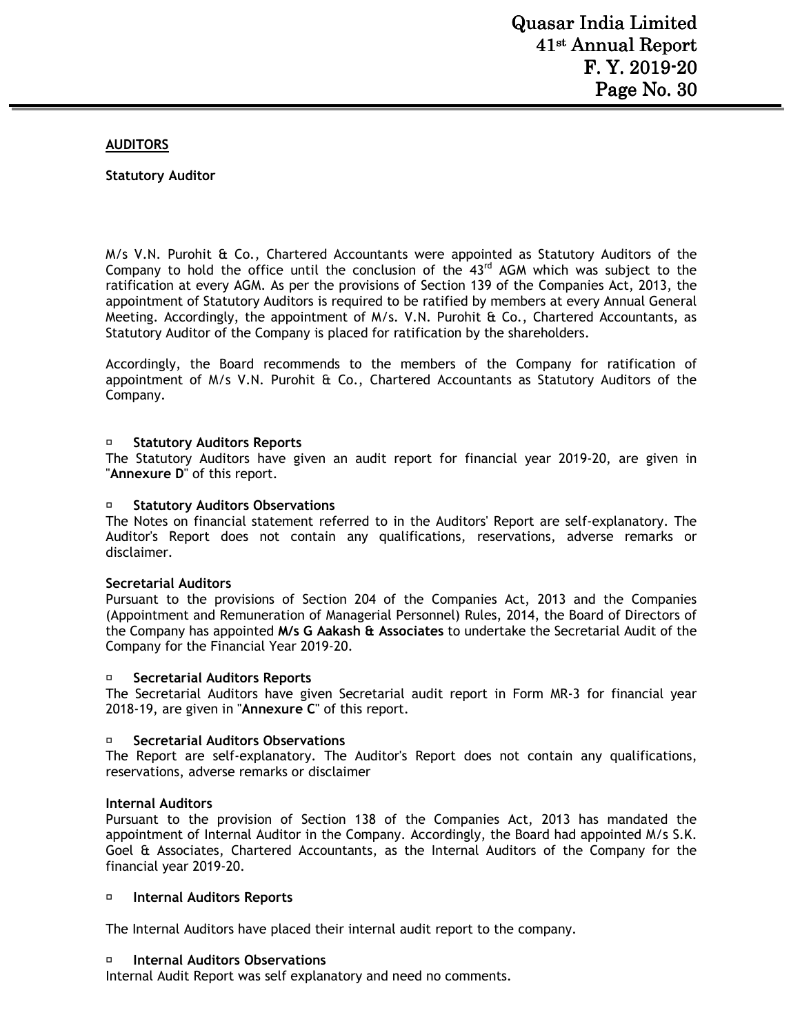## AUDITORS

**Statutory Auditor**

M/s V.N. Purohit & Co., Chartered Accountants were appointed as Statutory Auditors of the Company to hold the office until the conclusion of the 43rd AGM which was subject to the ratification at every AGM. As per the provisions of Section 139 of the Companies Act, 2013, the appointment of Statutory Auditors is required to be ratified by members at every Annual General Meeting. Accordingly, the appointment of M/s. V.N. Purohit & Co., Chartered Accountants, as Statutory Auditor of the Company is placed for ratification by the shareholders.

Accordingly, the Board recommends to the members of the Company for ratification of appointment of M/s V.N. Purohit & Co., Chartered Accountants as Statutory Auditors of the Company.

- **Statutory Auditors Reports**

The Statutory Auditors have given an audit report for financial year 2019-20, are given in "**Annexure D**" of this report.

- **Statutory Auditors Observations**

The Notes on financial statement referred to in the Auditors' Report are self-explanatory. The Auditor's Report does not contain any qualifications, reservations, adverse remarks or disclaimer.

**Secretarial Auditors**

Pursuant to the provisions of Section 204 of the Companies Act, 2013 and the Companies (Appointment and Remuneration of Managerial Personnel) Rules, 2014, the Board of Directors of the Company has appointed **M/s G Aakash & Associates** to undertake the Secretarial Audit of the Company for the Financial Year 2019-20.

- **Secretarial Auditors Reports**

The Secretarial Auditors have given Secretarial audit report in Form MR-3 for financial year 2018-19, are given in "**Annexure C**" of this report.

- **Secretarial Auditors Observations**

The Report are self-explanatory. The Auditor's Report does not contain any qualifications, reservations, adverse remarks or disclaimer

**Internal Auditors**

Pursuant to the provision of Section 138 of the Companies Act, 2013 has mandated the appointment of Internal Auditor in the Company. Accordingly, the Board had appointed M/s S.K. Goel & Associates, Chartered Accountants, as the Internal Auditors of the Company for the financial year 2019-20.

- **Internal Auditors Reports**

The Internal Auditors have placed their internal audit report to the company.

- **Internal Auditors Observations**

Internal Audit Report was self explanatory and need no comments.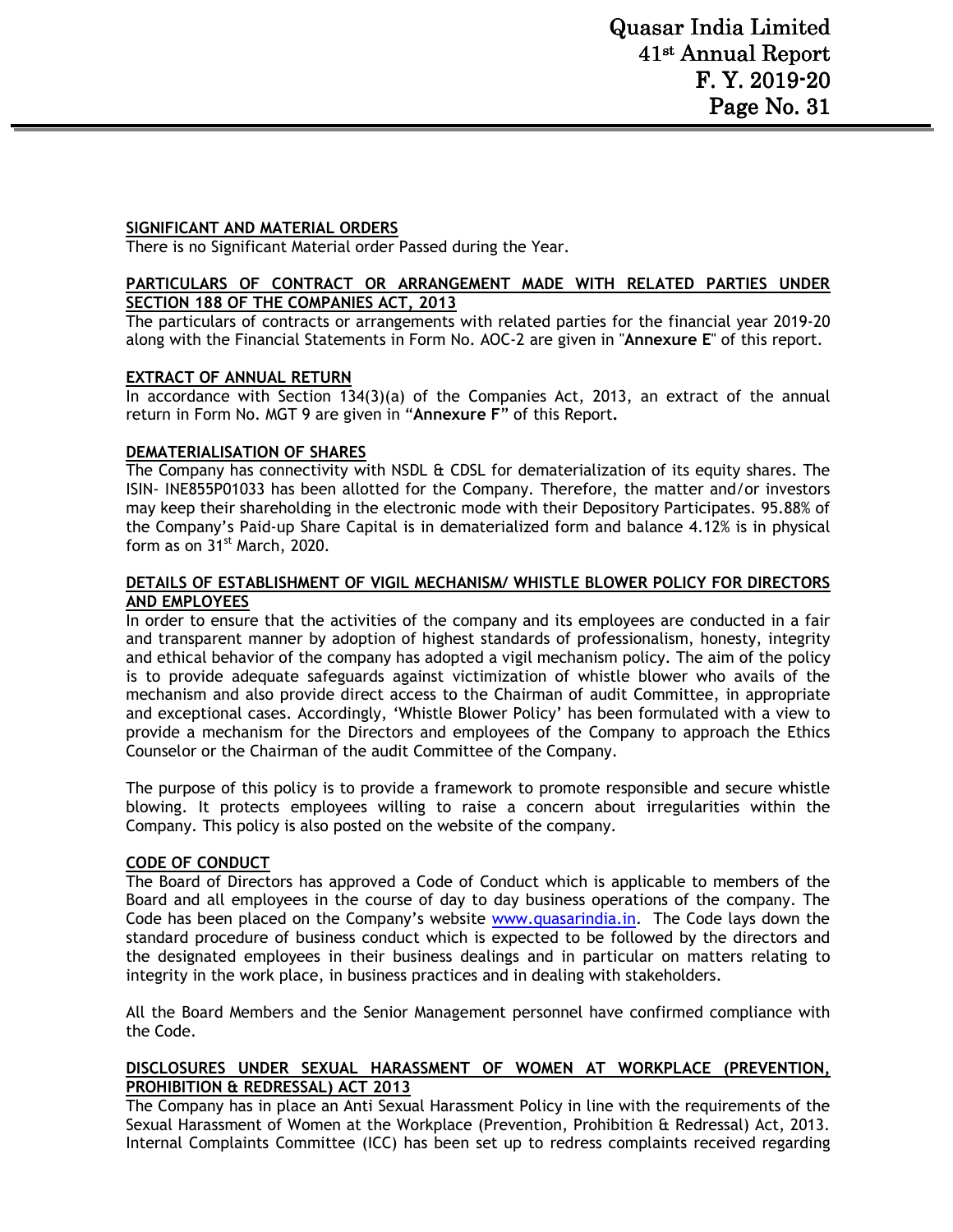**SIGNIFICANT AND MATERIAL ORDERS**

There is no Significant Material order Passed during the Year.

**PARTICULARS OF CONTRACT OR ARRANGEMENT MADE WITH RELATED PARTIES UNDER SECTION 188 OF THE COMPANIES ACT, 2013**

The particulars of contracts or arrangements with related parties for the financial year 2019-20 along with the Financial Statements in Form No. AOC-2 are given in "**Annexure E**" of this report.

**EXTRACT OF ANNUAL RETURN**

In accordance with Section 134(3)(a) of the Companies Act, 2013, an extract of the annual return in Form No. MGT 9 are given in "**Annexure F**" of this Report**.**

**DEMATERIALISATION OF SHARES**

The Company has connectivity with NSDL & CDSL for dematerialization of its equity shares. The ISIN- INE855P01033 has been allotted for the Company. Therefore, the matter and/or investors may keep their shareholding in the electronic mode with their Depository Participates. 95.88% of the Company's Paid-up Share Capital is in dematerialized form and balance 4.12% is in physical form as on 31st March, 2020.

**DETAILS OF ESTABLISHMENT OF VIGIL MECHANISM/ WHISTLE BLOWER POLICY FOR DIRECTORS AND EMPLOYEES**

In order to ensure that the activities of the company and its employees are conducted in a fair and transparent manner by adoption of highest standards of professionalism, honesty, integrity and ethical behavior of the company has adopted a vigil mechanism policy. The aim of the policy is to provide adequate safeguards against victimization of whistle blower who avails of the mechanism and also provide direct access to the Chairman of audit Committee, in appropriate and exceptional cases. Accordingly, 'Whistle Blower Policy' has been formulated with a view to provide a mechanism for the Directors and employees of the Company to approach the Ethics Counselor or the Chairman of the audit Committee of the Company.

The purpose of this policy is to provide a framework to promote responsible and secure whistle blowing. It protects employees willing to raise a concern about irregularities within the Company. This policy is also posted on the website of the company.

**CODE OF CONDUCT**

The Board of Directors has approved a Code of Conduct which is applicable to members of the Board and all employees in the course of day to day business operations of the company. The Code has been placed on the Company's website www.quasarindia.in. The Code lays down the standard procedure of business conduct which is expected to be followed by the directors and the designated employees in their business dealings and in particular on matters relating to integrity in the work place, in business practices and in dealing with stakeholders.

All the Board Members and the Senior Management personnel have confirmed compliance with the Code.

**DISCLOSURES UNDER SEXUAL HARASSMENT OF WOMEN AT WORKPLACE (PREVENTION, PROHIBITION & REDRESSAL) ACT 2013**

The Company has in place an Anti Sexual Harassment Policy in line with the requirements of the Sexual Harassment of Women at the Workplace (Prevention, Prohibition & Redressal) Act, 2013. Internal Complaints Committee (ICC) has been set up to redress complaints received regarding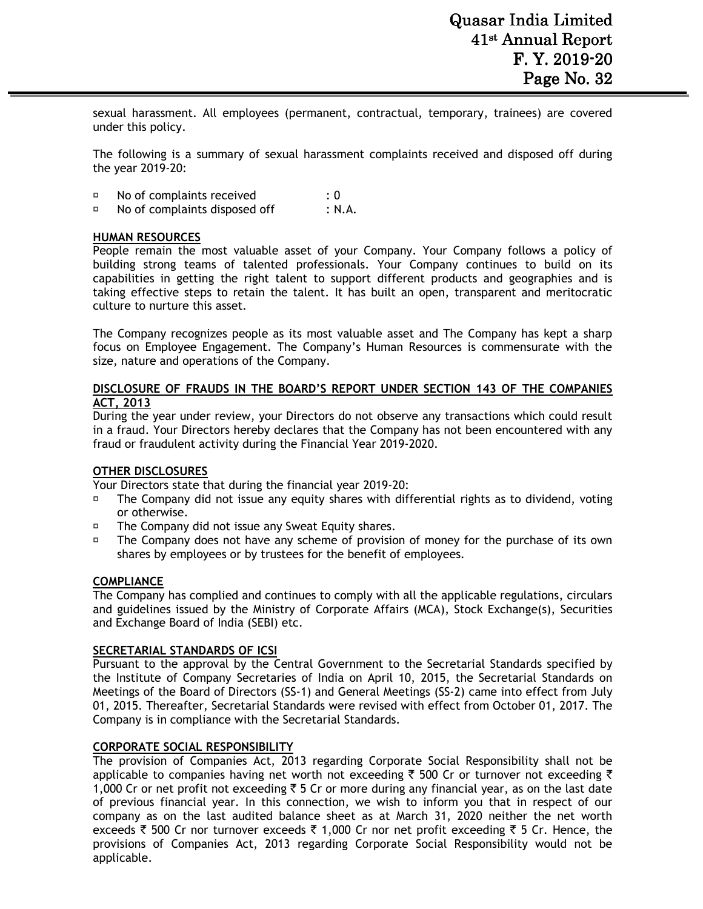sexual harassment. All employees (permanent, contractual, temporary, trainees) are covered under this policy.

The following is a summary of sexual harassment complaints received and disposed off during the year 2019-20:

- No of complaints received : 0
- No of complaints disposed off : N.A.

**HUMAN RESOURCES**

People remain the most valuable asset of your Company. Your Company follows a policy of building strong teams of talented professionals. Your Company continues to build on its capabilities in getting the right talent to support different products and geographies and is taking effective steps to retain the talent. It has built an open, transparent and meritocratic culture to nurture this asset.

The Company recognizes people as its most valuable asset and The Company has kept a sharp focus on Employee Engagement. The Company's Human Resources is commensurate with the size, nature and operations of the Company.

**DISCLOSURE OF FRAUDS IN THE BOARD'S REPORT UNDER SECTION 143 OF THE COMPANIES ACT, 2013**

During the year under review, your Directors do not observe any transactions which could result in a fraud. Your Directors hereby declares that the Company has not been encountered with any fraud or fraudulent activity during the Financial Year 2019-2020.

**OTHER DISCLOSURES**

Your Directors state that during the financial year 2019-20:

- The Company did not issue any equity shares with differential rights as to dividend, voting or otherwise.
- The Company did not issue any Sweat Equity shares.
- The Company does not have any scheme of provision of money for the purchase of its own shares by employees or by trustees for the benefit of employees.

**COMPLIANCE**

The Company has complied and continues to comply with all the applicable regulations, circulars and guidelines issued by the Ministry of Corporate Affairs (MCA), Stock Exchange(s), Securities and Exchange Board of India (SEBI) etc.

**SECRETARIAL STANDARDS OF ICSI**

Pursuant to the approval by the Central Government to the Secretarial Standards specified by the Institute of Company Secretaries of India on April 10, 2015, the Secretarial Standards on Meetings of the Board of Directors (SS-1) and General Meetings (SS-2) came into effect from July 01, 2015. Thereafter, Secretarial Standards were revised with effect from October 01, 2017. The Company is in compliance with the Secretarial Standards.

**CORPORATE SOCIAL RESPONSIBILITY**

The provision of Companies Act, 2013 regarding Corporate Social Responsibility shall not be applicable to companies having net worth not exceeding ₹ 500 Cr or turnover not exceeding ₹ 1,000 Cr or net profit not exceeding ₹ 5 Cr or more during any financial year, as on the last date of previous financial year. In this connection, we wish to inform you that in respect of our company as on the last audited balance sheet as at March 31, 2020 neither the net worth exceeds ₹ 500 Cr nor turnover exceeds ₹ 1,000 Cr nor net profit exceeding ₹ 5 Cr. Hence, the provisions of Companies Act, 2013 regarding Corporate Social Responsibility would not be applicable.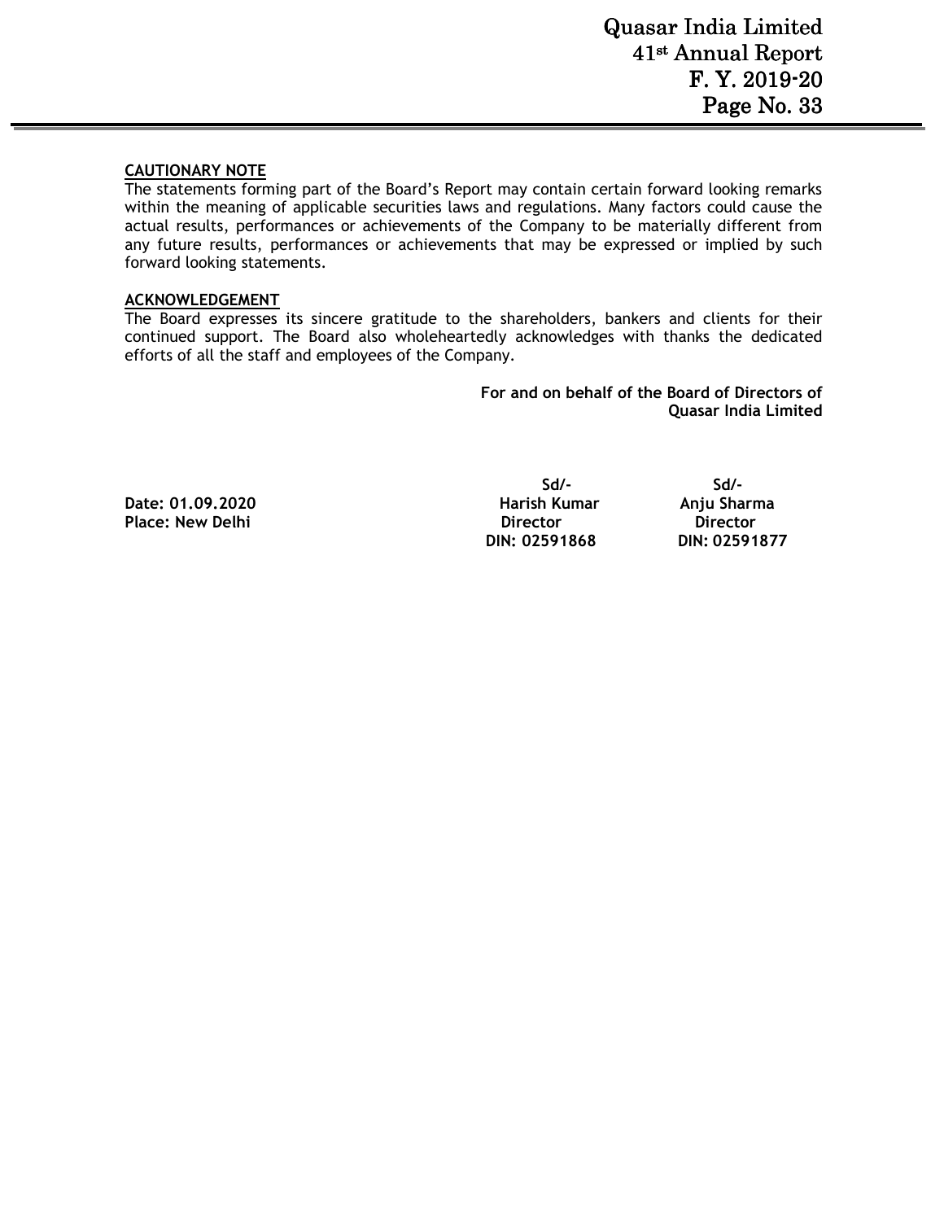**CAUTIONARY NOTE**

The statements forming part of the Board's Report may contain certain forward looking remarks within the meaning of applicable securities laws and regulations. Many factors could cause the actual results, performances or achievements of the Company to be materially different from any future results, performances or achievements that may be expressed or implied by such forward looking statements.

**ACKNOWLEDGEMENT**

The Board expresses its sincere gratitude to the shareholders, bankers and clients for their continued support. The Board also wholeheartedly acknowledges with thanks the dedicated efforts of all the staff and employees of the Company.

**For and on behalf of the Board of Directors of Quasar India Limited**

| | Sd/- | Sd/- |
|---|---|---|
| **Date: 01.09.2020** | **Harish Kumar** | **Anju Sharma** |
| **Place: New Delhi** | **Director** | **Director** |
| | **DIN: 02591868** | **DIN: 02591877** |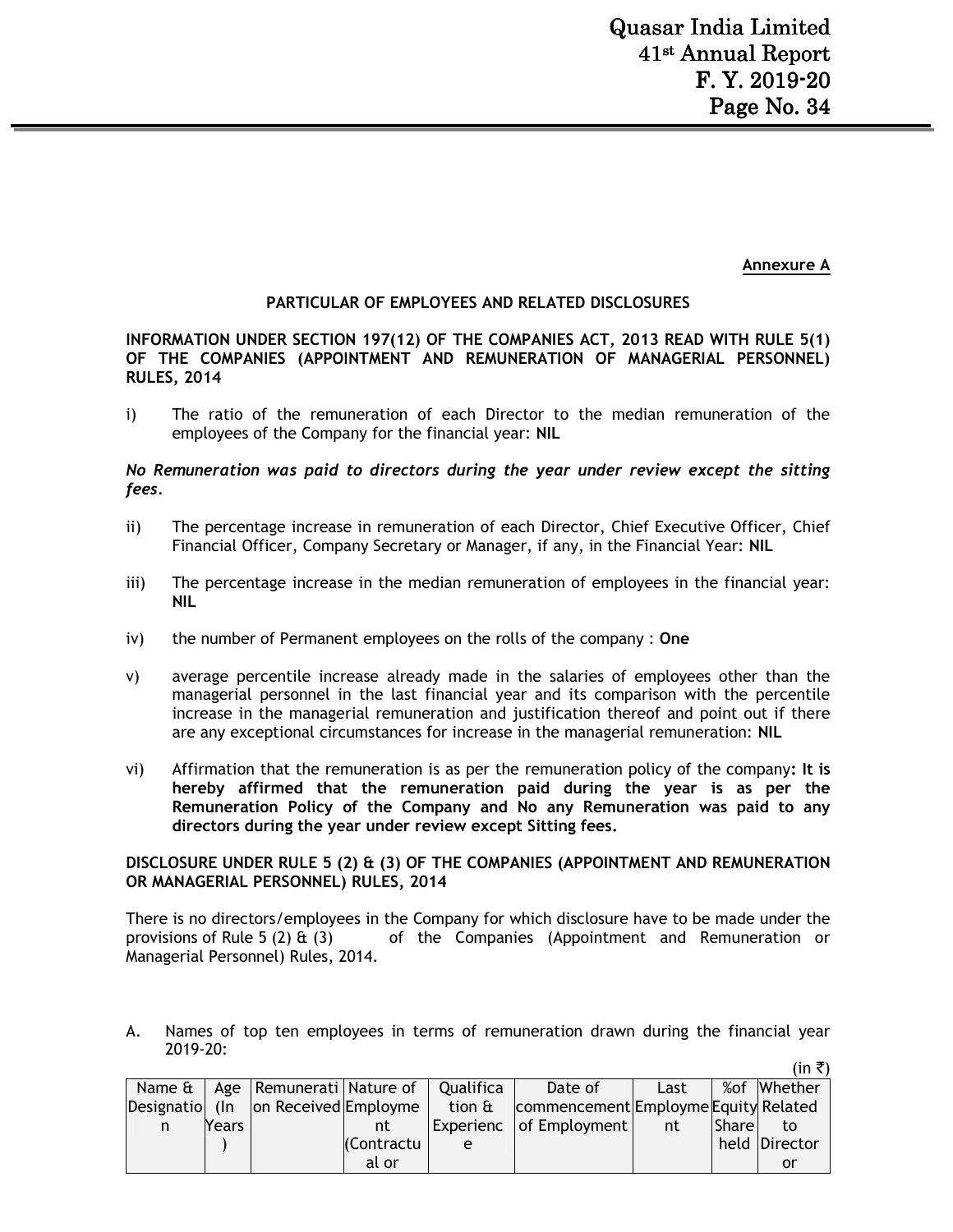**Annexure A**

**PARTICULAR OF EMPLOYEES AND RELATED DISCLOSURES**

**INFORMATION UNDER SECTION 197(12) OF THE COMPANIES ACT, 2013 READ WITH RULE 5(1) OF THE COMPANIES (APPOINTMENT AND REMUNERATION OF MANAGERIAL PERSONNEL) RULES, 2014**

i) The ratio of the remuneration of each Director to the median remuneration of the employees of the Company for the financial year: **NIL**

***No Remuneration was paid to directors during the year under review except the sitting fees.***

ii) The percentage increase in remuneration of each Director, Chief Executive Officer, Chief Financial Officer, Company Secretary or Manager, if any, in the Financial Year: **NIL**

iii) The percentage increase in the median remuneration of employees in the financial year: **NIL**

iv) the number of Permanent employees on the rolls of the company : **One**

v) average percentile increase already made in the salaries of employees other than the managerial personnel in the last financial year and its comparison with the percentile increase in the managerial remuneration and justification thereof and point out if there are any exceptional circumstances for increase in the managerial remuneration: **NIL**

vi) Affirmation that the remuneration is as per the remuneration policy of the company**: It is hereby affirmed that the remuneration paid during the year is as per the Remuneration Policy of the Company and No any Remuneration was paid to any directors during the year under review except Sitting fees.**

**DISCLOSURE UNDER RULE 5 (2) & (3) OF THE COMPANIES (APPOINTMENT AND REMUNERATION OR MANAGERIAL PERSONNEL) RULES, 2014**

There is no directors/employees in the Company for which disclosure have to be made under the provisions of Rule 5 (2) & (3) of the Companies (Appointment and Remuneration or Managerial Personnel) Rules, 2014.

A. Names of top ten employees in terms of remuneration drawn during the financial year 2019-20:

(in ₹)

| Name & Designation | Age (In Years) | Remuneration Received | Nature of Employment (Contractual or | Qualification & Experience | Date of commencement of Employment | Last Employment | %of Equity Share held | Whether Related to Director or |
|---|---|---|---|---|---|---|---|---|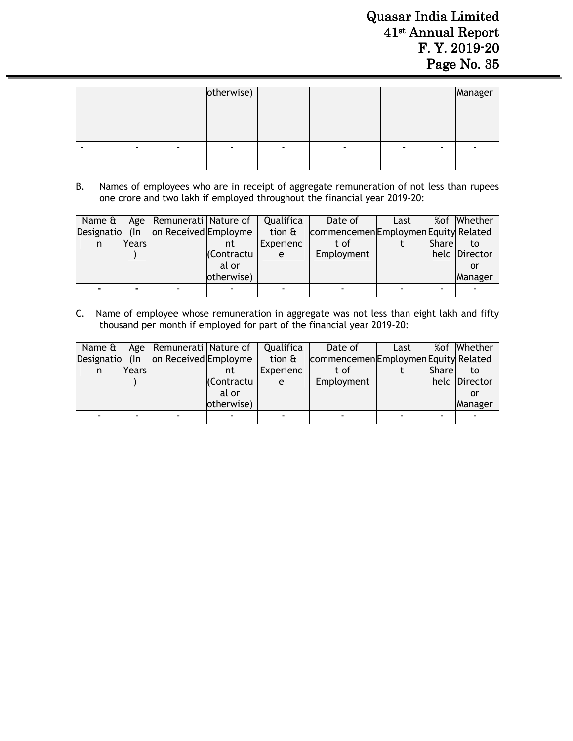|  |  |  | otherwise) |  |  |  |  | Manager |
|---|---|---|---|---|---|---|---|---|
| - | - | - | - | - | - | - | - | - |

B. Names of employees who are in receipt of aggregate remuneration of not less than rupees one crore and two lakh if employed throughout the financial year 2019-20:

| Name & Designation | Age (In Years) | Remuneration Received | Nature of Employment (Contractual or otherwise) | Qualification & Experience | Date of commencement of Employment | Last Employment | %of Equity Share held | Whether Related to Director or Manager |
|---|---|---|---|---|---|---|---|---|
| - | - | - | - | - | - | - | - | - |

C. Name of employee whose remuneration in aggregate was not less than eight lakh and fifty thousand per month if employed for part of the financial year 2019-20:

| Name & Designation | Age (In Years) | Remuneration Received | Nature of Employment (Contractual or otherwise) | Qualification & Experience | Date of commencement of Employment | Last Employment | %of Equity Share held | Whether Related to Director or Manager |
|---|---|---|---|---|---|---|---|---|
| - | - | - | - | - | - | - | - | - |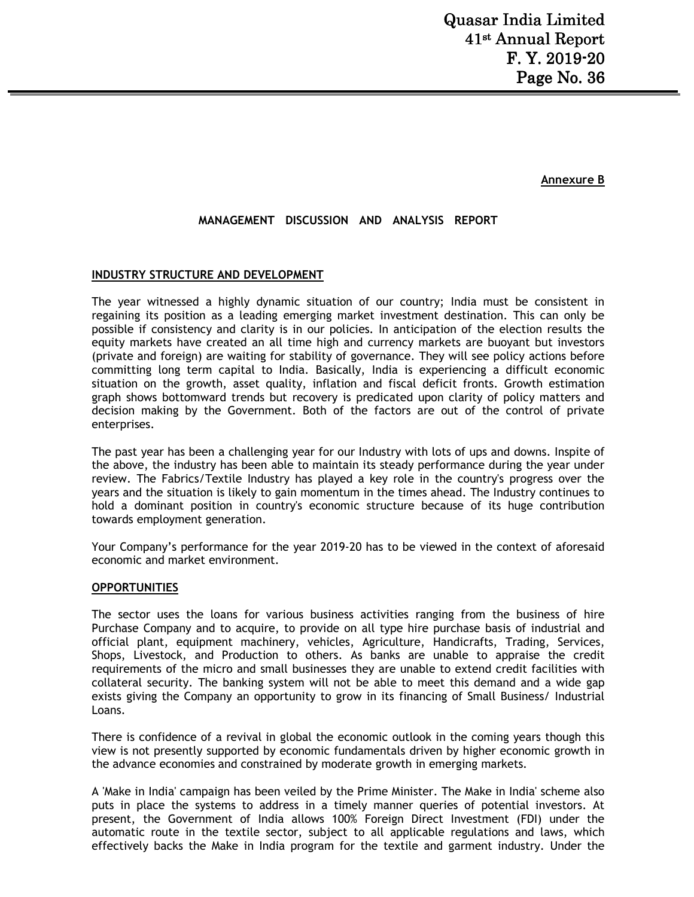**Annexure B**

## MANAGEMENT DISCUSSION AND ANALYSIS REPORT

### INDUSTRY STRUCTURE AND DEVELOPMENT

The year witnessed a highly dynamic situation of our country; India must be consistent in regaining its position as a leading emerging market investment destination. This can only be possible if consistency and clarity is in our policies. In anticipation of the election results the equity markets have created an all time high and currency markets are buoyant but investors (private and foreign) are waiting for stability of governance. They will see policy actions before committing long term capital to India. Basically, India is experiencing a difficult economic situation on the growth, asset quality, inflation and fiscal deficit fronts. Growth estimation graph shows bottomward trends but recovery is predicated upon clarity of policy matters and decision making by the Government. Both of the factors are out of the control of private enterprises.

The past year has been a challenging year for our Industry with lots of ups and downs. Inspite of the above, the industry has been able to maintain its steady performance during the year under review. The Fabrics/Textile Industry has played a key role in the country's progress over the years and the situation is likely to gain momentum in the times ahead. The Industry continues to hold a dominant position in country's economic structure because of its huge contribution towards employment generation.

Your Company's performance for the year 2019-20 has to be viewed in the context of aforesaid economic and market environment.

### OPPORTUNITIES

The sector uses the loans for various business activities ranging from the business of hire Purchase Company and to acquire, to provide on all type hire purchase basis of industrial and official plant, equipment machinery, vehicles, Agriculture, Handicrafts, Trading, Services, Shops, Livestock, and Production to others. As banks are unable to appraise the credit requirements of the micro and small businesses they are unable to extend credit facilities with collateral security. The banking system will not be able to meet this demand and a wide gap exists giving the Company an opportunity to grow in its financing of Small Business/ Industrial Loans.

There is confidence of a revival in global the economic outlook in the coming years though this view is not presently supported by economic fundamentals driven by higher economic growth in the advance economies and constrained by moderate growth in emerging markets.

A 'Make in India' campaign has been veiled by the Prime Minister. The Make in India' scheme also puts in place the systems to address in a timely manner queries of potential investors. At present, the Government of India allows 100% Foreign Direct Investment (FDI) under the automatic route in the textile sector, subject to all applicable regulations and laws, which effectively backs the Make in India program for the textile and garment industry. Under the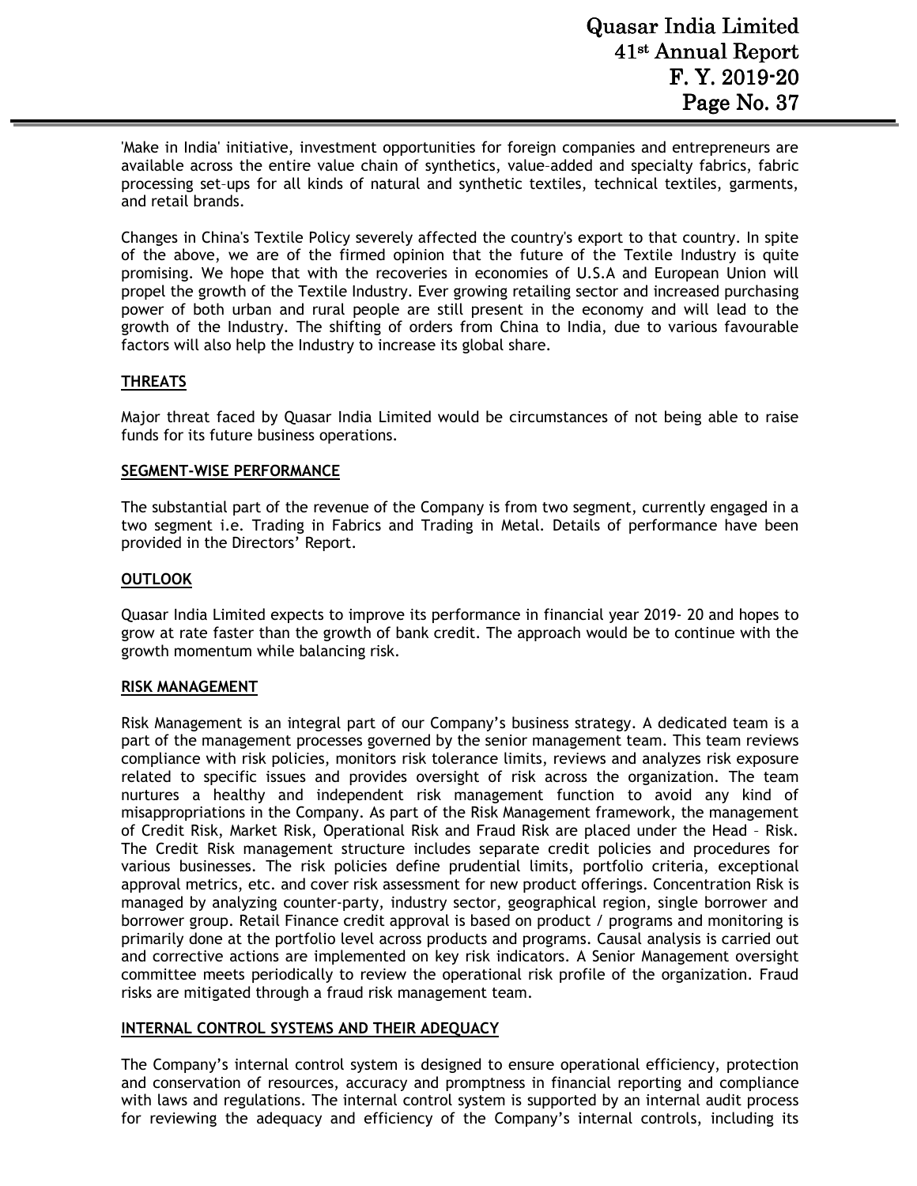'Make in India' initiative, investment opportunities for foreign companies and entrepreneurs are available across the entire value chain of synthetics, value–added and specialty fabrics, fabric processing set–ups for all kinds of natural and synthetic textiles, technical textiles, garments, and retail brands.

Changes in China's Textile Policy severely affected the country's export to that country. In spite of the above, we are of the firmed opinion that the future of the Textile Industry is quite promising. We hope that with the recoveries in economies of U.S.A and European Union will propel the growth of the Textile Industry. Ever growing retailing sector and increased purchasing power of both urban and rural people are still present in the economy and will lead to the growth of the Industry. The shifting of orders from China to India, due to various favourable factors will also help the Industry to increase its global share.

## THREATS

Major threat faced by Quasar India Limited would be circumstances of not being able to raise funds for its future business operations.

## SEGMENT-WISE PERFORMANCE

The substantial part of the revenue of the Company is from two segment, currently engaged in a two segment i.e. Trading in Fabrics and Trading in Metal. Details of performance have been provided in the Directors' Report.

## OUTLOOK

Quasar India Limited expects to improve its performance in financial year 2019- 20 and hopes to grow at rate faster than the growth of bank credit. The approach would be to continue with the growth momentum while balancing risk.

## RISK MANAGEMENT

Risk Management is an integral part of our Company's business strategy. A dedicated team is a part of the management processes governed by the senior management team. This team reviews compliance with risk policies, monitors risk tolerance limits, reviews and analyzes risk exposure related to specific issues and provides oversight of risk across the organization. The team nurtures a healthy and independent risk management function to avoid any kind of misappropriations in the Company. As part of the Risk Management framework, the management of Credit Risk, Market Risk, Operational Risk and Fraud Risk are placed under the Head – Risk. The Credit Risk management structure includes separate credit policies and procedures for various businesses. The risk policies define prudential limits, portfolio criteria, exceptional approval metrics, etc. and cover risk assessment for new product offerings. Concentration Risk is managed by analyzing counter-party, industry sector, geographical region, single borrower and borrower group. Retail Finance credit approval is based on product / programs and monitoring is primarily done at the portfolio level across products and programs. Causal analysis is carried out and corrective actions are implemented on key risk indicators. A Senior Management oversight committee meets periodically to review the operational risk profile of the organization. Fraud risks are mitigated through a fraud risk management team.

## INTERNAL CONTROL SYSTEMS AND THEIR ADEQUACY

The Company's internal control system is designed to ensure operational efficiency, protection and conservation of resources, accuracy and promptness in financial reporting and compliance with laws and regulations. The internal control system is supported by an internal audit process for reviewing the adequacy and efficiency of the Company's internal controls, including its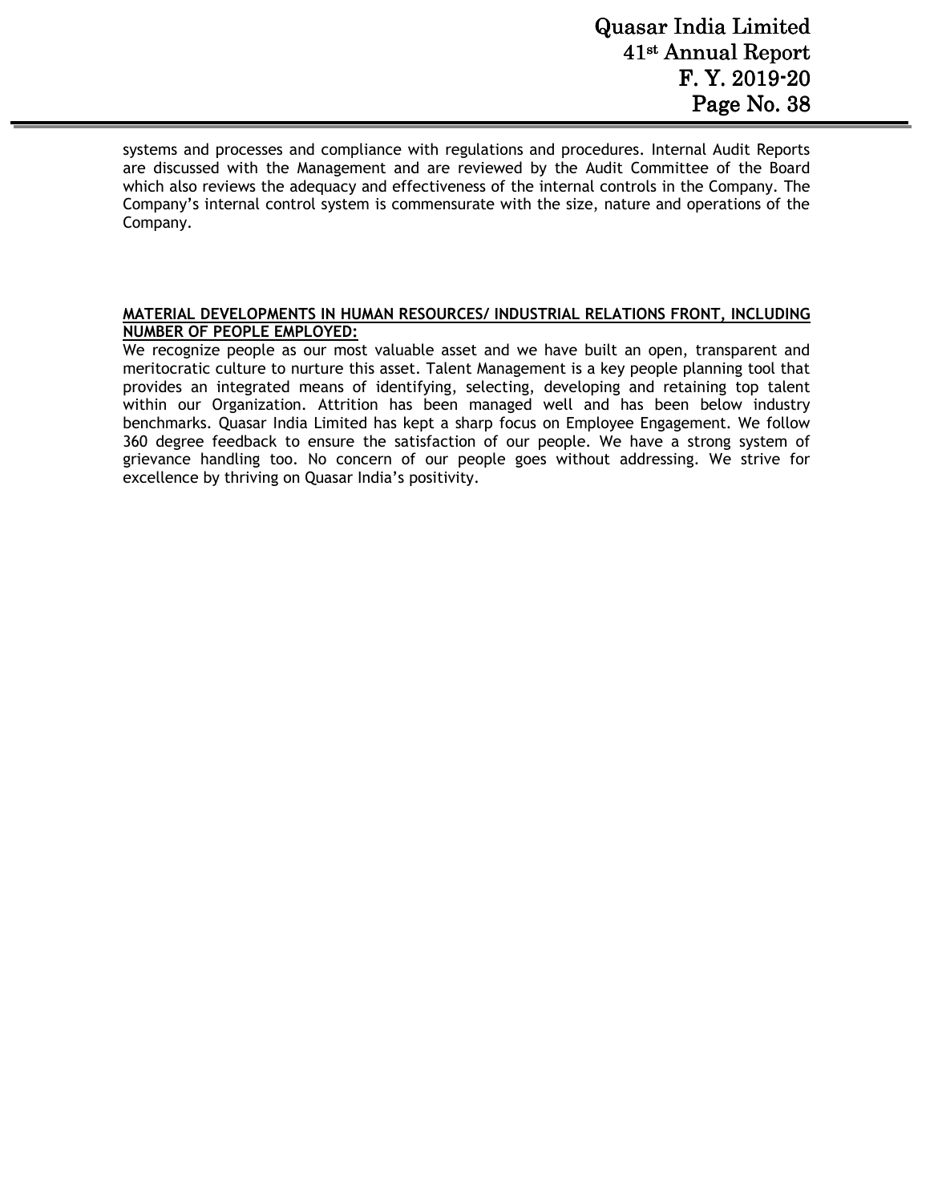systems and processes and compliance with regulations and procedures. Internal Audit Reports are discussed with the Management and are reviewed by the Audit Committee of the Board which also reviews the adequacy and effectiveness of the internal controls in the Company. The Company's internal control system is commensurate with the size, nature and operations of the Company.

**MATERIAL DEVELOPMENTS IN HUMAN RESOURCES/ INDUSTRIAL RELATIONS FRONT, INCLUDING NUMBER OF PEOPLE EMPLOYED:**

We recognize people as our most valuable asset and we have built an open, transparent and meritocratic culture to nurture this asset. Talent Management is a key people planning tool that provides an integrated means of identifying, selecting, developing and retaining top talent within our Organization. Attrition has been managed well and has been below industry benchmarks. Quasar India Limited has kept a sharp focus on Employee Engagement. We follow 360 degree feedback to ensure the satisfaction of our people. We have a strong system of grievance handling too. No concern of our people goes without addressing. We strive for excellence by thriving on Quasar India's positivity.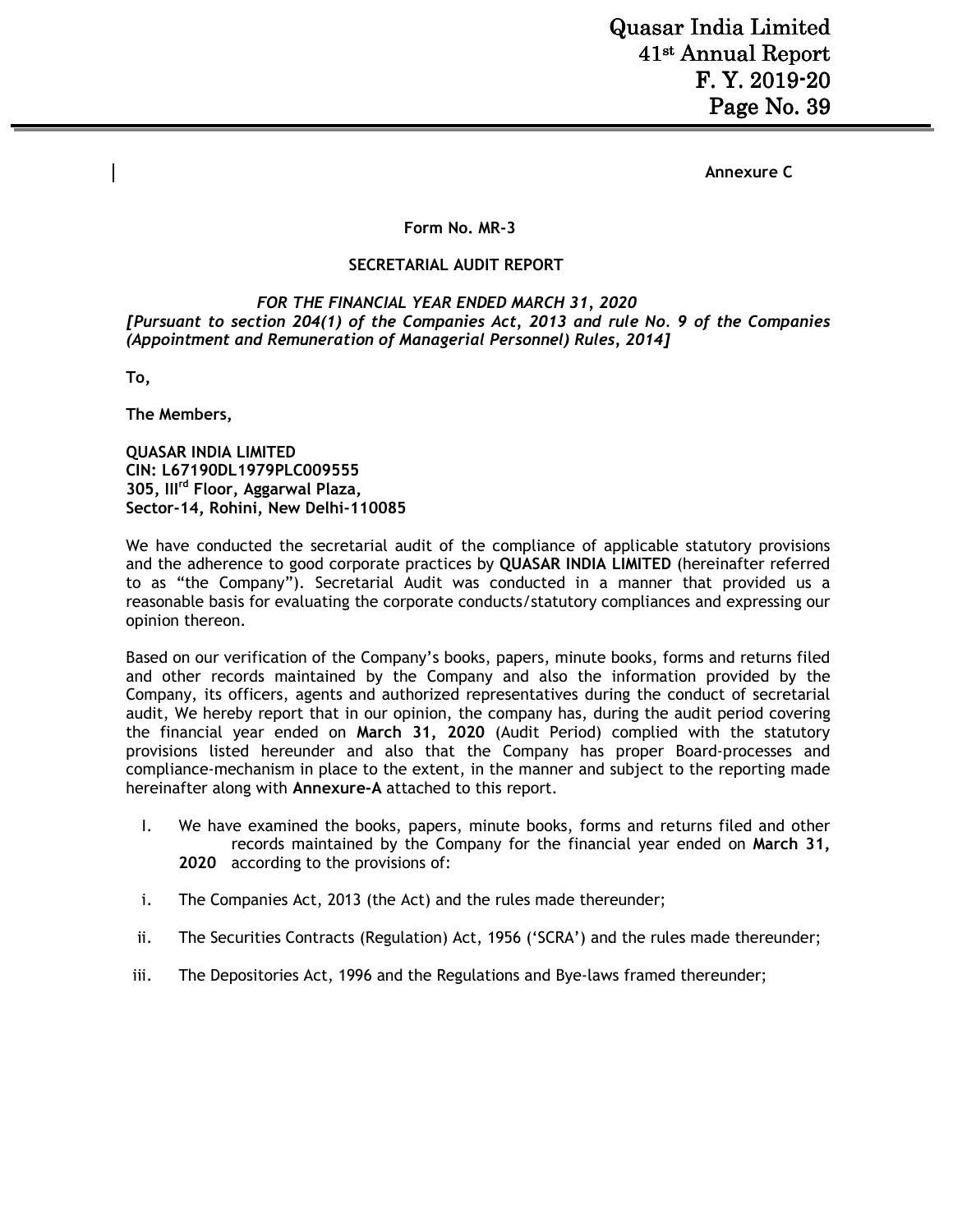**Annexure C**

**Form No. MR-3**

**SECRETARIAL AUDIT REPORT**

***FOR THE FINANCIAL YEAR ENDED MARCH 31, 2020***
***[Pursuant to section 204(1) of the Companies Act, 2013 and rule No. 9 of the Companies (Appointment and Remuneration of Managerial Personnel) Rules, 2014]***

**To,**

**The Members,**

**QUASAR INDIA LIMITED**
**CIN: L67190DL1979PLC009555**
**305, III[rd] Floor, Aggarwal Plaza,**
**Sector-14, Rohini, New Delhi-110085**

We have conducted the secretarial audit of the compliance of applicable statutory provisions and the adherence to good corporate practices by **QUASAR INDIA LIMITED** (hereinafter referred to as "the Company"). Secretarial Audit was conducted in a manner that provided us a reasonable basis for evaluating the corporate conducts/statutory compliances and expressing our opinion thereon.

Based on our verification of the Company's books, papers, minute books, forms and returns filed and other records maintained by the Company and also the information provided by the Company, its officers, agents and authorized representatives during the conduct of secretarial audit, We hereby report that in our opinion, the company has, during the audit period covering the financial year ended on **March 31, 2020** (Audit Period) complied with the statutory provisions listed hereunder and also that the Company has proper Board-processes and compliance-mechanism in place to the extent, in the manner and subject to the reporting made hereinafter along with **Annexure-A** attached to this report.

I. We have examined the books, papers, minute books, forms and returns filed and other records maintained by the Company for the financial year ended on **March 31, 2020** according to the provisions of:

i. The Companies Act, 2013 (the Act) and the rules made thereunder;

ii. The Securities Contracts (Regulation) Act, 1956 ('SCRA') and the rules made thereunder;

iii. The Depositories Act, 1996 and the Regulations and Bye-laws framed thereunder;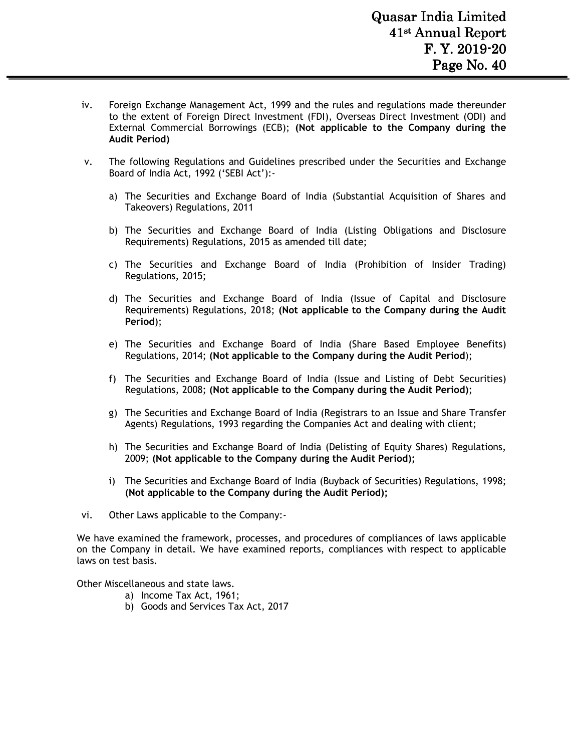iv. Foreign Exchange Management Act, 1999 and the rules and regulations made thereunder to the extent of Foreign Direct Investment (FDI), Overseas Direct Investment (ODI) and External Commercial Borrowings (ECB); **(Not applicable to the Company during the Audit Period)**

v. The following Regulations and Guidelines prescribed under the Securities and Exchange Board of India Act, 1992 ('SEBI Act'):-

   a) The Securities and Exchange Board of India (Substantial Acquisition of Shares and Takeovers) Regulations, 2011

   b) The Securities and Exchange Board of India (Listing Obligations and Disclosure Requirements) Regulations, 2015 as amended till date;

   c) The Securities and Exchange Board of India (Prohibition of Insider Trading) Regulations, 2015;

   d) The Securities and Exchange Board of India (Issue of Capital and Disclosure Requirements) Regulations, 2018; **(Not applicable to the Company during the Audit Period**);

   e) The Securities and Exchange Board of India (Share Based Employee Benefits) Regulations, 2014; **(Not applicable to the Company during the Audit Period**);

   f) The Securities and Exchange Board of India (Issue and Listing of Debt Securities) Regulations, 2008; **(Not applicable to the Company during the Audit Period)**;

   g) The Securities and Exchange Board of India (Registrars to an Issue and Share Transfer Agents) Regulations, 1993 regarding the Companies Act and dealing with client;

   h) The Securities and Exchange Board of India (Delisting of Equity Shares) Regulations, 2009; **(Not applicable to the Company during the Audit Period);**

   i) The Securities and Exchange Board of India (Buyback of Securities) Regulations, 1998; **(Not applicable to the Company during the Audit Period);**

vi. Other Laws applicable to the Company:-

We have examined the framework, processes, and procedures of compliances of laws applicable on the Company in detail. We have examined reports, compliances with respect to applicable laws on test basis.

Other Miscellaneous and state laws.

a) Income Tax Act, 1961;
b) Goods and Services Tax Act, 2017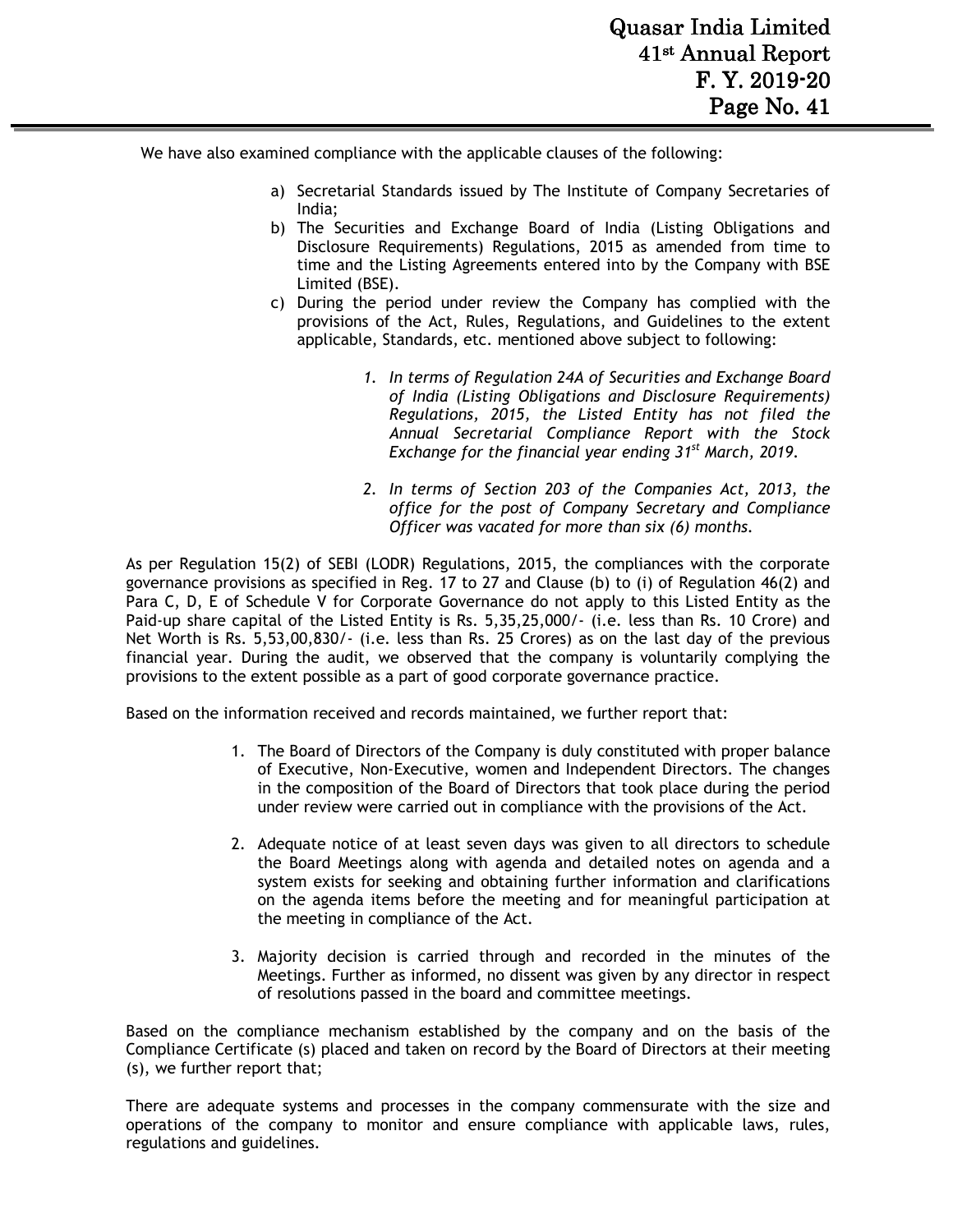We have also examined compliance with the applicable clauses of the following:

a) Secretarial Standards issued by The Institute of Company Secretaries of India;
b) The Securities and Exchange Board of India (Listing Obligations and Disclosure Requirements) Regulations, 2015 as amended from time to time and the Listing Agreements entered into by the Company with BSE Limited (BSE).
c) During the period under review the Company has complied with the provisions of the Act, Rules, Regulations, and Guidelines to the extent applicable, Standards, etc. mentioned above subject to following:

   1. *In terms of Regulation 24A of Securities and Exchange Board of India (Listing Obligations and Disclosure Requirements) Regulations, 2015, the Listed Entity has not filed the Annual Secretarial Compliance Report with the Stock Exchange for the financial year ending 31st March, 2019.*

   2. *In terms of Section 203 of the Companies Act, 2013, the office for the post of Company Secretary and Compliance Officer was vacated for more than six (6) months.*

As per Regulation 15(2) of SEBI (LODR) Regulations, 2015, the compliances with the corporate governance provisions as specified in Reg. 17 to 27 and Clause (b) to (i) of Regulation 46(2) and Para C, D, E of Schedule V for Corporate Governance do not apply to this Listed Entity as the Paid-up share capital of the Listed Entity is Rs. 5,35,25,000/- (i.e. less than Rs. 10 Crore) and Net Worth is Rs. 5,53,00,830/- (i.e. less than Rs. 25 Crores) as on the last day of the previous financial year. During the audit, we observed that the company is voluntarily complying the provisions to the extent possible as a part of good corporate governance practice.

Based on the information received and records maintained, we further report that:

1. The Board of Directors of the Company is duly constituted with proper balance of Executive, Non-Executive, women and Independent Directors. The changes in the composition of the Board of Directors that took place during the period under review were carried out in compliance with the provisions of the Act.

2. Adequate notice of at least seven days was given to all directors to schedule the Board Meetings along with agenda and detailed notes on agenda and a system exists for seeking and obtaining further information and clarifications on the agenda items before the meeting and for meaningful participation at the meeting in compliance of the Act.

3. Majority decision is carried through and recorded in the minutes of the Meetings. Further as informed, no dissent was given by any director in respect of resolutions passed in the board and committee meetings.

Based on the compliance mechanism established by the company and on the basis of the Compliance Certificate (s) placed and taken on record by the Board of Directors at their meeting (s), we further report that;

There are adequate systems and processes in the company commensurate with the size and operations of the company to monitor and ensure compliance with applicable laws, rules, regulations and guidelines.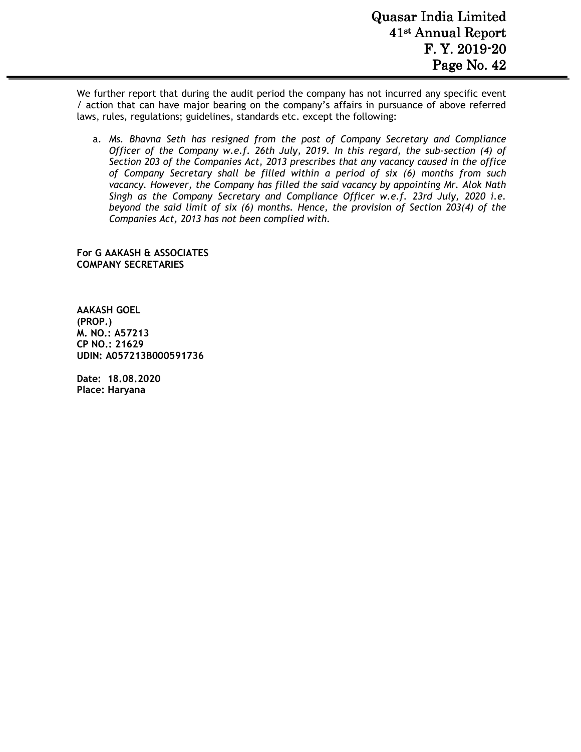We further report that during the audit period the company has not incurred any specific event / action that can have major bearing on the company's affairs in pursuance of above referred laws, rules, regulations; guidelines, standards etc. except the following:

a. *Ms. Bhavna Seth has resigned from the post of Company Secretary and Compliance Officer of the Company w.e.f. 26th July, 2019. In this regard, the sub-section (4) of Section 203 of the Companies Act, 2013 prescribes that any vacancy caused in the office of Company Secretary shall be filled within a period of six (6) months from such vacancy. However, the Company has filled the said vacancy by appointing Mr. Alok Nath Singh as the Company Secretary and Compliance Officer w.e.f. 23rd July, 2020 i.e. beyond the said limit of six (6) months. Hence, the provision of Section 203(4) of the Companies Act, 2013 has not been complied with.*

**For G AAKASH & ASSOCIATES**
**COMPANY SECRETARIES**

**AAKASH GOEL**
**(PROP.)**
**M. NO.: A57213**
**CP NO.: 21629**
**UDIN: A057213B000591736**

**Date: 18.08.2020**
**Place: Haryana**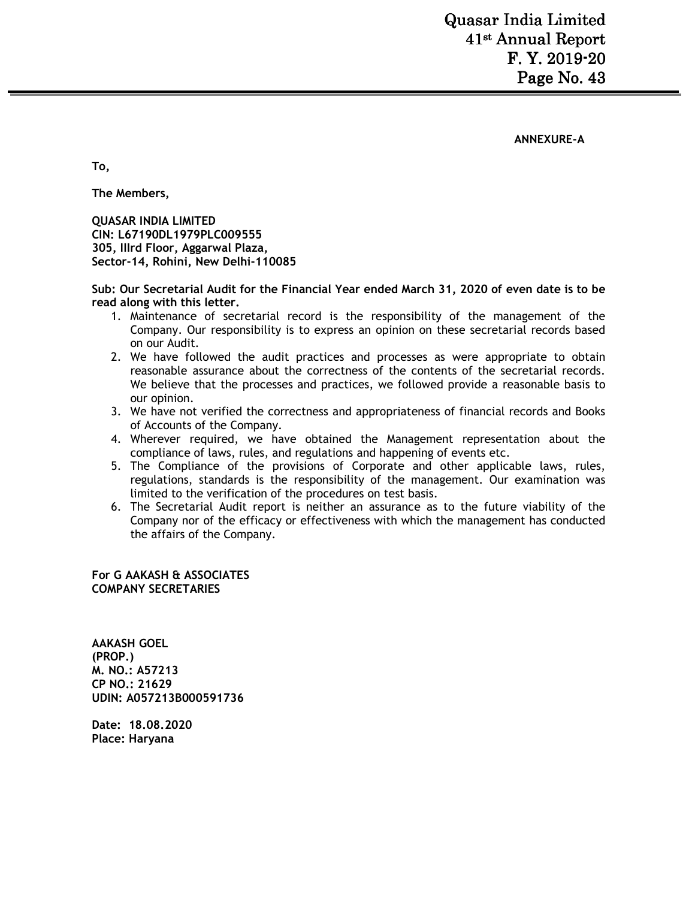**ANNEXURE-A**

**To,**

**The Members,**

**QUASAR INDIA LIMITED**
**CIN: L67190DL1979PLC009555**
**305, IIIrd Floor, Aggarwal Plaza,**
**Sector-14, Rohini, New Delhi-110085**

**Sub: Our Secretarial Audit for the Financial Year ended March 31, 2020 of even date is to be read along with this letter.**

1. Maintenance of secretarial record is the responsibility of the management of the Company. Our responsibility is to express an opinion on these secretarial records based on our Audit.
2. We have followed the audit practices and processes as were appropriate to obtain reasonable assurance about the correctness of the contents of the secretarial records. We believe that the processes and practices, we followed provide a reasonable basis to our opinion.
3. We have not verified the correctness and appropriateness of financial records and Books of Accounts of the Company.
4. Wherever required, we have obtained the Management representation about the compliance of laws, rules, and regulations and happening of events etc.
5. The Compliance of the provisions of Corporate and other applicable laws, rules, regulations, standards is the responsibility of the management. Our examination was limited to the verification of the procedures on test basis.
6. The Secretarial Audit report is neither an assurance as to the future viability of the Company nor of the efficacy or effectiveness with which the management has conducted the affairs of the Company.

**For G AAKASH & ASSOCIATES**
**COMPANY SECRETARIES**

**AAKASH GOEL**
**(PROP.)**
**M. NO.: A57213**
**CP NO.: 21629**
**UDIN: A057213B000591736**

**Date: 18.08.2020**
**Place: Haryana**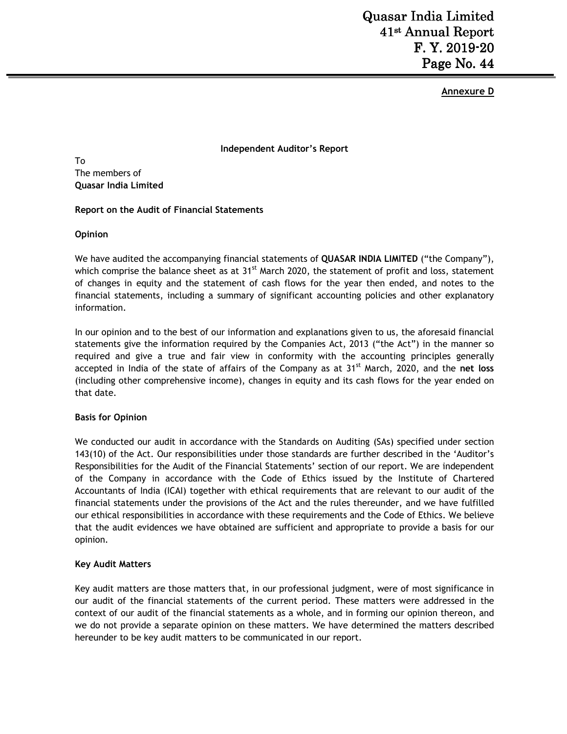**Annexure D**

**Independent Auditor's Report**

To
The members of
**Quasar India Limited**

**Report on the Audit of Financial Statements**

**Opinion**

We have audited the accompanying financial statements of **QUASAR INDIA LIMITED** ("the Company"), which comprise the balance sheet as at 31st March 2020, the statement of profit and loss, statement of changes in equity and the statement of cash flows for the year then ended, and notes to the financial statements, including a summary of significant accounting policies and other explanatory information.

In our opinion and to the best of our information and explanations given to us, the aforesaid financial statements give the information required by the Companies Act, 2013 ("the Act") in the manner so required and give a true and fair view in conformity with the accounting principles generally accepted in India of the state of affairs of the Company as at 31st March, 2020, and the **net loss** (including other comprehensive income), changes in equity and its cash flows for the year ended on that date.

**Basis for Opinion**

We conducted our audit in accordance with the Standards on Auditing (SAs) specified under section 143(10) of the Act. Our responsibilities under those standards are further described in the 'Auditor's Responsibilities for the Audit of the Financial Statements' section of our report. We are independent of the Company in accordance with the Code of Ethics issued by the Institute of Chartered Accountants of India (ICAI) together with ethical requirements that are relevant to our audit of the financial statements under the provisions of the Act and the rules thereunder, and we have fulfilled our ethical responsibilities in accordance with these requirements and the Code of Ethics. We believe that the audit evidences we have obtained are sufficient and appropriate to provide a basis for our opinion.

**Key Audit Matters**

Key audit matters are those matters that, in our professional judgment, were of most significance in our audit of the financial statements of the current period. These matters were addressed in the context of our audit of the financial statements as a whole, and in forming our opinion thereon, and we do not provide a separate opinion on these matters. We have determined the matters described hereunder to be key audit matters to be communicated in our report.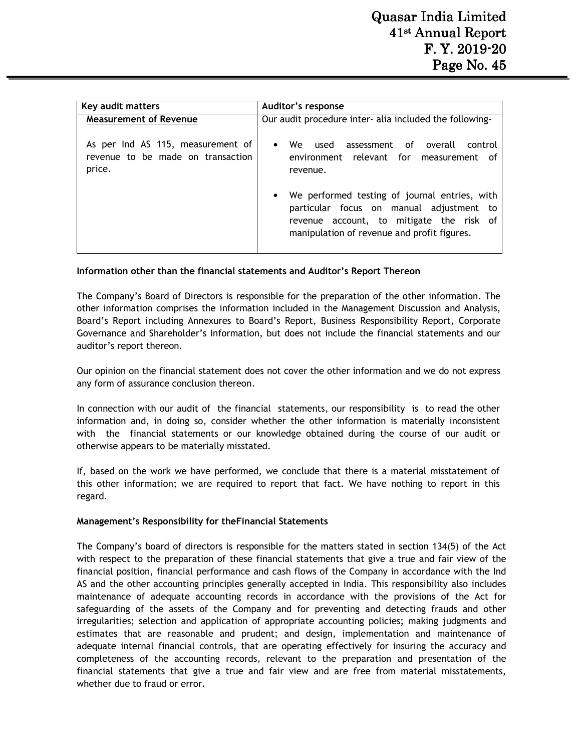| Key audit matters | Auditor's response |
|---|---|
| **Measurement of Revenue**<br><br>As per Ind AS 115, measurement of revenue to be made on transaction price. | Our audit procedure inter- alia included the following-<br><br>• We used assessment of overall control environment relevant for measurement of revenue.<br><br>• We performed testing of journal entries, with particular focus on manual adjustment to revenue account, to mitigate the risk of manipulation of revenue and profit figures. |

**Information other than the financial statements and Auditor's Report Thereon**

The Company's Board of Directors is responsible for the preparation of the other information. The other information comprises the information included in the Management Discussion and Analysis, Board's Report including Annexures to Board's Report, Business Responsibility Report, Corporate Governance and Shareholder's Information, but does not include the financial statements and our auditor's report thereon.

Our opinion on the financial statement does not cover the other information and we do not express any form of assurance conclusion thereon.

In connection with our audit of the financial statements, our responsibility is to read the other information and, in doing so, consider whether the other information is materially inconsistent with the financial statements or our knowledge obtained during the course of our audit or otherwise appears to be materially misstated.

If, based on the work we have performed, we conclude that there is a material misstatement of this other information; we are required to report that fact. We have nothing to report in this regard.

**Management's Responsibility for theFinancial Statements**

The Company's board of directors is responsible for the matters stated in section 134(5) of the Act with respect to the preparation of these financial statements that give a true and fair view of the financial position, financial performance and cash flows of the Company in accordance with the Ind AS and the other accounting principles generally accepted in India. This responsibility also includes maintenance of adequate accounting records in accordance with the provisions of the Act for safeguarding of the assets of the Company and for preventing and detecting frauds and other irregularities; selection and application of appropriate accounting policies; making judgments and estimates that are reasonable and prudent; and design, implementation and maintenance of adequate internal financial controls, that are operating effectively for insuring the accuracy and completeness of the accounting records, relevant to the preparation and presentation of the financial statements that give a true and fair view and are free from material misstatements, whether due to fraud or error.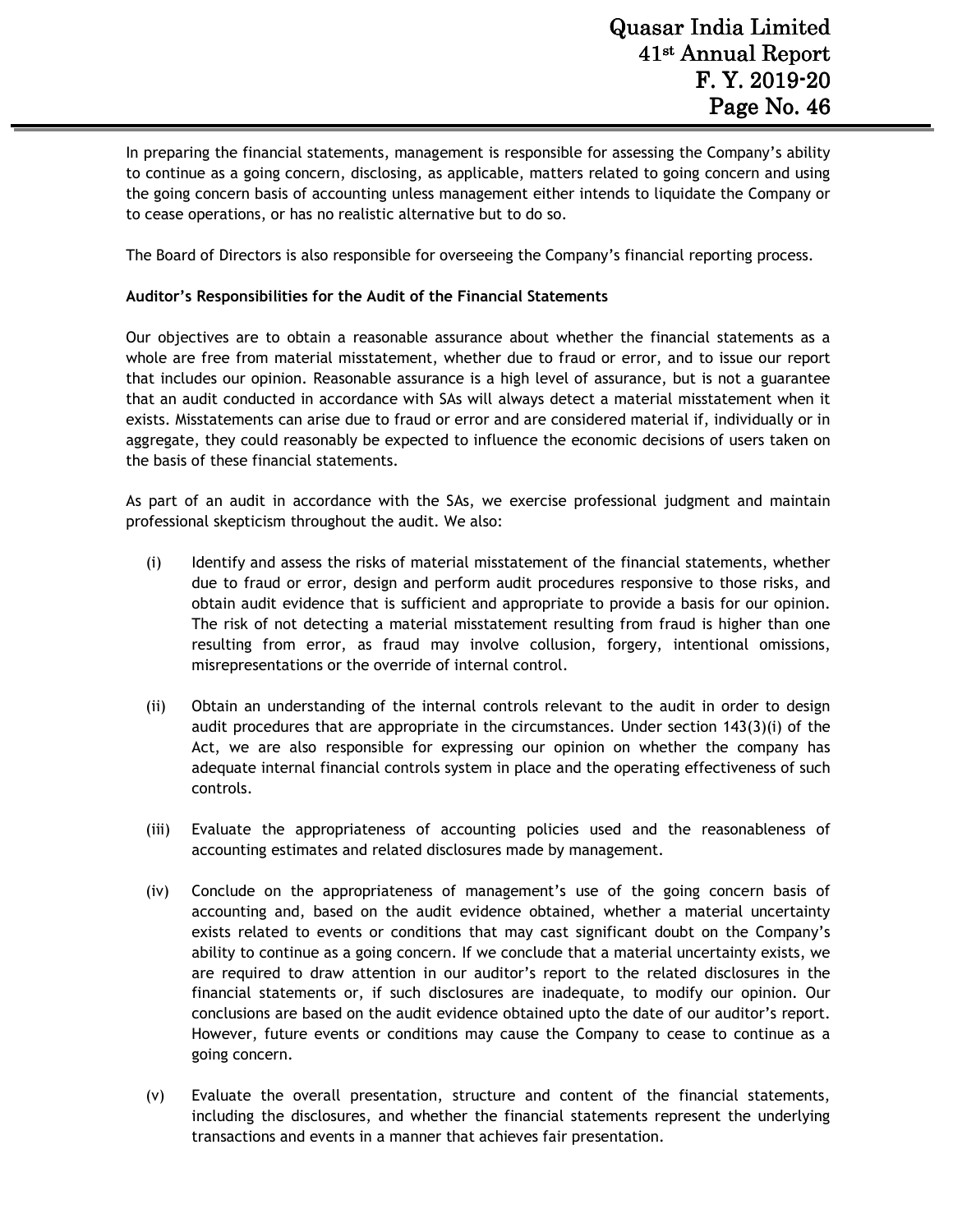In preparing the financial statements, management is responsible for assessing the Company's ability to continue as a going concern, disclosing, as applicable, matters related to going concern and using the going concern basis of accounting unless management either intends to liquidate the Company or to cease operations, or has no realistic alternative but to do so.

The Board of Directors is also responsible for overseeing the Company's financial reporting process.

**Auditor's Responsibilities for the Audit of the Financial Statements**

Our objectives are to obtain a reasonable assurance about whether the financial statements as a whole are free from material misstatement, whether due to fraud or error, and to issue our report that includes our opinion. Reasonable assurance is a high level of assurance, but is not a guarantee that an audit conducted in accordance with SAs will always detect a material misstatement when it exists. Misstatements can arise due to fraud or error and are considered material if, individually or in aggregate, they could reasonably be expected to influence the economic decisions of users taken on the basis of these financial statements.

As part of an audit in accordance with the SAs, we exercise professional judgment and maintain professional skepticism throughout the audit. We also:

(i) Identify and assess the risks of material misstatement of the financial statements, whether due to fraud or error, design and perform audit procedures responsive to those risks, and obtain audit evidence that is sufficient and appropriate to provide a basis for our opinion. The risk of not detecting a material misstatement resulting from fraud is higher than one resulting from error, as fraud may involve collusion, forgery, intentional omissions, misrepresentations or the override of internal control.

(ii) Obtain an understanding of the internal controls relevant to the audit in order to design audit procedures that are appropriate in the circumstances. Under section 143(3)(i) of the Act, we are also responsible for expressing our opinion on whether the company has adequate internal financial controls system in place and the operating effectiveness of such controls.

(iii) Evaluate the appropriateness of accounting policies used and the reasonableness of accounting estimates and related disclosures made by management.

(iv) Conclude on the appropriateness of management's use of the going concern basis of accounting and, based on the audit evidence obtained, whether a material uncertainty exists related to events or conditions that may cast significant doubt on the Company's ability to continue as a going concern. If we conclude that a material uncertainty exists, we are required to draw attention in our auditor's report to the related disclosures in the financial statements or, if such disclosures are inadequate, to modify our opinion. Our conclusions are based on the audit evidence obtained upto the date of our auditor's report. However, future events or conditions may cause the Company to cease to continue as a going concern.

(v) Evaluate the overall presentation, structure and content of the financial statements, including the disclosures, and whether the financial statements represent the underlying transactions and events in a manner that achieves fair presentation.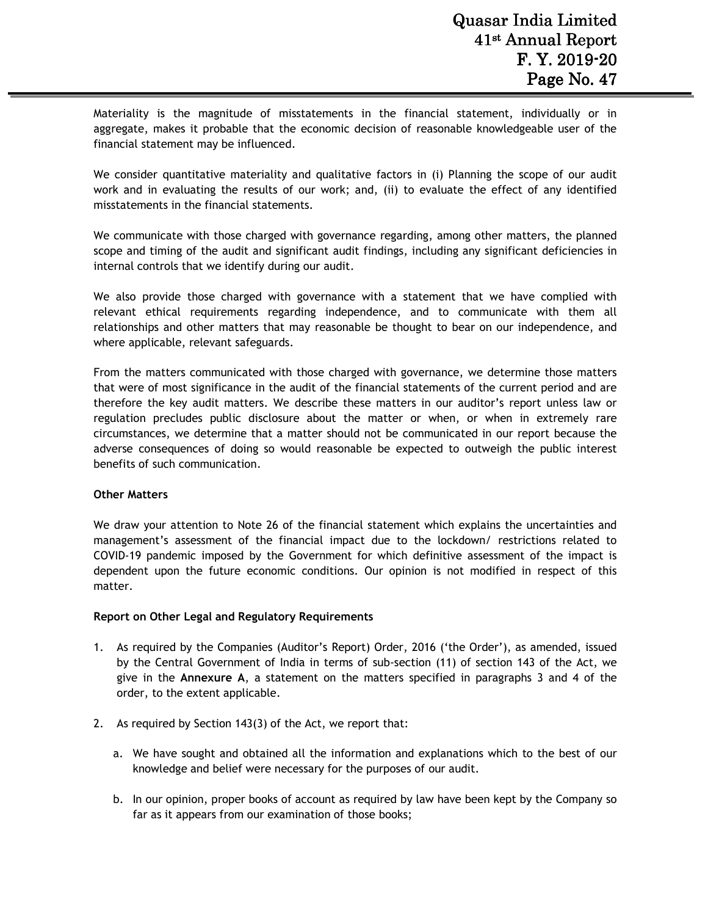Materiality is the magnitude of misstatements in the financial statement, individually or in aggregate, makes it probable that the economic decision of reasonable knowledgeable user of the financial statement may be influenced.

We consider quantitative materiality and qualitative factors in (i) Planning the scope of our audit work and in evaluating the results of our work; and, (ii) to evaluate the effect of any identified misstatements in the financial statements.

We communicate with those charged with governance regarding, among other matters, the planned scope and timing of the audit and significant audit findings, including any significant deficiencies in internal controls that we identify during our audit.

We also provide those charged with governance with a statement that we have complied with relevant ethical requirements regarding independence, and to communicate with them all relationships and other matters that may reasonable be thought to bear on our independence, and where applicable, relevant safeguards.

From the matters communicated with those charged with governance, we determine those matters that were of most significance in the audit of the financial statements of the current period and are therefore the key audit matters. We describe these matters in our auditor's report unless law or regulation precludes public disclosure about the matter or when, or when in extremely rare circumstances, we determine that a matter should not be communicated in our report because the adverse consequences of doing so would reasonable be expected to outweigh the public interest benefits of such communication.

**Other Matters**

We draw your attention to Note 26 of the financial statement which explains the uncertainties and management's assessment of the financial impact due to the lockdown/ restrictions related to COVID-19 pandemic imposed by the Government for which definitive assessment of the impact is dependent upon the future economic conditions. Our opinion is not modified in respect of this matter.

**Report on Other Legal and Regulatory Requirements**

1. As required by the Companies (Auditor's Report) Order, 2016 ('the Order'), as amended, issued by the Central Government of India in terms of sub-section (11) of section 143 of the Act, we give in the **Annexure A**, a statement on the matters specified in paragraphs 3 and 4 of the order, to the extent applicable.

2. As required by Section 143(3) of the Act, we report that:

   a. We have sought and obtained all the information and explanations which to the best of our knowledge and belief were necessary for the purposes of our audit.

   b. In our opinion, proper books of account as required by law have been kept by the Company so far as it appears from our examination of those books;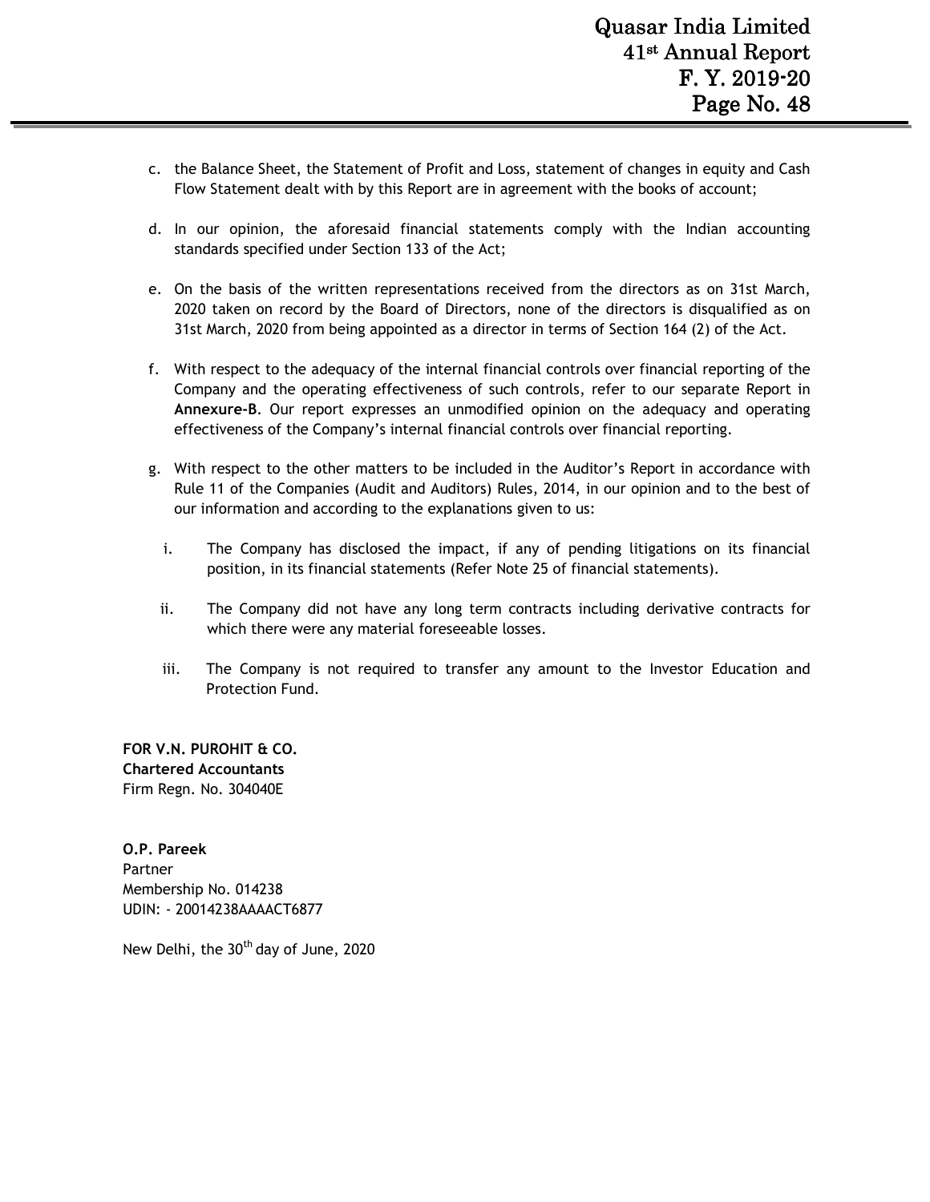c. the Balance Sheet, the Statement of Profit and Loss, statement of changes in equity and Cash Flow Statement dealt with by this Report are in agreement with the books of account;

d. In our opinion, the aforesaid financial statements comply with the Indian accounting standards specified under Section 133 of the Act;

e. On the basis of the written representations received from the directors as on 31st March, 2020 taken on record by the Board of Directors, none of the directors is disqualified as on 31st March, 2020 from being appointed as a director in terms of Section 164 (2) of the Act.

f. With respect to the adequacy of the internal financial controls over financial reporting of the Company and the operating effectiveness of such controls, refer to our separate Report in **Annexure-B**. Our report expresses an unmodified opinion on the adequacy and operating effectiveness of the Company's internal financial controls over financial reporting.

g. With respect to the other matters to be included in the Auditor's Report in accordance with Rule 11 of the Companies (Audit and Auditors) Rules, 2014, in our opinion and to the best of our information and according to the explanations given to us:

   i. The Company has disclosed the impact, if any of pending litigations on its financial position, in its financial statements (Refer Note 25 of financial statements).

   ii. The Company did not have any long term contracts including derivative contracts for which there were any material foreseeable losses.

   iii. The Company is not required to transfer any amount to the Investor Education and Protection Fund.

**FOR V.N. PUROHIT & CO.**
**Chartered Accountants**
Firm Regn. No. 304040E

**O.P. Pareek**
Partner
Membership No. 014238
UDIN: - 20014238AAAACT6877

New Delhi, the 30th day of June, 2020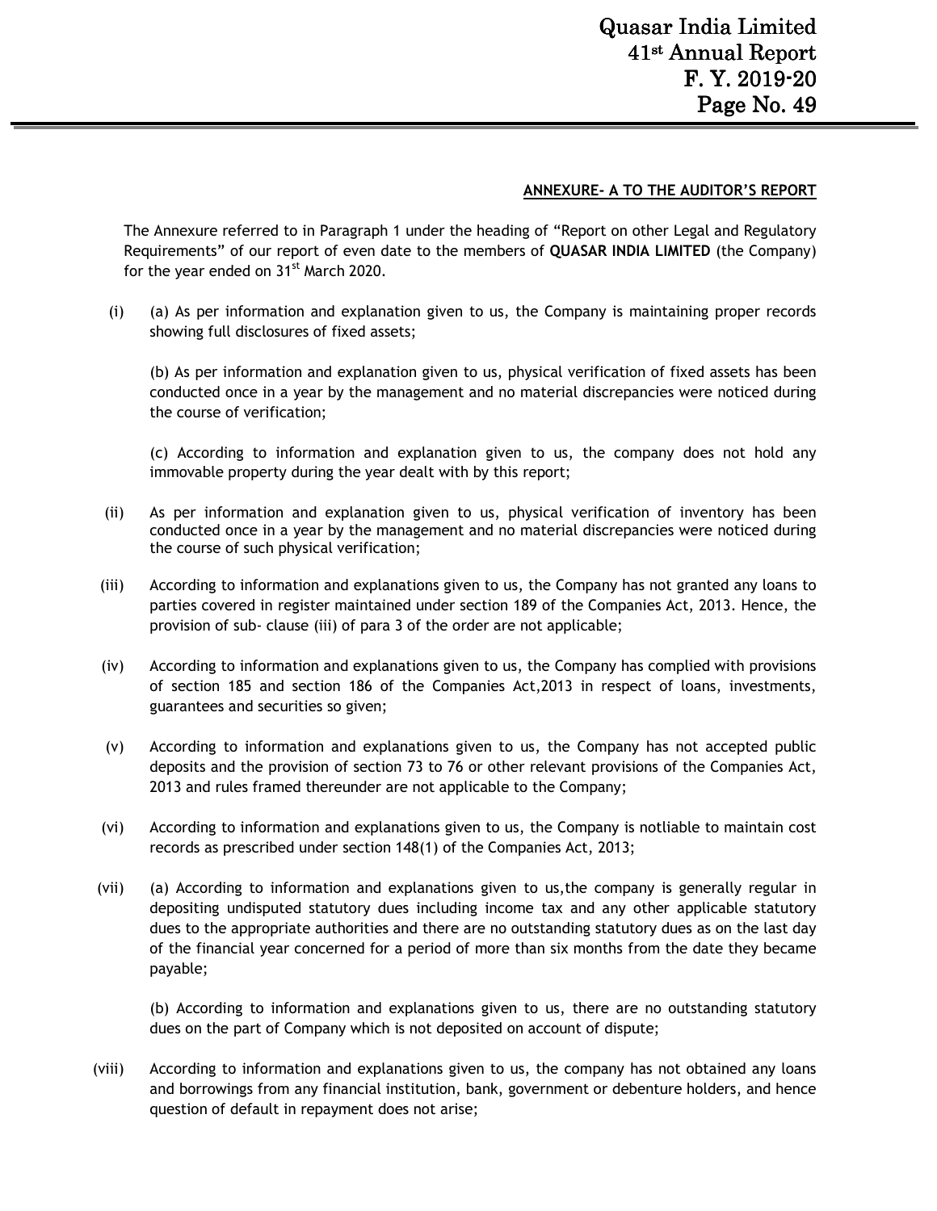## ANNEXURE- A TO THE AUDITOR'S REPORT

The Annexure referred to in Paragraph 1 under the heading of "Report on other Legal and Regulatory Requirements" of our report of even date to the members of **QUASAR INDIA LIMITED** (the Company) for the year ended on 31st March 2020.

(i) (a) As per information and explanation given to us, the Company is maintaining proper records showing full disclosures of fixed assets;

(b) As per information and explanation given to us, physical verification of fixed assets has been conducted once in a year by the management and no material discrepancies were noticed during the course of verification;

(c) According to information and explanation given to us, the company does not hold any immovable property during the year dealt with by this report;

(ii) As per information and explanation given to us, physical verification of inventory has been conducted once in a year by the management and no material discrepancies were noticed during the course of such physical verification;

(iii) According to information and explanations given to us, the Company has not granted any loans to parties covered in register maintained under section 189 of the Companies Act, 2013. Hence, the provision of sub- clause (iii) of para 3 of the order are not applicable;

(iv) According to information and explanations given to us, the Company has complied with provisions of section 185 and section 186 of the Companies Act,2013 in respect of loans, investments, guarantees and securities so given;

(v) According to information and explanations given to us, the Company has not accepted public deposits and the provision of section 73 to 76 or other relevant provisions of the Companies Act, 2013 and rules framed thereunder are not applicable to the Company;

(vi) According to information and explanations given to us, the Company is notliable to maintain cost records as prescribed under section 148(1) of the Companies Act, 2013;

(vii) (a) According to information and explanations given to us,the company is generally regular in depositing undisputed statutory dues including income tax and any other applicable statutory dues to the appropriate authorities and there are no outstanding statutory dues as on the last day of the financial year concerned for a period of more than six months from the date they became payable;

(b) According to information and explanations given to us, there are no outstanding statutory dues on the part of Company which is not deposited on account of dispute;

(viii) According to information and explanations given to us, the company has not obtained any loans and borrowings from any financial institution, bank, government or debenture holders, and hence question of default in repayment does not arise;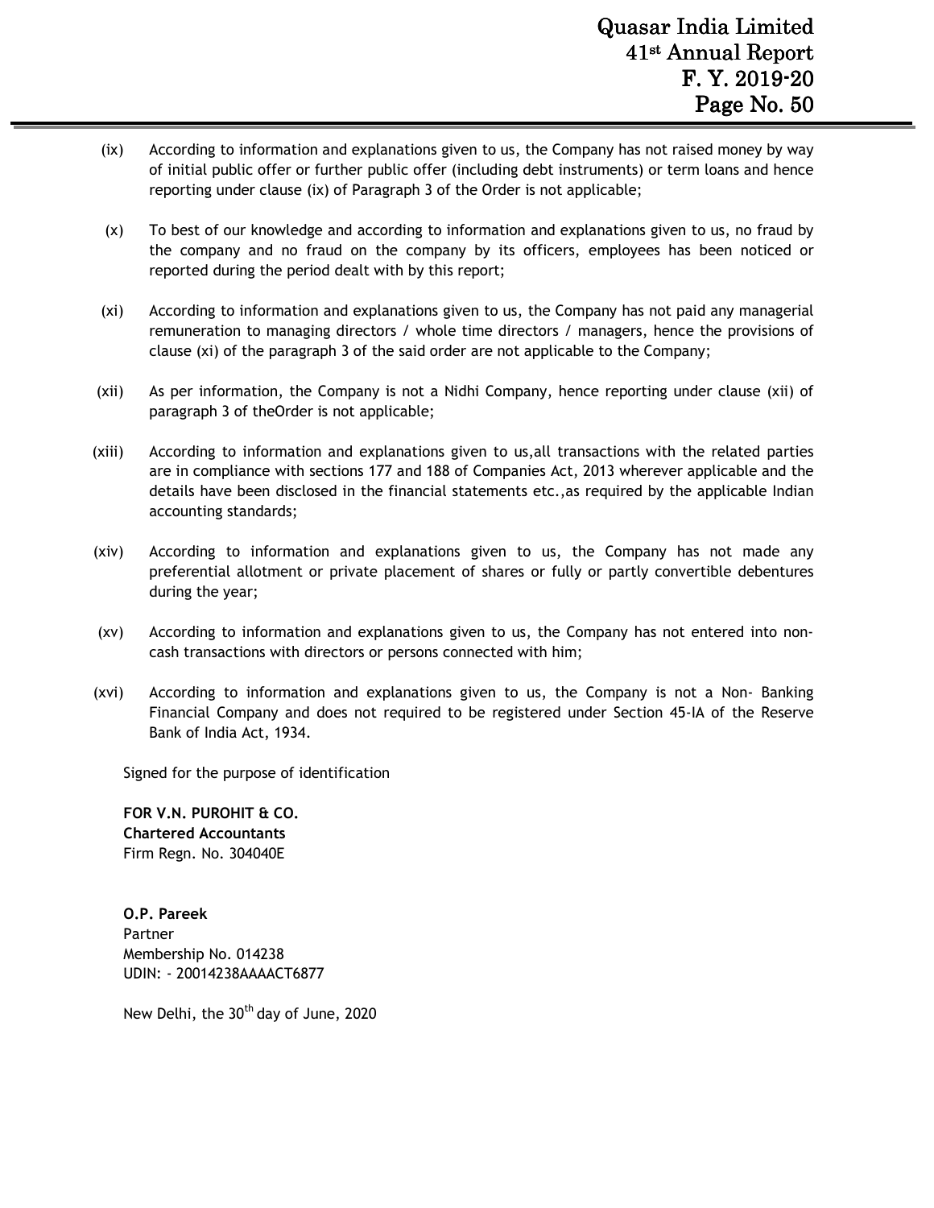(ix) According to information and explanations given to us, the Company has not raised money by way of initial public offer or further public offer (including debt instruments) or term loans and hence reporting under clause (ix) of Paragraph 3 of the Order is not applicable;

(x) To best of our knowledge and according to information and explanations given to us, no fraud by the company and no fraud on the company by its officers, employees has been noticed or reported during the period dealt with by this report;

(xi) According to information and explanations given to us, the Company has not paid any managerial remuneration to managing directors / whole time directors / managers, hence the provisions of clause (xi) of the paragraph 3 of the said order are not applicable to the Company;

(xii) As per information, the Company is not a Nidhi Company, hence reporting under clause (xii) of paragraph 3 of theOrder is not applicable;

(xiii) According to information and explanations given to us,all transactions with the related parties are in compliance with sections 177 and 188 of Companies Act, 2013 wherever applicable and the details have been disclosed in the financial statements etc.,as required by the applicable Indian accounting standards;

(xiv) According to information and explanations given to us, the Company has not made any preferential allotment or private placement of shares or fully or partly convertible debentures during the year;

(xv) According to information and explanations given to us, the Company has not entered into non-cash transactions with directors or persons connected with him;

(xvi) According to information and explanations given to us, the Company is not a Non- Banking Financial Company and does not required to be registered under Section 45-IA of the Reserve Bank of India Act, 1934.

Signed for the purpose of identification

**FOR V.N. PUROHIT & CO.**
**Chartered Accountants**
Firm Regn. No. 304040E

**O.P. Pareek**
Partner
Membership No. 014238
UDIN: - 20014238AAAACT6877

New Delhi, the 30th day of June, 2020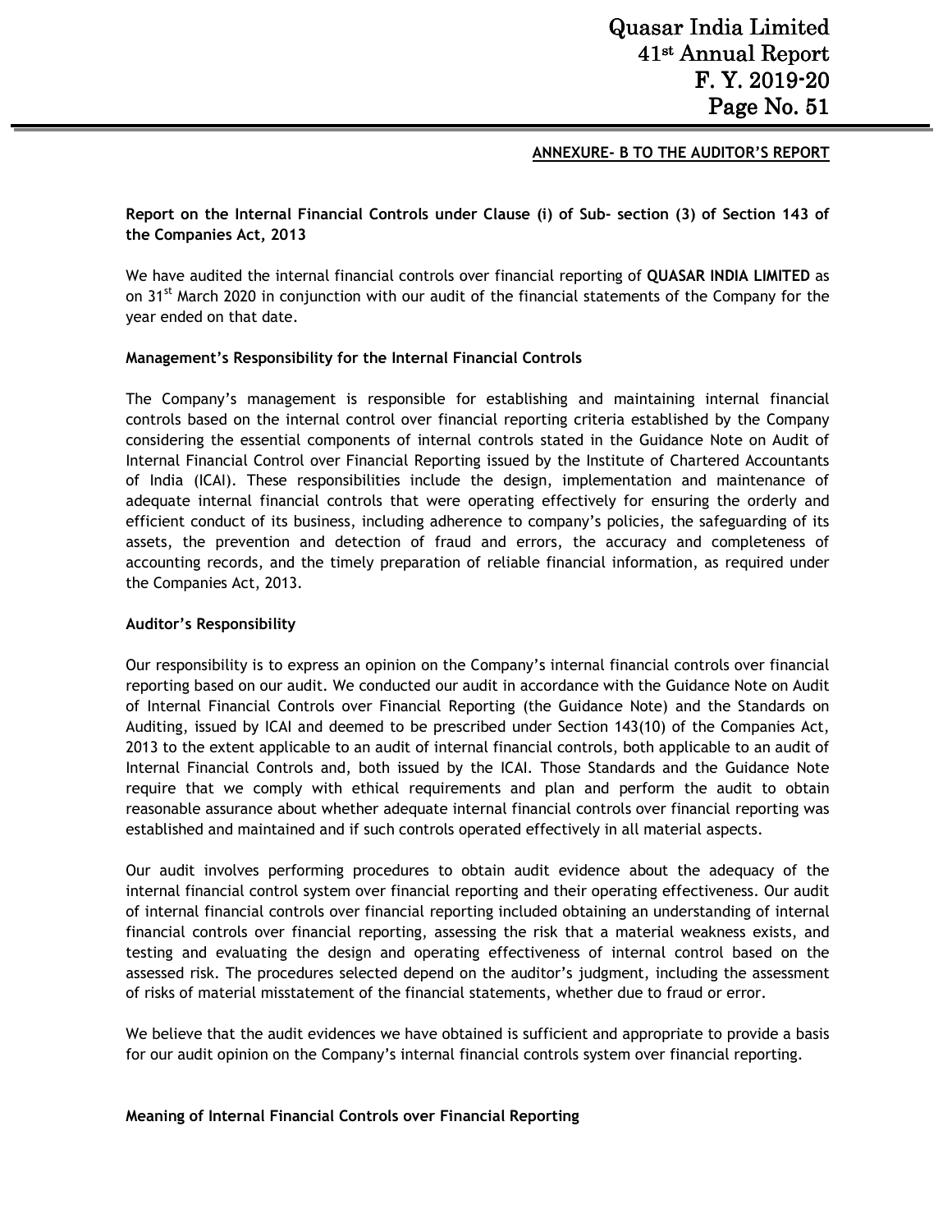## ANNEXURE- B TO THE AUDITOR'S REPORT

**Report on the Internal Financial Controls under Clause (i) of Sub- section (3) of Section 143 of the Companies Act, 2013**

We have audited the internal financial controls over financial reporting of **QUASAR INDIA LIMITED** as on 31st March 2020 in conjunction with our audit of the financial statements of the Company for the year ended on that date.

**Management's Responsibility for the Internal Financial Controls**

The Company's management is responsible for establishing and maintaining internal financial controls based on the internal control over financial reporting criteria established by the Company considering the essential components of internal controls stated in the Guidance Note on Audit of Internal Financial Control over Financial Reporting issued by the Institute of Chartered Accountants of India (ICAI). These responsibilities include the design, implementation and maintenance of adequate internal financial controls that were operating effectively for ensuring the orderly and efficient conduct of its business, including adherence to company's policies, the safeguarding of its assets, the prevention and detection of fraud and errors, the accuracy and completeness of accounting records, and the timely preparation of reliable financial information, as required under the Companies Act, 2013.

**Auditor's Responsibility**

Our responsibility is to express an opinion on the Company's internal financial controls over financial reporting based on our audit. We conducted our audit in accordance with the Guidance Note on Audit of Internal Financial Controls over Financial Reporting (the Guidance Note) and the Standards on Auditing, issued by ICAI and deemed to be prescribed under Section 143(10) of the Companies Act, 2013 to the extent applicable to an audit of internal financial controls, both applicable to an audit of Internal Financial Controls and, both issued by the ICAI. Those Standards and the Guidance Note require that we comply with ethical requirements and plan and perform the audit to obtain reasonable assurance about whether adequate internal financial controls over financial reporting was established and maintained and if such controls operated effectively in all material aspects.

Our audit involves performing procedures to obtain audit evidence about the adequacy of the internal financial control system over financial reporting and their operating effectiveness. Our audit of internal financial controls over financial reporting included obtaining an understanding of internal financial controls over financial reporting, assessing the risk that a material weakness exists, and testing and evaluating the design and operating effectiveness of internal control based on the assessed risk. The procedures selected depend on the auditor's judgment, including the assessment of risks of material misstatement of the financial statements, whether due to fraud or error.

We believe that the audit evidences we have obtained is sufficient and appropriate to provide a basis for our audit opinion on the Company's internal financial controls system over financial reporting.

**Meaning of Internal Financial Controls over Financial Reporting**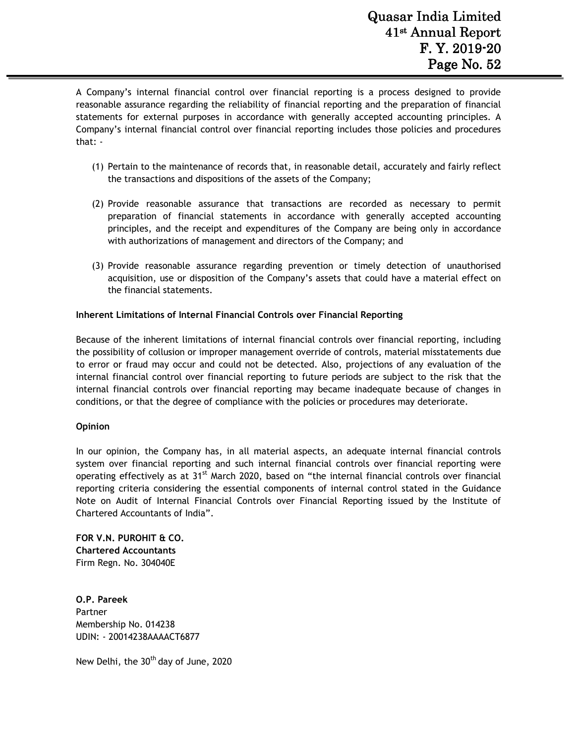A Company's internal financial control over financial reporting is a process designed to provide reasonable assurance regarding the reliability of financial reporting and the preparation of financial statements for external purposes in accordance with generally accepted accounting principles. A Company's internal financial control over financial reporting includes those policies and procedures that: -

(1) Pertain to the maintenance of records that, in reasonable detail, accurately and fairly reflect the transactions and dispositions of the assets of the Company;

(2) Provide reasonable assurance that transactions are recorded as necessary to permit preparation of financial statements in accordance with generally accepted accounting principles, and the receipt and expenditures of the Company are being only in accordance with authorizations of management and directors of the Company; and

(3) Provide reasonable assurance regarding prevention or timely detection of unauthorised acquisition, use or disposition of the Company's assets that could have a material effect on the financial statements.

**Inherent Limitations of Internal Financial Controls over Financial Reporting**

Because of the inherent limitations of internal financial controls over financial reporting, including the possibility of collusion or improper management override of controls, material misstatements due to error or fraud may occur and could not be detected. Also, projections of any evaluation of the internal financial control over financial reporting to future periods are subject to the risk that the internal financial controls over financial reporting may became inadequate because of changes in conditions, or that the degree of compliance with the policies or procedures may deteriorate.

**Opinion**

In our opinion, the Company has, in all material aspects, an adequate internal financial controls system over financial reporting and such internal financial controls over financial reporting were operating effectively as at 31st March 2020, based on "the internal financial controls over financial reporting criteria considering the essential components of internal control stated in the Guidance Note on Audit of Internal Financial Controls over Financial Reporting issued by the Institute of Chartered Accountants of India".

**FOR V.N. PUROHIT & CO.**
**Chartered Accountants**
Firm Regn. No. 304040E

**O.P. Pareek**
Partner
Membership No. 014238
UDIN: - 20014238AAAACT6877

New Delhi, the 30th day of June, 2020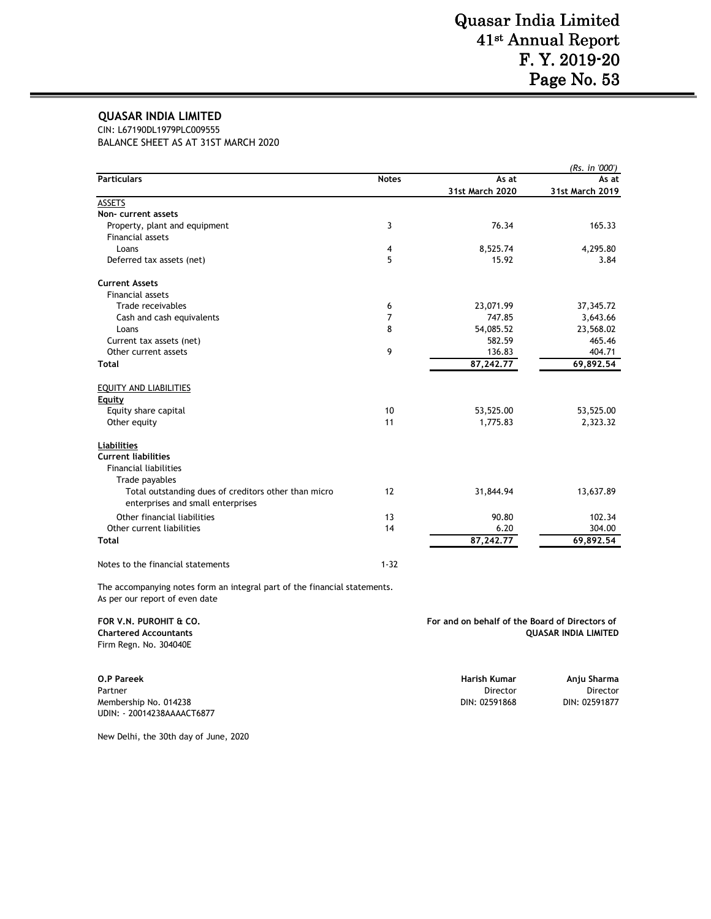## QUASAR INDIA LIMITED

CIN: L67190DL1979PLC009555

BALANCE SHEET AS AT 31ST MARCH 2020

*(Rs. in '000')*

| Particulars | Notes | As at 31st March 2020 | As at 31st March 2019 |
|---|---|---|---|
| ASSETS | | | |
| **Non- current assets** | | | |
| Property, plant and equipment | 3 | 76.34 | 165.33 |
| Financial assets | | | |
| Loans | 4 | 8,525.74 | 4,295.80 |
| Deferred tax assets (net) | 5 | 15.92 | 3.84 |
| **Current Assets** | | | |
| Financial assets | | | |
| Trade receivables | 6 | 23,071.99 | 37,345.72 |
| Cash and cash equivalents | 7 | 747.85 | 3,643.66 |
| Loans | 8 | 54,085.52 | 23,568.02 |
| Current tax assets (net) | | 582.59 | 465.46 |
| Other current assets | 9 | 136.83 | 404.71 |
| **Total** | | **87,242.77** | **69,892.54** |
| EQUITY AND LIABILITIES | | | |
| **Equity** | | | |
| Equity share capital | 10 | 53,525.00 | 53,525.00 |
| Other equity | 11 | 1,775.83 | 2,323.32 |
| **Liabilities** | | | |
| **Current liabilities** | | | |
| Financial liabilities | | | |
| Trade payables | | | |
| Total outstanding dues of creditors other than micro enterprises and small enterprises | 12 | 31,844.94 | 13,637.89 |
| Other financial liabilities | 13 | 90.80 | 102.34 |
| Other current liabilities | 14 | 6.20 | 304.00 |
| **Total** | | **87,242.77** | **69,892.54** |
| Notes to the financial statements | 1-32 | | |

The accompanying notes form an integral part of the financial statements.
As per our report of even date

**FOR V.N. PUROHIT & CO.**
**Chartered Accountants**
Firm Regn. No. 304040E

**O.P Pareek**
Partner
Membership No. 014238
UDIN: - 20014238AAAACT6877

New Delhi, the 30th day of June, 2020

**For and on behalf of the Board of Directors of QUASAR INDIA LIMITED**

**Harish Kumar**
Director
DIN: 02591868

**Anju Sharma**
Director
DIN: 02591877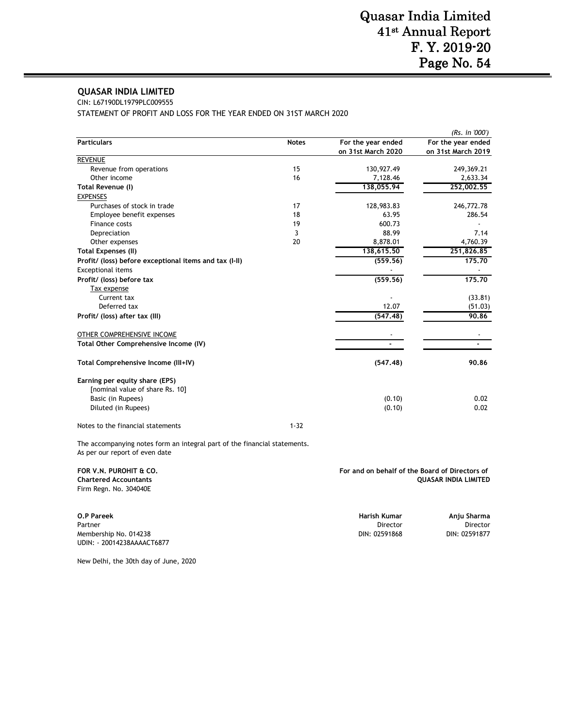## QUASAR INDIA LIMITED

CIN: L67190DL1979PLC009555

STATEMENT OF PROFIT AND LOSS FOR THE YEAR ENDED ON 31ST MARCH 2020

*(Rs. in '000')*

| Particulars | Notes | For the year ended on 31st March 2020 | For the year ended on 31st March 2019 |
|---|---|---|---|
| REVENUE | | | |
| Revenue from operations | 15 | 130,927.49 | 249,369.21 |
| Other income | 16 | 7,128.46 | 2,633.34 |
| **Total Revenue (I)** | | **138,055.94** | **252,002.55** |
| EXPENSES | | | |
| Purchases of stock in trade | 17 | 128,983.83 | 246,772.78 |
| Employee benefit expenses | 18 | 63.95 | 286.54 |
| Finance costs | 19 | 600.73 | - |
| Depreciation | 3 | 88.99 | 7.14 |
| Other expenses | 20 | 8,878.01 | 4,760.39 |
| **Total Expenses (II)** | | **138,615.50** | **251,826.85** |
| **Profit/ (loss) before exceptional items and tax (I-II)** | | **(559.56)** | **175.70** |
| Exceptional items | | - | - |
| **Profit/ (loss) before tax** | | **(559.56)** | **175.70** |
| Tax expense | | | |
| Current tax | | - | (33.81) |
| Deferred tax | | 12.07 | (51.03) |
| **Profit/ (loss) after tax (III)** | | **(547.48)** | **90.86** |
| OTHER COMPREHENSIVE INCOME | | - | - |
| **Total Other Comprehensive Income (IV)** | | **-** | **-** |
| **Total Comprehensive Income (III+IV)** | | **(547.48)** | **90.86** |
| **Earning per equity share (EPS)** | | | |
| [nominal value of share Rs. 10] | | | |
| Basic (in Rupees) | | (0.10) | 0.02 |
| Diluted (in Rupees) | | (0.10) | 0.02 |
| Notes to the financial statements | 1-32 | | |

The accompanying notes form an integral part of the financial statements.
As per our report of even date

**FOR V.N. PUROHIT & CO.**
**Chartered Accountants**
Firm Regn. No. 304040E

**For and on behalf of the Board of Directors of**
**QUASAR INDIA LIMITED**

**O.P Pareek**
Partner
Membership No. 014238
UDIN: - 20014238AAAACT6877

**Harish Kumar**
Director
DIN: 02591868

**Anju Sharma**
Director
DIN: 02591877

New Delhi, the 30th day of June, 2020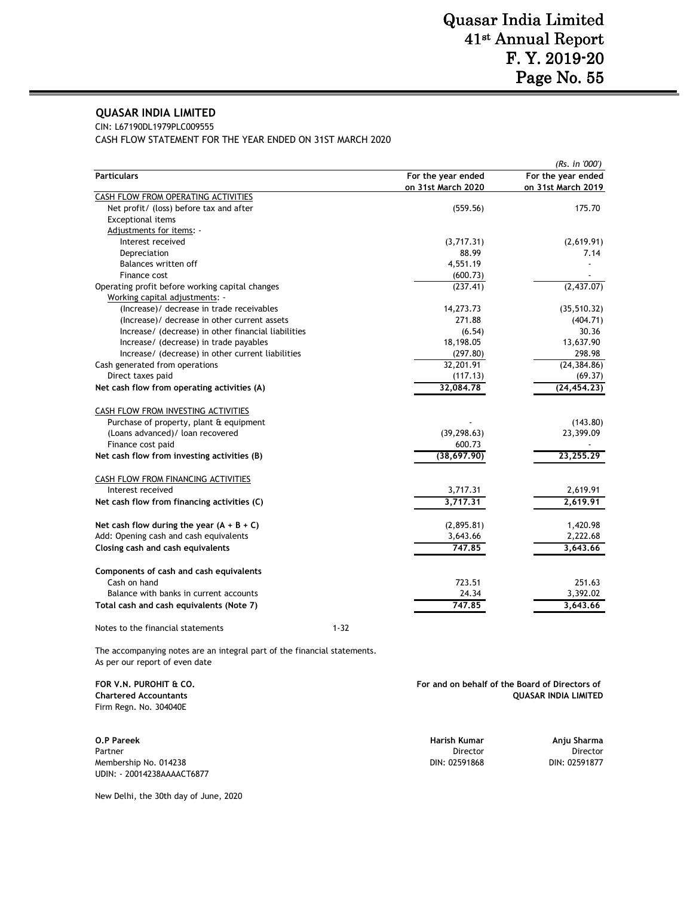**QUASAR INDIA LIMITED**

CIN: L67190DL1979PLC009555

CASH FLOW STATEMENT FOR THE YEAR ENDED ON 31ST MARCH 2020

*(Rs. in '000')*

| Particulars | | For the year ended on 31st March 2020 | For the year ended on 31st March 2019 |
|---|---|---|---|
| CASH FLOW FROM OPERATING ACTIVITIES | | | |
| Net profit/ (loss) before tax and after Exceptional items | | (559.56) | 175.70 |
| Adjustments for items: - | | | |
| Interest received | | (3,717.31) | (2,619.91) |
| Depreciation | | 88.99 | 7.14 |
| Balances written off | | 4,551.19 | - |
| Finance cost | | (600.73) | - |
| Operating profit before working capital changes | | (237.41) | (2,437.07) |
| Working capital adjustments: - | | | |
| (Increase)/ decrease in trade receivables | | 14,273.73 | (35,510.32) |
| (Increase)/ decrease in other current assets | | 271.88 | (404.71) |
| Increase/ (decrease) in other financial liabilities | | (6.54) | 30.36 |
| Increase/ (decrease) in trade payables | | 18,198.05 | 13,637.90 |
| Increase/ (decrease) in other current liabilities | | (297.80) | 298.98 |
| Cash generated from operations | | 32,201.91 | (24,384.86) |
| Direct taxes paid | | (117.13) | (69.37) |
| **Net cash flow from operating activities (A)** | | **32,084.78** | **(24,454.23)** |
| | | | |
| CASH FLOW FROM INVESTING ACTIVITIES | | | |
| Purchase of property, plant & equipment | | - | (143.80) |
| (Loans advanced)/ loan recovered | | (39,298.63) | 23,399.09 |
| Finance cost paid | | 600.73 | - |
| **Net cash flow from investing activities (B)** | | **(38,697.90)** | **23,255.29** |
| | | | |
| CASH FLOW FROM FINANCING ACTIVITIES | | | |
| Interest received | | 3,717.31 | 2,619.91 |
| **Net cash flow from financing activities (C)** | | **3,717.31** | **2,619.91** |
| | | | |
| **Net cash flow during the year (A + B + C)** | | (2,895.81) | 1,420.98 |
| Add: Opening cash and cash equivalents | | 3,643.66 | 2,222.68 |
| **Closing cash and cash equivalents** | | **747.85** | **3,643.66** |
| | | | |
| **Components of cash and cash equivalents** | | | |
| Cash on hand | | 723.51 | 251.63 |
| Balance with banks in current accounts | | 24.34 | 3,392.02 |
| **Total cash and cash equivalents (Note 7)** | | **747.85** | **3,643.66** |
| | | | |
| Notes to the financial statements | 1-32 | | |

The accompanying notes are an integral part of the financial statements.
As per our report of even date

**FOR V.N. PUROHIT & CO.**
**Chartered Accountants**
Firm Regn. No. 304040E

**For and on behalf of the Board of Directors of**
**QUASAR INDIA LIMITED**

**O.P Pareek**
Partner
Membership No. 014238
UDIN: - 20014238AAAACT6877

**Harish Kumar**
Director
DIN: 02591868

**Anju Sharma**
Director
DIN: 02591877

New Delhi, the 30th day of June, 2020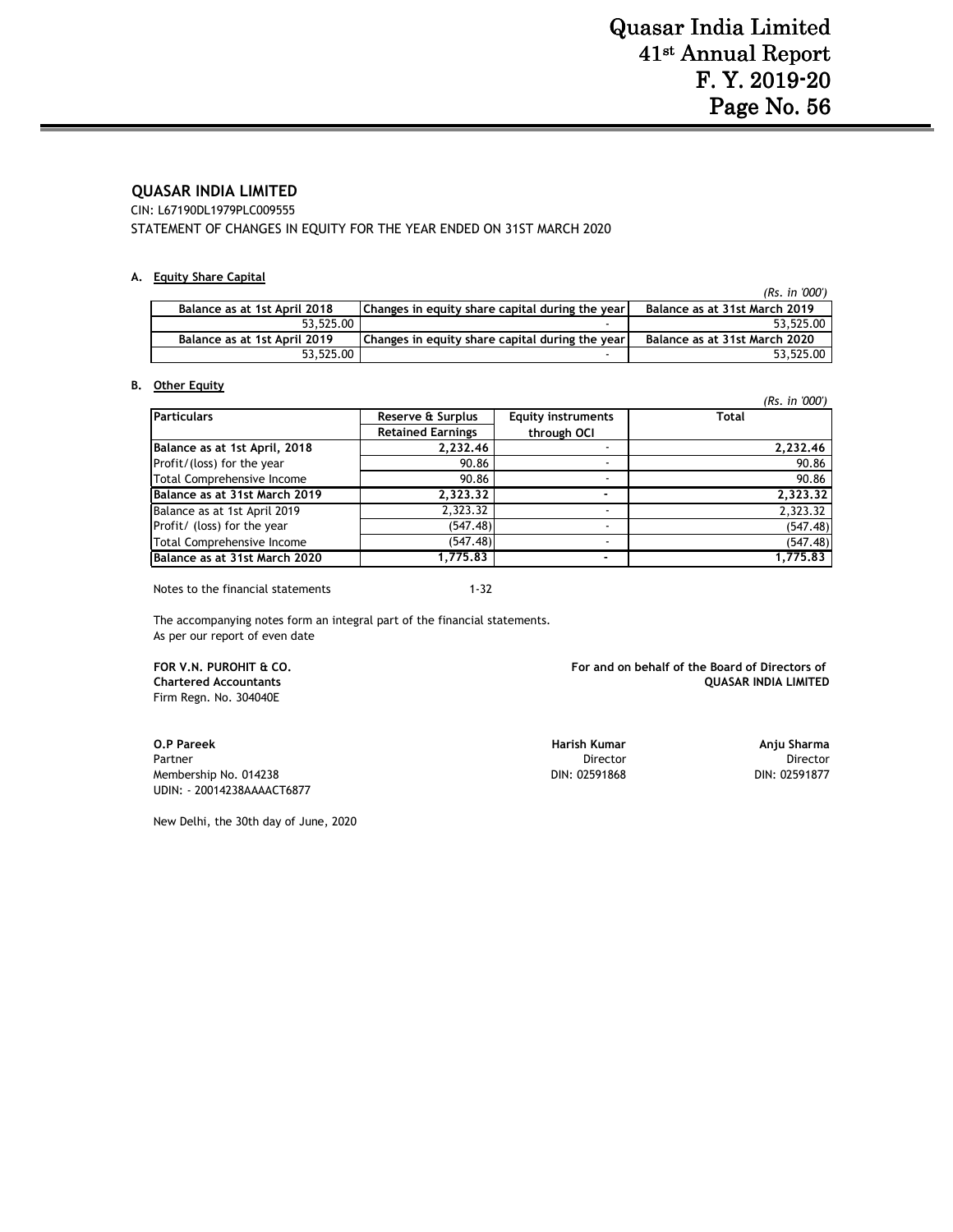## QUASAR INDIA LIMITED

CIN: L67190DL1979PLC009555

STATEMENT OF CHANGES IN EQUITY FOR THE YEAR ENDED ON 31ST MARCH 2020

### A. Equity Share Capital

*(Rs. in '000')*

| Balance as at 1st April 2018 | Changes in equity share capital during the year | Balance as at 31st March 2019 |
|---|---|---|
| 53,525.00 | - | 53,525.00 |
| **Balance as at 1st April 2019** | **Changes in equity share capital during the year** | **Balance as at 31st March 2020** |
| 53,525.00 | - | 53,525.00 |

### B. Other Equity

*(Rs. in '000')*

| Particulars | Reserve & Surplus | Equity instruments through OCI | Total |
|---|---|---|---|
| | Retained Earnings | | |
| **Balance as at 1st April, 2018** | **2,232.46** | - | **2,232.46** |
| Profit/(loss) for the year | 90.86 | - | 90.86 |
| Total Comprehensive Income | 90.86 | - | 90.86 |
| **Balance as at 31st March 2019** | **2,323.32** | - | **2,323.32** |
| Balance as at 1st April 2019 | 2,323.32 | - | 2,323.32 |
| Profit/ (loss) for the year | (547.48) | - | (547.48) |
| Total Comprehensive Income | (547.48) | - | (547.48) |
| **Balance as at 31st March 2020** | **1,775.83** | - | **1,775.83** |

Notes to the financial statements 1-32

The accompanying notes form an integral part of the financial statements.
As per our report of even date

**FOR V.N. PUROHIT & CO.**
**Chartered Accountants**
Firm Regn. No. 304040E

**For and on behalf of the Board of Directors of**
**QUASAR INDIA LIMITED**

**O.P Pareek**
Partner
Membership No. 014238
UDIN: - 20014238AAAACT6877

**Harish Kumar**
Director
DIN: 02591868

**Anju Sharma**
Director
DIN: 02591877

New Delhi, the 30th day of June, 2020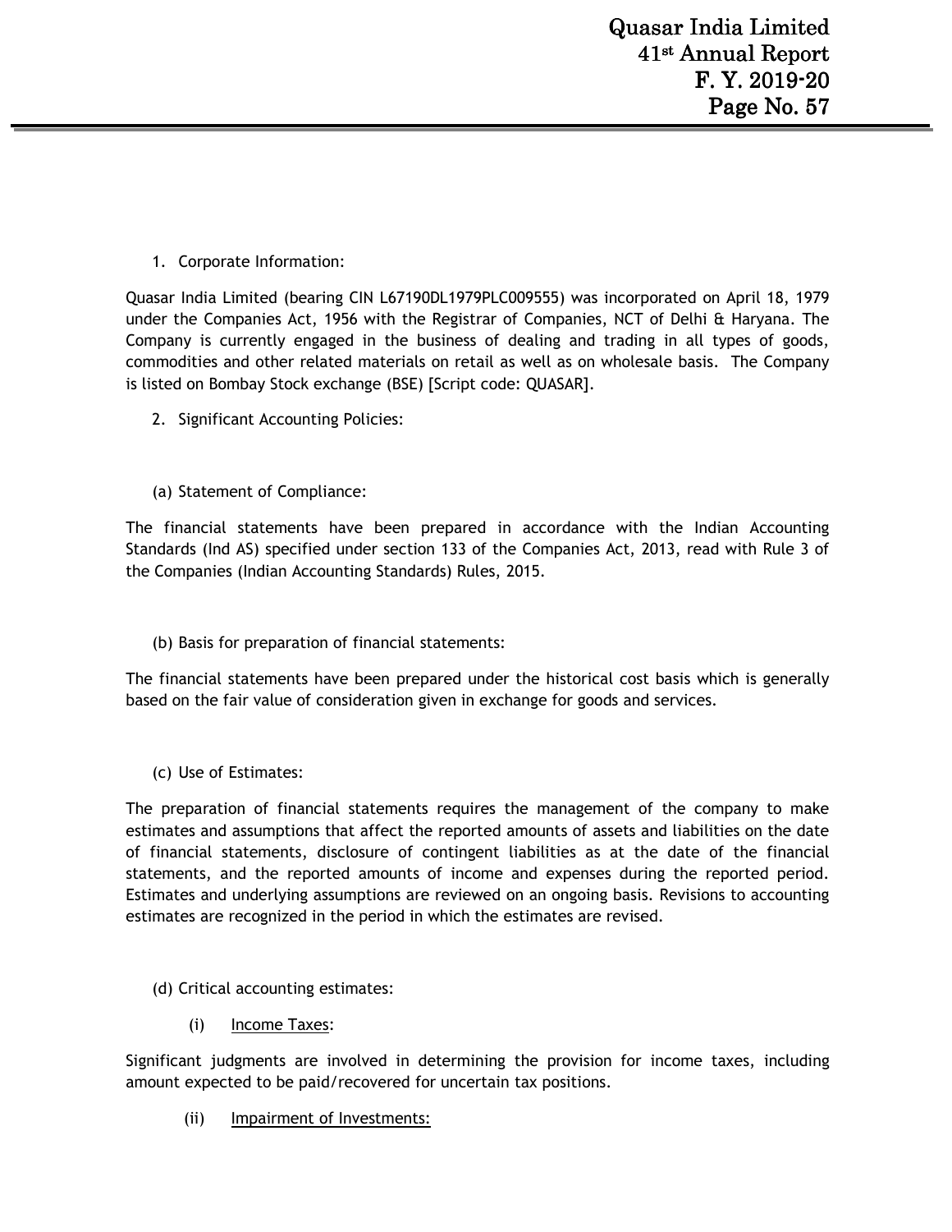1. Corporate Information:

Quasar India Limited (bearing CIN L67190DL1979PLC009555) was incorporated on April 18, 1979 under the Companies Act, 1956 with the Registrar of Companies, NCT of Delhi & Haryana. The Company is currently engaged in the business of dealing and trading in all types of goods, commodities and other related materials on retail as well as on wholesale basis. The Company is listed on Bombay Stock exchange (BSE) [Script code: QUASAR].

2. Significant Accounting Policies:

(a) Statement of Compliance:

The financial statements have been prepared in accordance with the Indian Accounting Standards (Ind AS) specified under section 133 of the Companies Act, 2013, read with Rule 3 of the Companies (Indian Accounting Standards) Rules, 2015.

(b) Basis for preparation of financial statements:

The financial statements have been prepared under the historical cost basis which is generally based on the fair value of consideration given in exchange for goods and services.

(c) Use of Estimates:

The preparation of financial statements requires the management of the company to make estimates and assumptions that affect the reported amounts of assets and liabilities on the date of financial statements, disclosure of contingent liabilities as at the date of the financial statements, and the reported amounts of income and expenses during the reported period. Estimates and underlying assumptions are reviewed on an ongoing basis. Revisions to accounting estimates are recognized in the period in which the estimates are revised.

(d) Critical accounting estimates:

(i) Income Taxes:

Significant judgments are involved in determining the provision for income taxes, including amount expected to be paid/recovered for uncertain tax positions.

(ii) Impairment of Investments: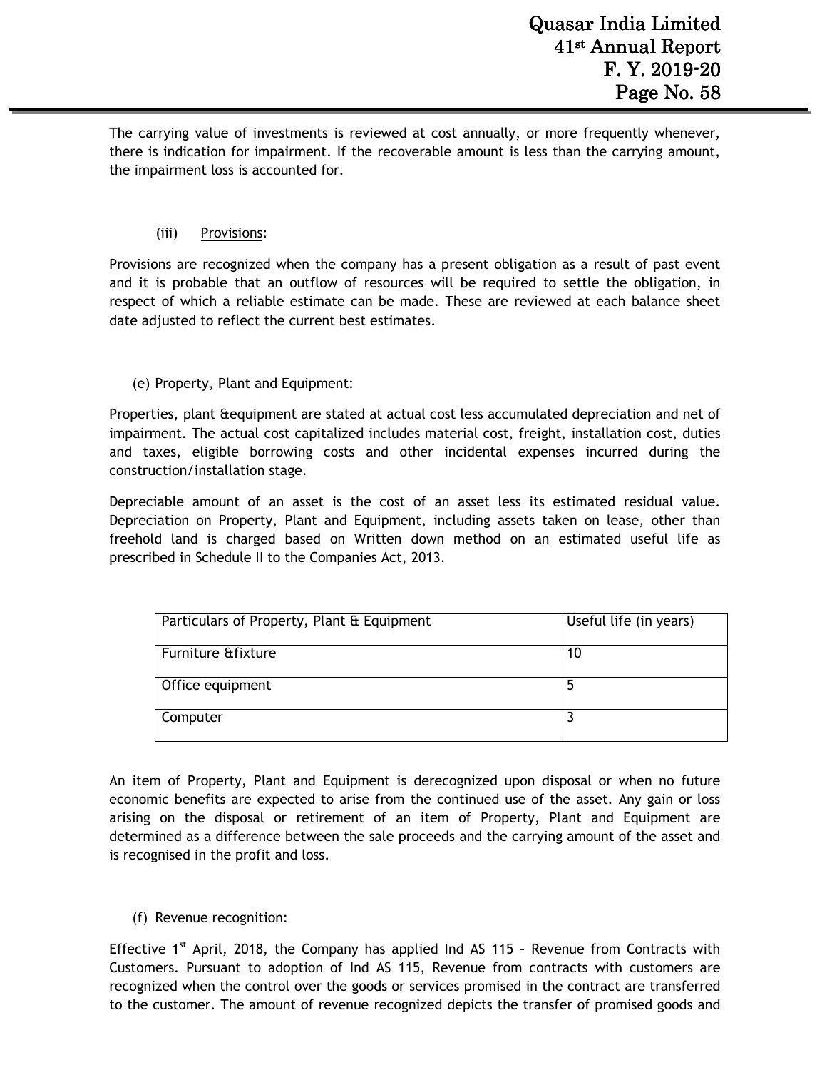The carrying value of investments is reviewed at cost annually, or more frequently whenever, there is indication for impairment. If the recoverable amount is less than the carrying amount, the impairment loss is accounted for.

(iii) Provisions:

Provisions are recognized when the company has a present obligation as a result of past event and it is probable that an outflow of resources will be required to settle the obligation, in respect of which a reliable estimate can be made. These are reviewed at each balance sheet date adjusted to reflect the current best estimates.

(e) Property, Plant and Equipment:

Properties, plant &equipment are stated at actual cost less accumulated depreciation and net of impairment. The actual cost capitalized includes material cost, freight, installation cost, duties and taxes, eligible borrowing costs and other incidental expenses incurred during the construction/installation stage.

Depreciable amount of an asset is the cost of an asset less its estimated residual value. Depreciation on Property, Plant and Equipment, including assets taken on lease, other than freehold land is charged based on Written down method on an estimated useful life as prescribed in Schedule II to the Companies Act, 2013.

| Particulars of Property, Plant & Equipment | Useful life (in years) |
|---|---|
| Furniture &fixture | 10 |
| Office equipment | 5 |
| Computer | 3 |

An item of Property, Plant and Equipment is derecognized upon disposal or when no future economic benefits are expected to arise from the continued use of the asset. Any gain or loss arising on the disposal or retirement of an item of Property, Plant and Equipment are determined as a difference between the sale proceeds and the carrying amount of the asset and is recognised in the profit and loss.

(f) Revenue recognition:

Effective 1st April, 2018, the Company has applied Ind AS 115 – Revenue from Contracts with Customers. Pursuant to adoption of Ind AS 115, Revenue from contracts with customers are recognized when the control over the goods or services promised in the contract are transferred to the customer. The amount of revenue recognized depicts the transfer of promised goods and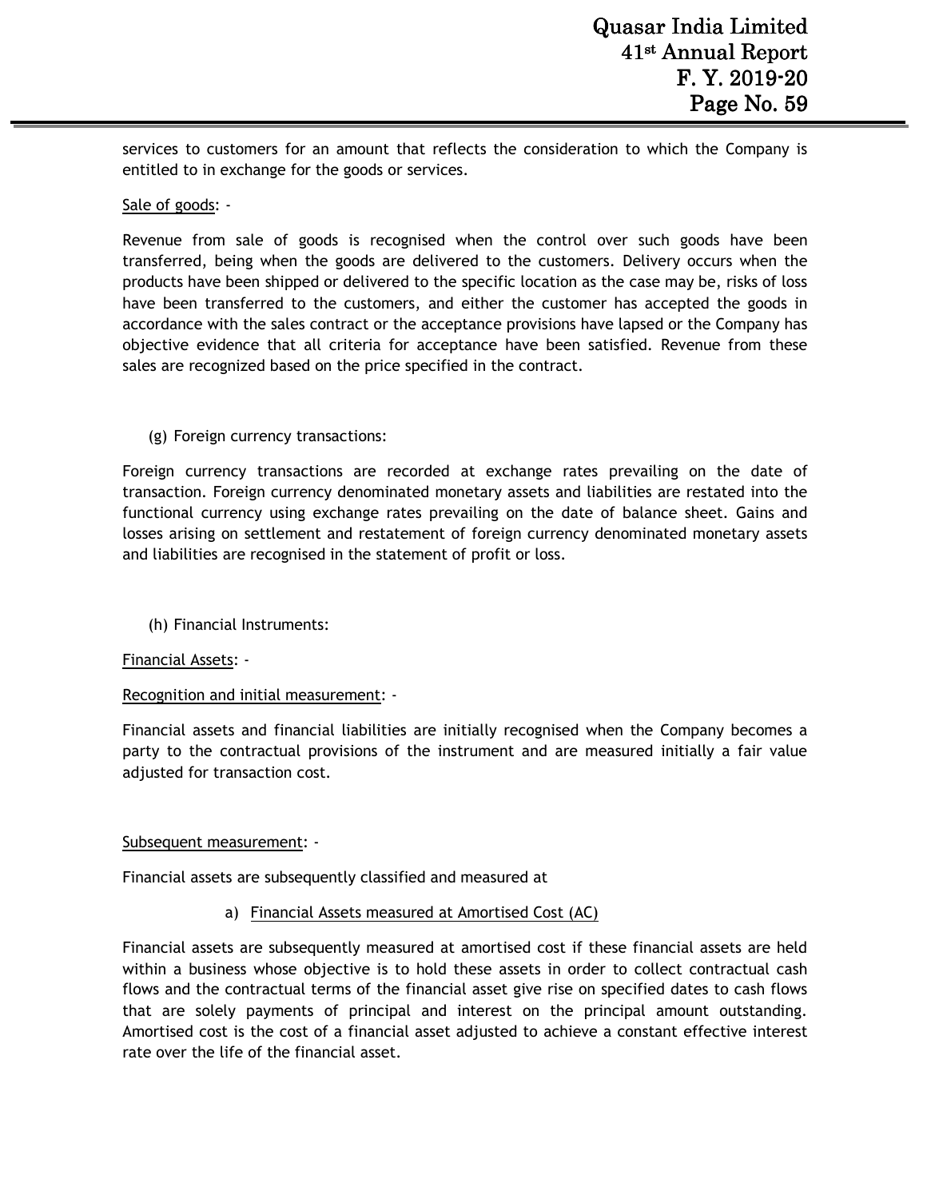services to customers for an amount that reflects the consideration to which the Company is entitled to in exchange for the goods or services.

Sale of goods: -

Revenue from sale of goods is recognised when the control over such goods have been transferred, being when the goods are delivered to the customers. Delivery occurs when the products have been shipped or delivered to the specific location as the case may be, risks of loss have been transferred to the customers, and either the customer has accepted the goods in accordance with the sales contract or the acceptance provisions have lapsed or the Company has objective evidence that all criteria for acceptance have been satisfied. Revenue from these sales are recognized based on the price specified in the contract.

(g) Foreign currency transactions:

Foreign currency transactions are recorded at exchange rates prevailing on the date of transaction. Foreign currency denominated monetary assets and liabilities are restated into the functional currency using exchange rates prevailing on the date of balance sheet. Gains and losses arising on settlement and restatement of foreign currency denominated monetary assets and liabilities are recognised in the statement of profit or loss.

(h) Financial Instruments:

Financial Assets: -

Recognition and initial measurement: -

Financial assets and financial liabilities are initially recognised when the Company becomes a party to the contractual provisions of the instrument and are measured initially a fair value adjusted for transaction cost.

Subsequent measurement: -

Financial assets are subsequently classified and measured at

a) Financial Assets measured at Amortised Cost (AC)

Financial assets are subsequently measured at amortised cost if these financial assets are held within a business whose objective is to hold these assets in order to collect contractual cash flows and the contractual terms of the financial asset give rise on specified dates to cash flows that are solely payments of principal and interest on the principal amount outstanding. Amortised cost is the cost of a financial asset adjusted to achieve a constant effective interest rate over the life of the financial asset.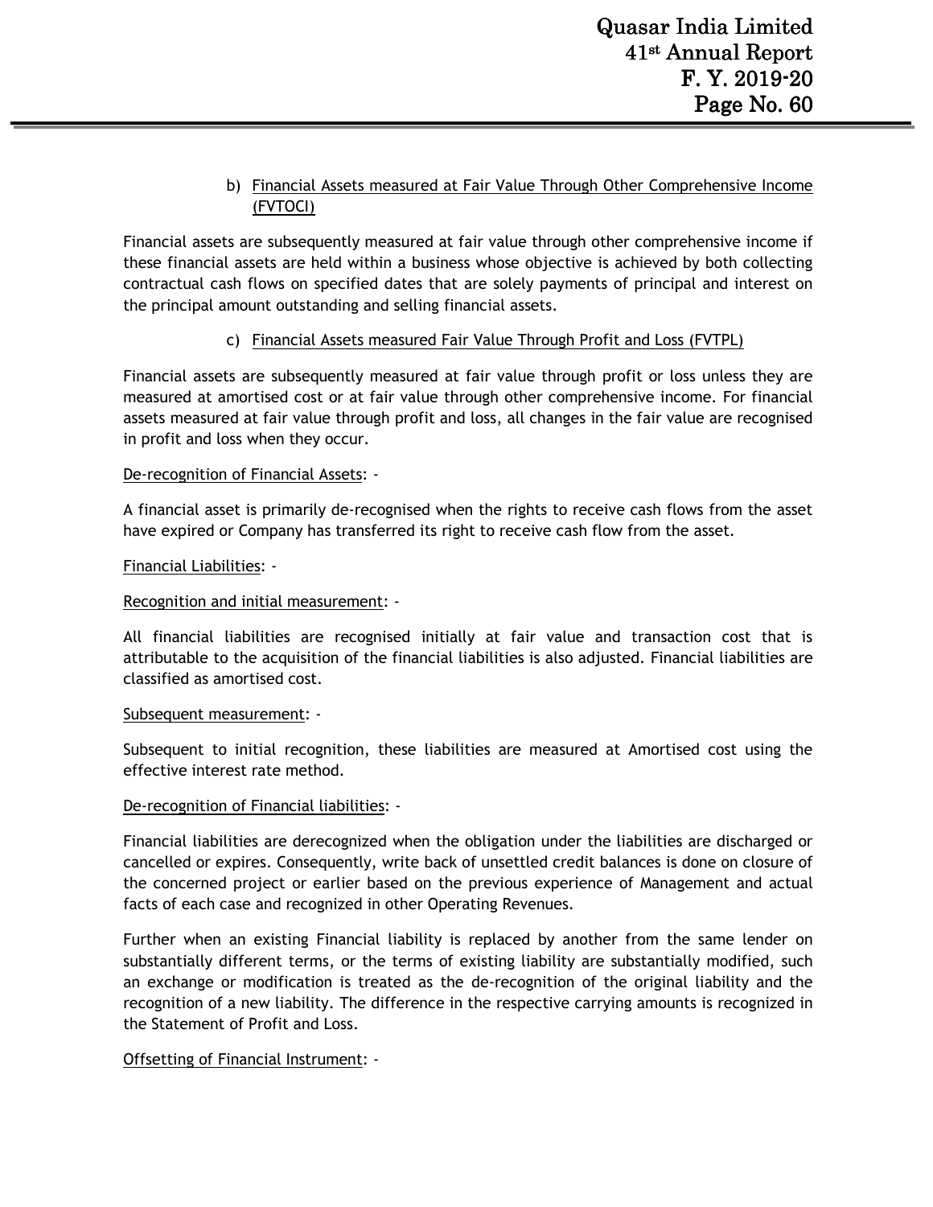b) <u>Financial Assets measured at Fair Value Through Other Comprehensive Income (FVTOCI)</u>

Financial assets are subsequently measured at fair value through other comprehensive income if these financial assets are held within a business whose objective is achieved by both collecting contractual cash flows on specified dates that are solely payments of principal and interest on the principal amount outstanding and selling financial assets.

c) <u>Financial Assets measured Fair Value Through Profit and Loss (FVTPL)</u>

Financial assets are subsequently measured at fair value through profit or loss unless they are measured at amortised cost or at fair value through other comprehensive income. For financial assets measured at fair value through profit and loss, all changes in the fair value are recognised in profit and loss when they occur.

<u>De-recognition of Financial Assets</u>: -

A financial asset is primarily de-recognised when the rights to receive cash flows from the asset have expired or Company has transferred its right to receive cash flow from the asset.

<u>Financial Liabilities</u>: -

<u>Recognition and initial measurement</u>: -

All financial liabilities are recognised initially at fair value and transaction cost that is attributable to the acquisition of the financial liabilities is also adjusted. Financial liabilities are classified as amortised cost.

<u>Subsequent measurement</u>: -

Subsequent to initial recognition, these liabilities are measured at Amortised cost using the effective interest rate method.

<u>De-recognition of Financial liabilities</u>: -

Financial liabilities are derecognized when the obligation under the liabilities are discharged or cancelled or expires. Consequently, write back of unsettled credit balances is done on closure of the concerned project or earlier based on the previous experience of Management and actual facts of each case and recognized in other Operating Revenues.

Further when an existing Financial liability is replaced by another from the same lender on substantially different terms, or the terms of existing liability are substantially modified, such an exchange or modification is treated as the de-recognition of the original liability and the recognition of a new liability. The difference in the respective carrying amounts is recognized in the Statement of Profit and Loss.

<u>Offsetting of Financial Instrument</u>: -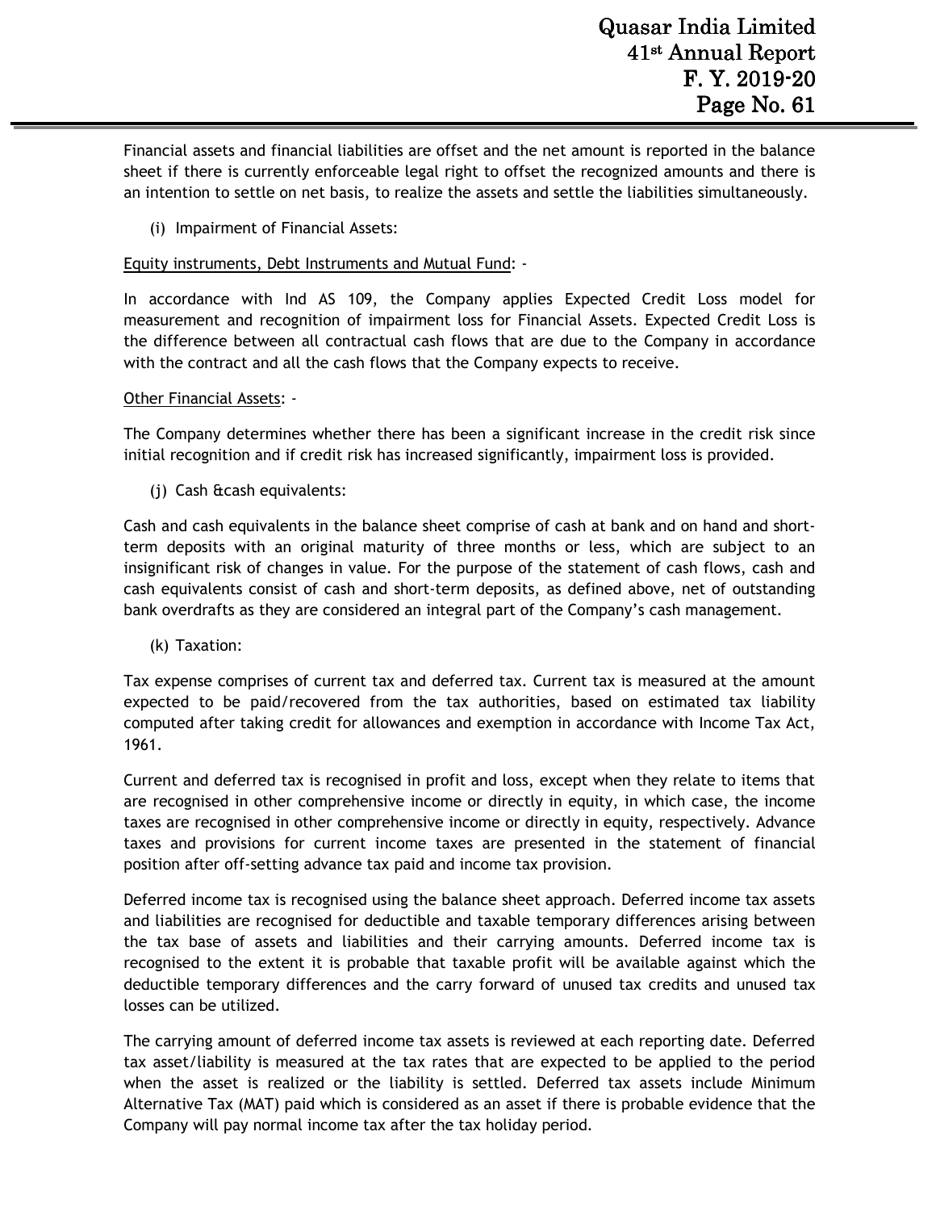Financial assets and financial liabilities are offset and the net amount is reported in the balance sheet if there is currently enforceable legal right to offset the recognized amounts and there is an intention to settle on net basis, to realize the assets and settle the liabilities simultaneously.

(i) Impairment of Financial Assets:

Equity instruments, Debt Instruments and Mutual Fund: -

In accordance with Ind AS 109, the Company applies Expected Credit Loss model for measurement and recognition of impairment loss for Financial Assets. Expected Credit Loss is the difference between all contractual cash flows that are due to the Company in accordance with the contract and all the cash flows that the Company expects to receive.

Other Financial Assets: -

The Company determines whether there has been a significant increase in the credit risk since initial recognition and if credit risk has increased significantly, impairment loss is provided.

(j) Cash &cash equivalents:

Cash and cash equivalents in the balance sheet comprise of cash at bank and on hand and short-term deposits with an original maturity of three months or less, which are subject to an insignificant risk of changes in value. For the purpose of the statement of cash flows, cash and cash equivalents consist of cash and short-term deposits, as defined above, net of outstanding bank overdrafts as they are considered an integral part of the Company's cash management.

(k) Taxation:

Tax expense comprises of current tax and deferred tax. Current tax is measured at the amount expected to be paid/recovered from the tax authorities, based on estimated tax liability computed after taking credit for allowances and exemption in accordance with Income Tax Act, 1961.

Current and deferred tax is recognised in profit and loss, except when they relate to items that are recognised in other comprehensive income or directly in equity, in which case, the income taxes are recognised in other comprehensive income or directly in equity, respectively. Advance taxes and provisions for current income taxes are presented in the statement of financial position after off-setting advance tax paid and income tax provision.

Deferred income tax is recognised using the balance sheet approach. Deferred income tax assets and liabilities are recognised for deductible and taxable temporary differences arising between the tax base of assets and liabilities and their carrying amounts. Deferred income tax is recognised to the extent it is probable that taxable profit will be available against which the deductible temporary differences and the carry forward of unused tax credits and unused tax losses can be utilized.

The carrying amount of deferred income tax assets is reviewed at each reporting date. Deferred tax asset/liability is measured at the tax rates that are expected to be applied to the period when the asset is realized or the liability is settled. Deferred tax assets include Minimum Alternative Tax (MAT) paid which is considered as an asset if there is probable evidence that the Company will pay normal income tax after the tax holiday period.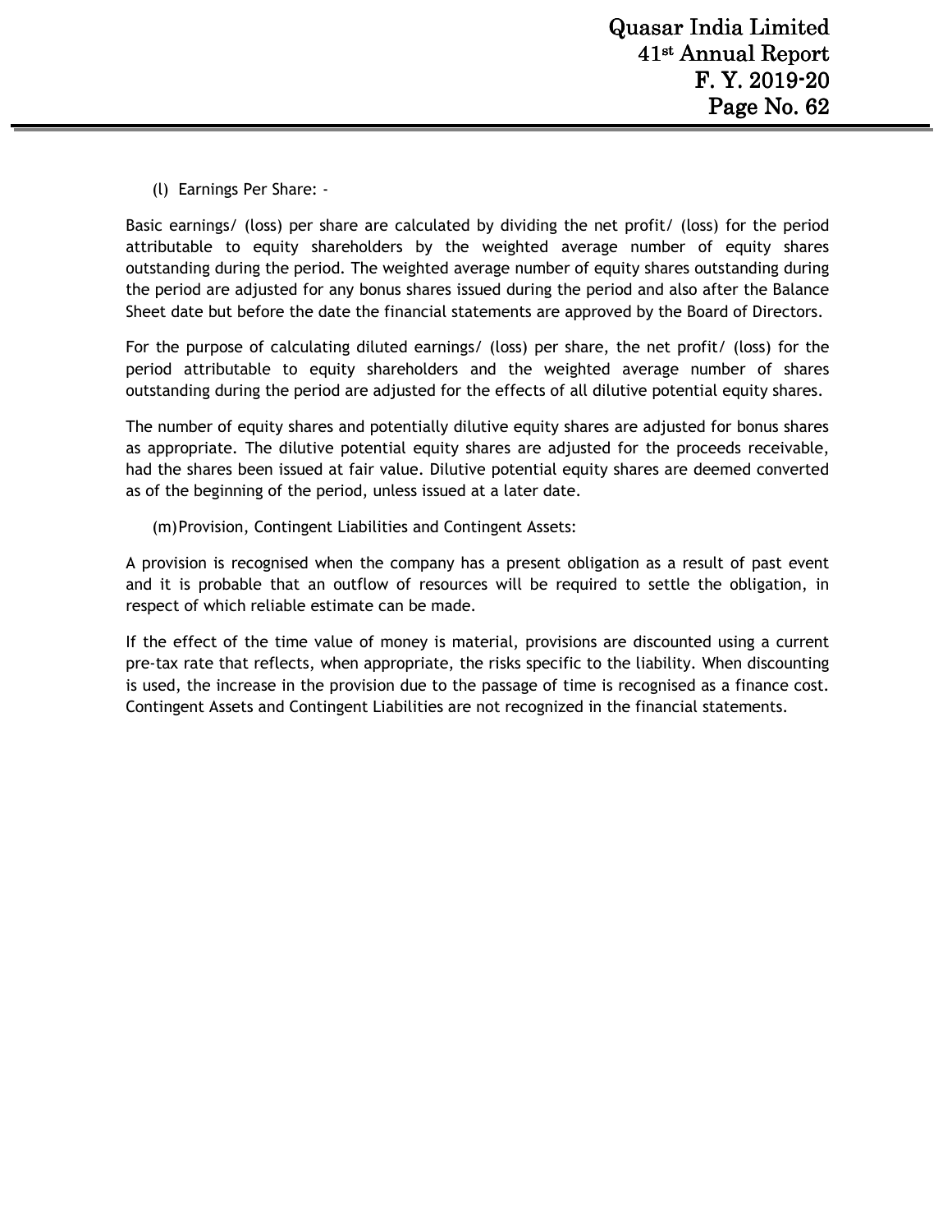(l) Earnings Per Share: -

Basic earnings/ (loss) per share are calculated by dividing the net profit/ (loss) for the period attributable to equity shareholders by the weighted average number of equity shares outstanding during the period. The weighted average number of equity shares outstanding during the period are adjusted for any bonus shares issued during the period and also after the Balance Sheet date but before the date the financial statements are approved by the Board of Directors.

For the purpose of calculating diluted earnings/ (loss) per share, the net profit/ (loss) for the period attributable to equity shareholders and the weighted average number of shares outstanding during the period are adjusted for the effects of all dilutive potential equity shares.

The number of equity shares and potentially dilutive equity shares are adjusted for bonus shares as appropriate. The dilutive potential equity shares are adjusted for the proceeds receivable, had the shares been issued at fair value. Dilutive potential equity shares are deemed converted as of the beginning of the period, unless issued at a later date.

(m) Provision, Contingent Liabilities and Contingent Assets:

A provision is recognised when the company has a present obligation as a result of past event and it is probable that an outflow of resources will be required to settle the obligation, in respect of which reliable estimate can be made.

If the effect of the time value of money is material, provisions are discounted using a current pre-tax rate that reflects, when appropriate, the risks specific to the liability. When discounting is used, the increase in the provision due to the passage of time is recognised as a finance cost. Contingent Assets and Contingent Liabilities are not recognized in the financial statements.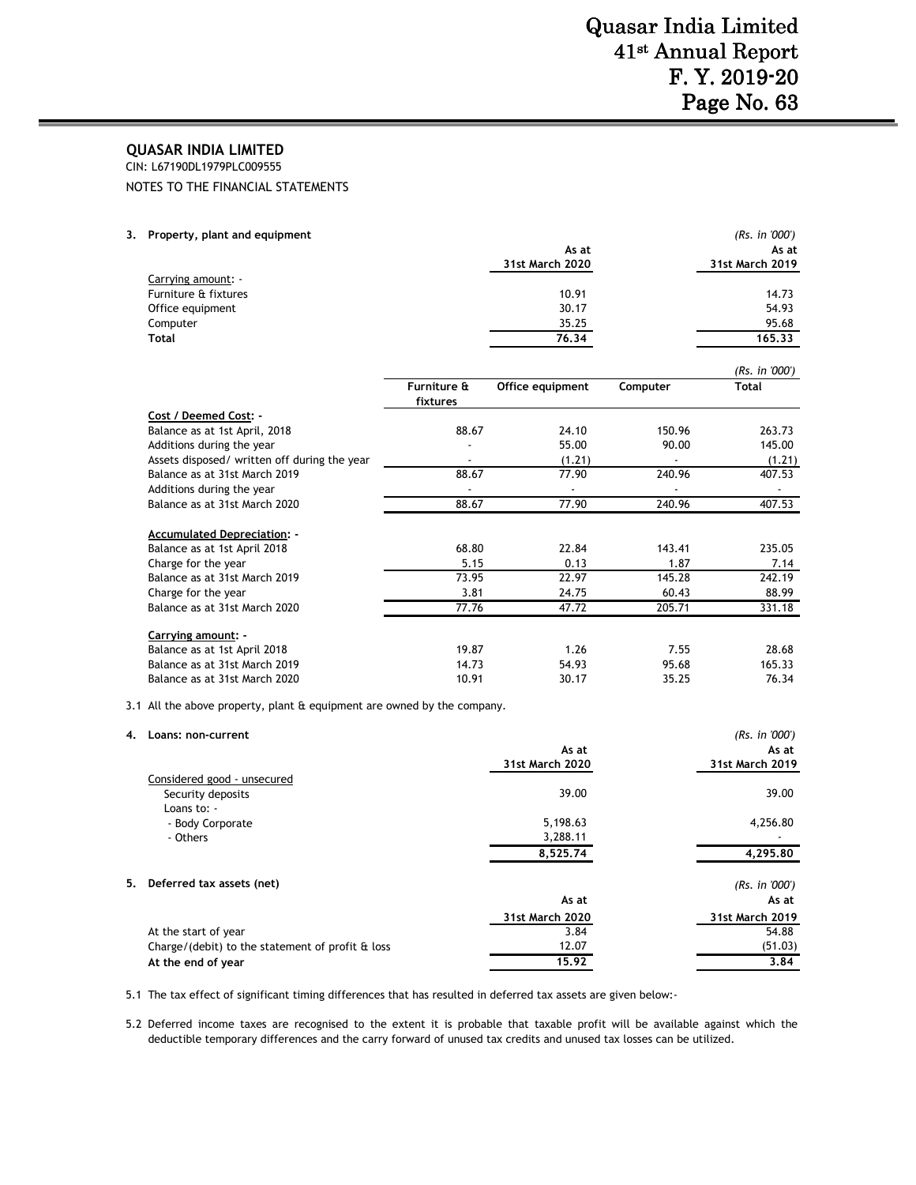**QUASAR INDIA LIMITED**

CIN: L67190DL1979PLC009555

NOTES TO THE FINANCIAL STATEMENTS

**3. Property, plant and equipment**

*(Rs. in '000')*

| | As at 31st March 2020 | As at 31st March 2019 |
|---|---|---|
| Carrying amount: - | | |
| Furniture & fixtures | 10.91 | 14.73 |
| Office equipment | 30.17 | 54.93 |
| Computer | 35.25 | 95.68 |
| **Total** | **76.34** | **165.33** |

*(Rs. in '000')*

| | Furniture & fixtures | Office equipment | Computer | Total |
|---|---|---|---|---|
| **Cost / Deemed Cost: -** | | | | |
| Balance as at 1st April, 2018 | 88.67 | 24.10 | 150.96 | 263.73 |
| Additions during the year | - | 55.00 | 90.00 | 145.00 |
| Assets disposed/ written off during the year | - | (1.21) | - | (1.21) |
| Balance as at 31st March 2019 | 88.67 | 77.90 | 240.96 | 407.53 |
| Additions during the year | - | - | - | - |
| Balance as at 31st March 2020 | 88.67 | 77.90 | 240.96 | 407.53 |
| **Accumulated Depreciation: -** | | | | |
| Balance as at 1st April 2018 | 68.80 | 22.84 | 143.41 | 235.05 |
| Charge for the year | 5.15 | 0.13 | 1.87 | 7.14 |
| Balance as at 31st March 2019 | 73.95 | 22.97 | 145.28 | 242.19 |
| Charge for the year | 3.81 | 24.75 | 60.43 | 88.99 |
| Balance as at 31st March 2020 | 77.76 | 47.72 | 205.71 | 331.18 |
| **Carrying amount: -** | | | | |
| Balance as at 1st April 2018 | 19.87 | 1.26 | 7.55 | 28.68 |
| Balance as at 31st March 2019 | 14.73 | 54.93 | 95.68 | 165.33 |
| Balance as at 31st March 2020 | 10.91 | 30.17 | 35.25 | 76.34 |

3.1 All the above property, plant & equipment are owned by the company.

**4. Loans: non-current**

*(Rs. in '000')*

| | As at 31st March 2020 | As at 31st March 2019 |
|---|---|---|
| Considered good - unsecured | | |
| Security deposits | 39.00 | 39.00 |
| Loans to: - | | |
| - Body Corporate | 5,198.63 | 4,256.80 |
| - Others | 3,288.11 | - |
| | **8,525.74** | **4,295.80** |

**5. Deferred tax assets (net)**

*(Rs. in '000')*

| | As at 31st March 2020 | As at 31st March 2019 |
|---|---|---|
| At the start of year | 3.84 | 54.88 |
| Charge/(debit) to the statement of profit & loss | 12.07 | (51.03) |
| **At the end of year** | **15.92** | **3.84** |

5.1 The tax effect of significant timing differences that has resulted in deferred tax assets are given below:-

5.2 Deferred income taxes are recognised to the extent it is probable that taxable profit will be available against which the deductible temporary differences and the carry forward of unused tax credits and unused tax losses can be utilized.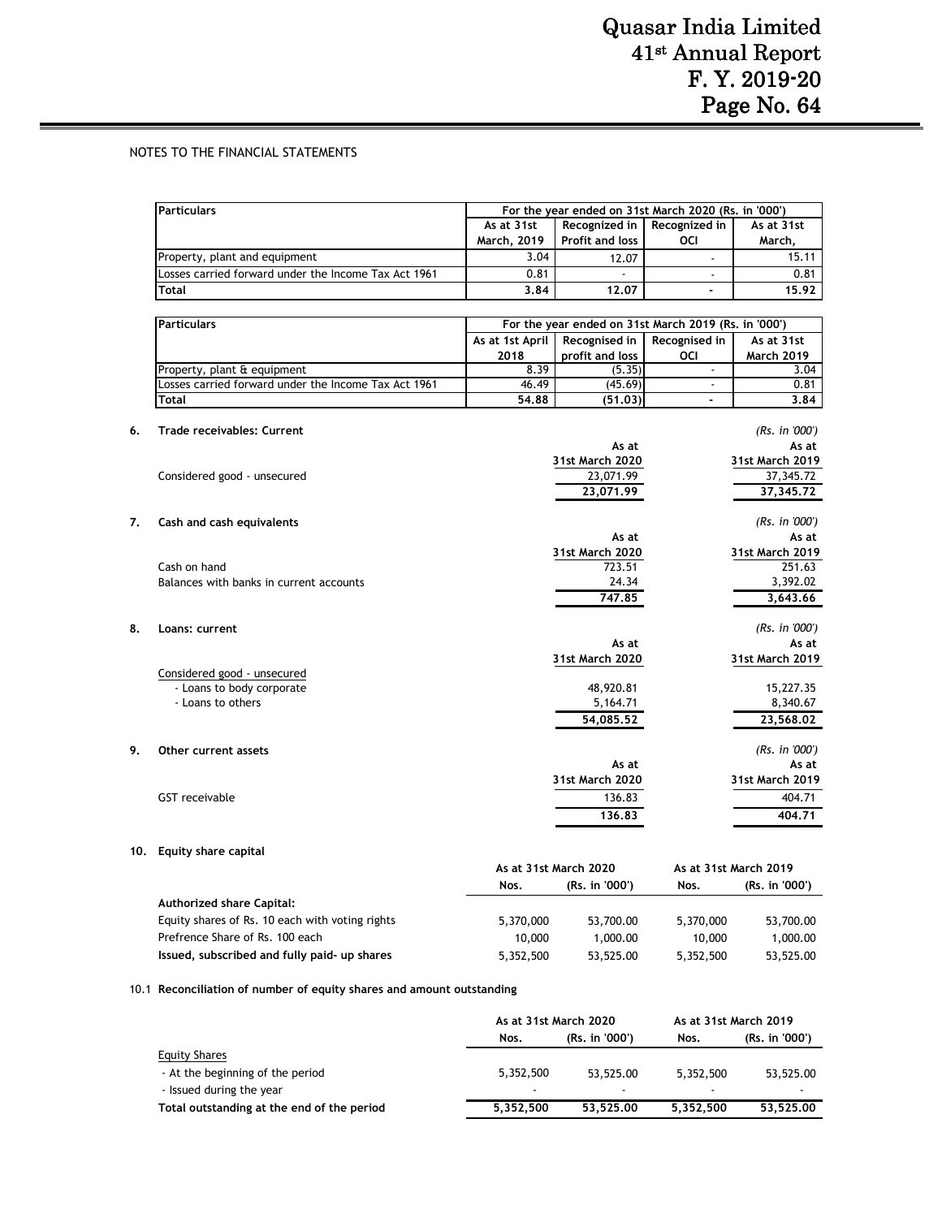NOTES TO THE FINANCIAL STATEMENTS

| Particulars | For the year ended on 31st March 2020 (Rs. in '000') | | | |
|---|---|---|---|---|
| | As at 31st March, 2019 | Recognized in Profit and loss | Recognized in OCI | As at 31st March, |
| Property, plant and equipment | 3.04 | 12.07 | - | 15.11 |
| Losses carried forward under the Income Tax Act 1961 | 0.81 | - | - | 0.81 |
| **Total** | **3.84** | **12.07** | **-** | **15.92** |

| Particulars | For the year ended on 31st March 2019 (Rs. in '000') | | | |
|---|---|---|---|---|
| | As at 1st April 2018 | Recognised in profit and loss | Recognised in OCI | As at 31st March 2019 |
| Property, plant & equipment | 8.39 | (5.35) | - | 3.04 |
| Losses carried forward under the Income Tax Act 1961 | 46.49 | (45.69) | - | 0.81 |
| **Total** | **54.88** | **(51.03)** | **-** | **3.84** |

**6. Trade receivables: Current**

*(Rs. in '000')*

| | As at 31st March 2020 | As at 31st March 2019 |
|---|---|---|
| Considered good - unsecured | 23,071.99 | 37,345.72 |
| | **23,071.99** | **37,345.72** |

**7. Cash and cash equivalents**

*(Rs. in '000')*

| | As at 31st March 2020 | As at 31st March 2019 |
|---|---|---|
| Cash on hand | 723.51 | 251.63 |
| Balances with banks in current accounts | 24.34 | 3,392.02 |
| | **747.85** | **3,643.66** |

**8. Loans: current**

*(Rs. in '000')*

| | As at 31st March 2020 | As at 31st March 2019 |
|---|---|---|
| Considered good - unsecured | | |
| - Loans to body corporate | 48,920.81 | 15,227.35 |
| - Loans to others | 5,164.71 | 8,340.67 |
| | **54,085.52** | **23,568.02** |

**9. Other current assets**

*(Rs. in '000')*

| | As at 31st March 2020 | As at 31st March 2019 |
|---|---|---|
| GST receivable | 136.83 | 404.71 |
| | **136.83** | **404.71** |

**10. Equity share capital**

| | As at 31st March 2020 | | As at 31st March 2019 | |
|---|---|---|---|---|
| | Nos. | (Rs. in '000') | Nos. | (Rs. in '000') |
| **Authorized share Capital:** | | | | |
| Equity shares of Rs. 10 each with voting rights | 5,370,000 | 53,700.00 | 5,370,000 | 53,700.00 |
| Prefrence Share of Rs. 100 each | 10,000 | 1,000.00 | 10,000 | 1,000.00 |
| **Issued, subscribed and fully paid- up shares** | 5,352,500 | 53,525.00 | 5,352,500 | 53,525.00 |

10.1 **Reconciliation of number of equity shares and amount outstanding**

| | As at 31st March 2020 | | As at 31st March 2019 | |
|---|---|---|---|---|
| | Nos. | (Rs. in '000') | Nos. | (Rs. in '000') |
| Equity Shares | | | | |
| - At the beginning of the period | 5,352,500 | 53,525.00 | 5,352,500 | 53,525.00 |
| - Issued during the year | - | - | - | - |
| **Total outstanding at the end of the period** | **5,352,500** | **53,525.00** | **5,352,500** | **53,525.00** |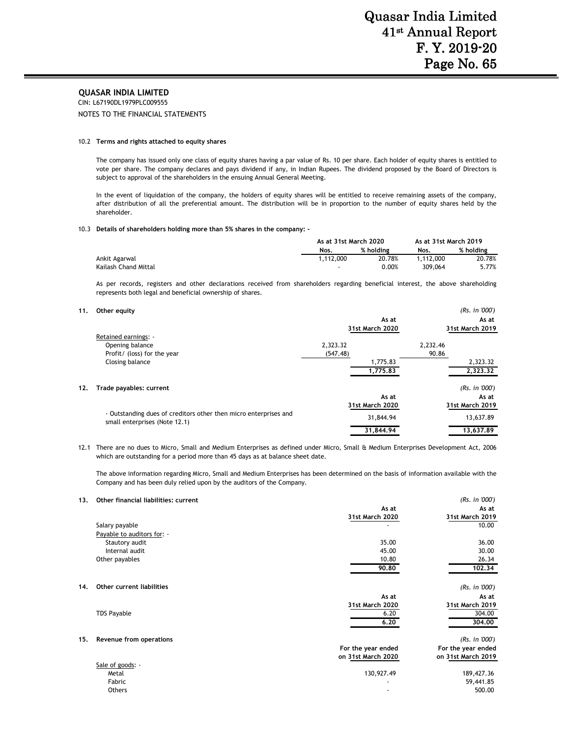**QUASAR INDIA LIMITED**

CIN: L67190DL1979PLC009555

NOTES TO THE FINANCIAL STATEMENTS

10.2 **Terms and rights attached to equity shares**

The company has issued only one class of equity shares having a par value of Rs. 10 per share. Each holder of equity shares is entitled to vote per share. The company declares and pays dividend if any, in Indian Rupees. The dividend proposed by the Board of Directors is subject to approval of the shareholders in the ensuing Annual General Meeting.

In the event of liquidation of the company, the holders of equity shares will be entitled to receive remaining assets of the company, after distribution of all the preferential amount. The distribution will be in proportion to the number of equity shares held by the shareholder.

10.3 **Details of shareholders holding more than 5% shares in the company: -**

| | As at 31st March 2020 | | As at 31st March 2019 | |
|---|---|---|---|---|
| | Nos. | % holding | Nos. | % holding |
| Ankit Agarwal | 1,112,000 | 20.78% | 1,112,000 | 20.78% |
| Kailash Chand Mittal | - | 0.00% | 309,064 | 5.77% |

As per records, registers and other declarations received from shareholders regarding beneficial interest, the above shareholding represents both legal and beneficial ownership of shares.

**11. Other equity**

*(Rs. in '000')*

| | | As at 31st March 2020 | | As at 31st March 2019 |
|---|---|---|---|---|
| Retained earnings: - | | | | |
| Opening balance | 2,323.32 | | 2,232.46 | |
| Profit/ (loss) for the year | (547.48) | | 90.86 | |
| Closing balance | | 1,775.83 | | 2,323.32 |
| | | **1,775.83** | | **2,323.32** |

**12. Trade payables: current**

*(Rs. in '000')*

| | As at 31st March 2020 | As at 31st March 2019 |
|---|---|---|
| - Outstanding dues of creditors other then micro enterprises and small enterprises (Note 12.1) | 31,844.94 | 13,637.89 |
| | **31,844.94** | **13,637.89** |

12.1 There are no dues to Micro, Small and Medium Enterprises as defined under Micro, Small & Medium Enterprises Development Act, 2006 which are outstanding for a period more than 45 days as at balance sheet date.

The above information regarding Micro, Small and Medium Enterprises has been determined on the basis of information available with the Company and has been duly relied upon by the auditors of the Company.

**13. Other financial liabilities: current**

*(Rs. in '000')*

| | As at 31st March 2020 | As at 31st March 2019 |
|---|---|---|
| Salary payable | - | 10.00 |
| Payable to auditors for: - | | |
| Stautory audit | 35.00 | 36.00 |
| Internal audit | 45.00 | 30.00 |
| Other payables | 10.80 | 26.34 |
| | **90.80** | **102.34** |

**14. Other current liabilities**

*(Rs. in '000')*

| | As at 31st March 2020 | As at 31st March 2019 |
|---|---|---|
| TDS Payable | 6.20 | 304.00 |
| | **6.20** | **304.00** |

**15. Revenue from operations**

*(Rs. in '000')*

| | For the year ended on 31st March 2020 | For the year ended on 31st March 2019 |
|---|---|---|
| Sale of goods: - | | |
| Metal | 130,927.49 | 189,427.36 |
| Fabric | - | 59,441.85 |
| Others | - | 500.00 |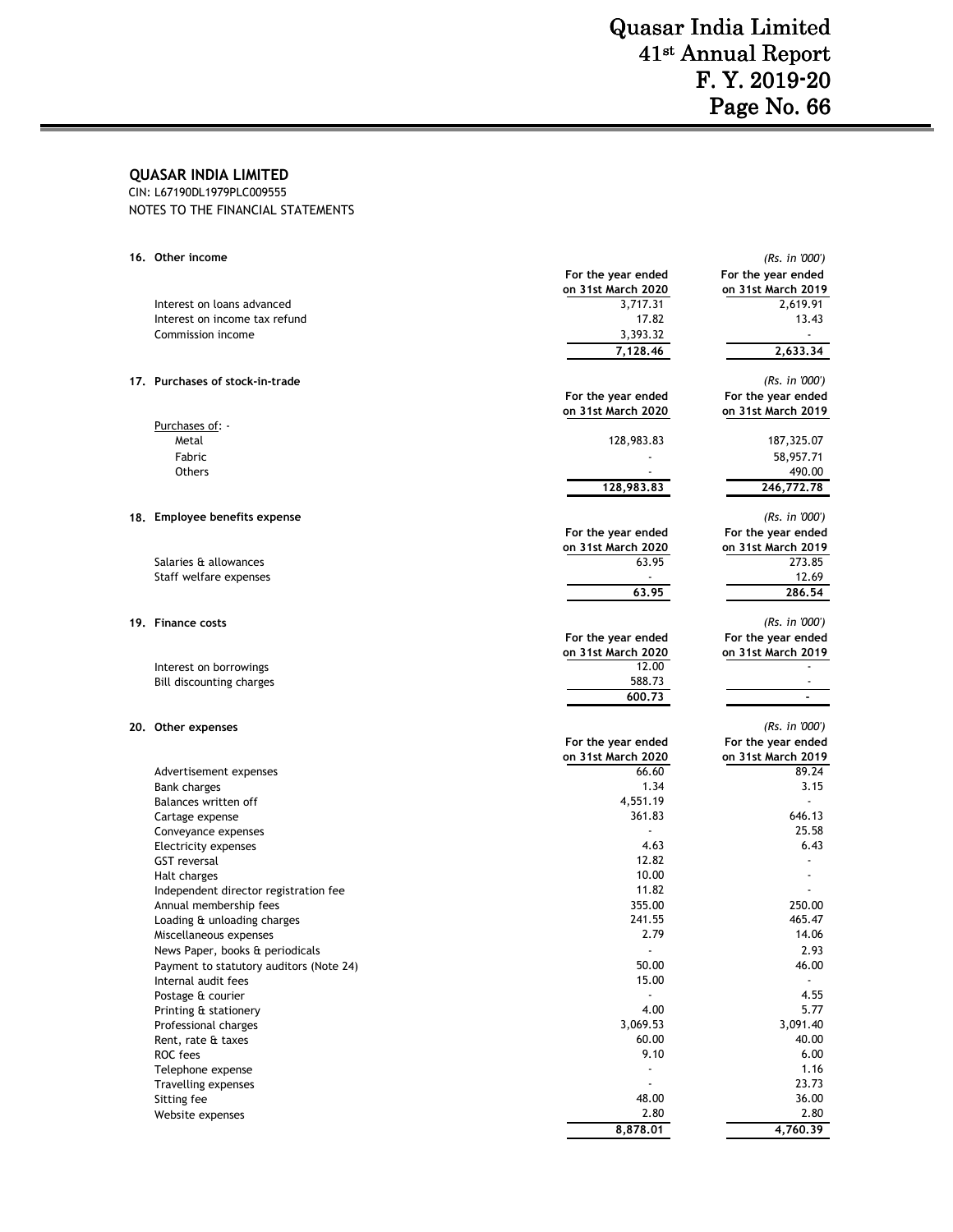**QUASAR INDIA LIMITED**

CIN: L67190DL1979PLC009555

NOTES TO THE FINANCIAL STATEMENTS

**16. Other income**

*(Rs. in '000')*

| | For the year ended on 31st March 2020 | For the year ended on 31st March 2019 |
|---|---|---|
| Interest on loans advanced | 3,717.31 | 2,619.91 |
| Interest on income tax refund | 17.82 | 13.43 |
| Commission income | 3,393.32 | - |
| | **7,128.46** | **2,633.34** |

**17. Purchases of stock-in-trade**

*(Rs. in '000')*

| | For the year ended on 31st March 2020 | For the year ended on 31st March 2019 |
|---|---|---|
| Purchases of: - | | |
| Metal | 128,983.83 | 187,325.07 |
| Fabric | - | 58,957.71 |
| Others | - | 490.00 |
| | **128,983.83** | **246,772.78** |

**18. Employee benefits expense**

*(Rs. in '000')*

| | For the year ended on 31st March 2020 | For the year ended on 31st March 2019 |
|---|---|---|
| Salaries & allowances | 63.95 | 273.85 |
| Staff welfare expenses | - | 12.69 |
| | **63.95** | **286.54** |

**19. Finance costs**

*(Rs. in '000')*

| | For the year ended on 31st March 2020 | For the year ended on 31st March 2019 |
|---|---|---|
| Interest on borrowings | 12.00 | - |
| Bill discounting charges | 588.73 | - |
| | **600.73** | **-** |

**20. Other expenses**

*(Rs. in '000')*

| | For the year ended on 31st March 2020 | For the year ended on 31st March 2019 |
|---|---|---|
| Advertisement expenses | 66.60 | 89.24 |
| Bank charges | 1.34 | 3.15 |
| Balances written off | 4,551.19 | - |
| Cartage expense | 361.83 | 646.13 |
| Conveyance expenses | - | 25.58 |
| Electricity expenses | 4.63 | 6.43 |
| GST reversal | 12.82 | - |
| Halt charges | 10.00 | - |
| Independent director registration fee | 11.82 | - |
| Annual membership fees | 355.00 | 250.00 |
| Loading & unloading charges | 241.55 | 465.47 |
| Miscellaneous expenses | 2.79 | 14.06 |
| News Paper, books & periodicals | - | 2.93 |
| Payment to statutory auditors (Note 24) | 50.00 | 46.00 |
| Internal audit fees | 15.00 | - |
| Postage & courier | - | 4.55 |
| Printing & stationery | 4.00 | 5.77 |
| Professional charges | 3,069.53 | 3,091.40 |
| Rent, rate & taxes | 60.00 | 40.00 |
| ROC fees | 9.10 | 6.00 |
| Telephone expense | - | 1.16 |
| Travelling expenses | - | 23.73 |
| Sitting fee | 48.00 | 36.00 |
| Website expenses | 2.80 | 2.80 |
| | **8,878.01** | **4,760.39** |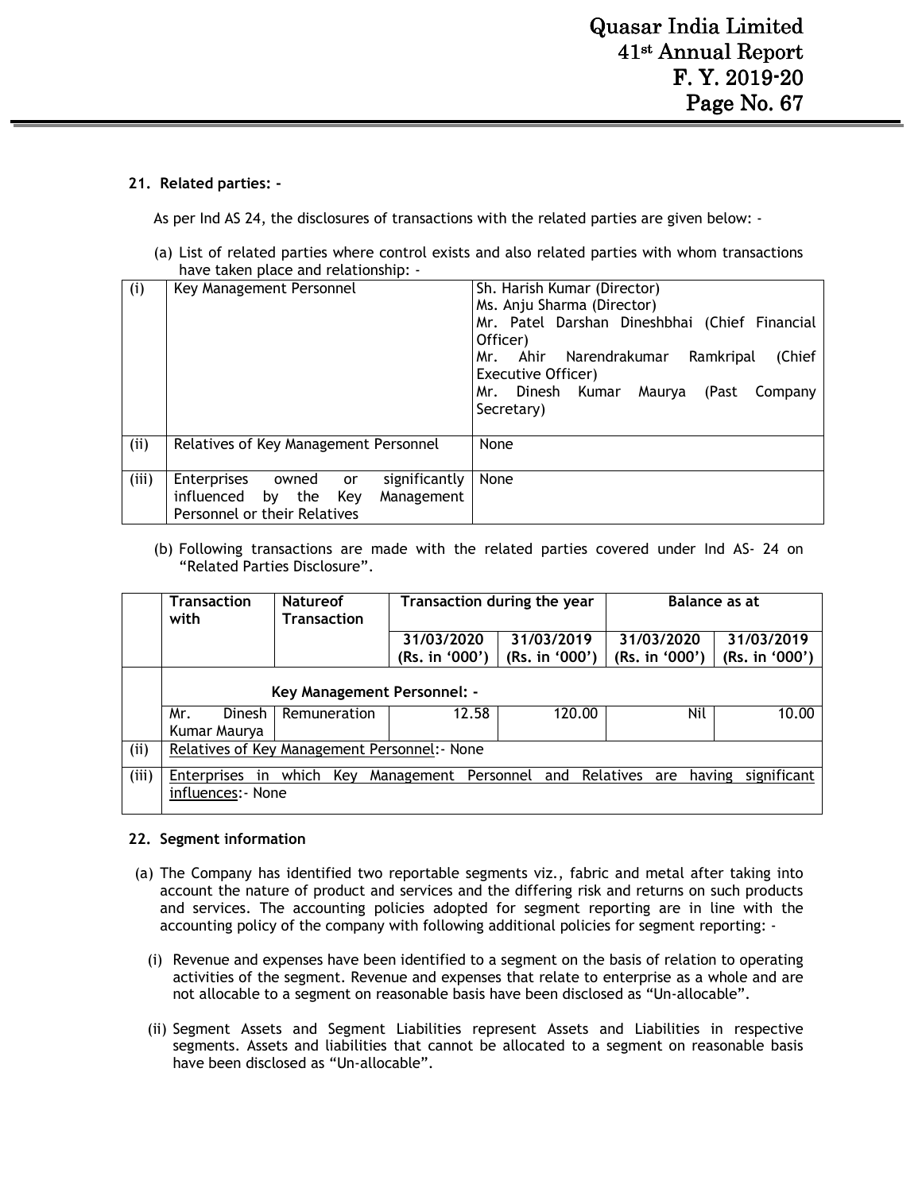## 21. Related parties: -

As per Ind AS 24, the disclosures of transactions with the related parties are given below: -

(a) List of related parties where control exists and also related parties with whom transactions have taken place and relationship: -

| | | |
|---|---|---|
| (i) | Key Management Personnel | Sh. Harish Kumar (Director)<br>Ms. Anju Sharma (Director)<br>Mr. Patel Darshan Dineshbhai (Chief Financial Officer)<br>Mr. Ahir Narendrakumar Ramkripal (Chief Executive Officer)<br>Mr. Dinesh Kumar Maurya (Past Company Secretary) |
| (ii) | Relatives of Key Management Personnel | None |
| (iii) | Enterprises owned or significantly influenced by the Key Management Personnel or their Relatives | None |

(b) Following transactions are made with the related parties covered under Ind AS- 24 on "Related Parties Disclosure".

| | Transaction with | Natureof Transaction | Transaction during the year | | Balance as at | |
|---|---|---|---|---|---|---|
| | | | 31/03/2020 (Rs. in '000') | 31/03/2019 (Rs. in '000') | 31/03/2020 (Rs. in '000') | 31/03/2019 (Rs. in '000') |
| | Key Management Personnel: - | | | | | |
| | Mr. Dinesh Kumar Maurya | Remuneration | 12.58 | 120.00 | Nil | 10.00 |
| (ii) | Relatives of Key Management Personnel:- None | | | | | |
| (iii) | Enterprises in which Key Management Personnel and Relatives are having significant influences:- None | | | | | |

## 22. Segment information

(a) The Company has identified two reportable segments viz., fabric and metal after taking into account the nature of product and services and the differing risk and returns on such products and services. The accounting policies adopted for segment reporting are in line with the accounting policy of the company with following additional policies for segment reporting: -

(i) Revenue and expenses have been identified to a segment on the basis of relation to operating activities of the segment. Revenue and expenses that relate to enterprise as a whole and are not allocable to a segment on reasonable basis have been disclosed as "Un-allocable".

(ii) Segment Assets and Segment Liabilities represent Assets and Liabilities in respective segments. Assets and liabilities that cannot be allocated to a segment on reasonable basis have been disclosed as "Un-allocable".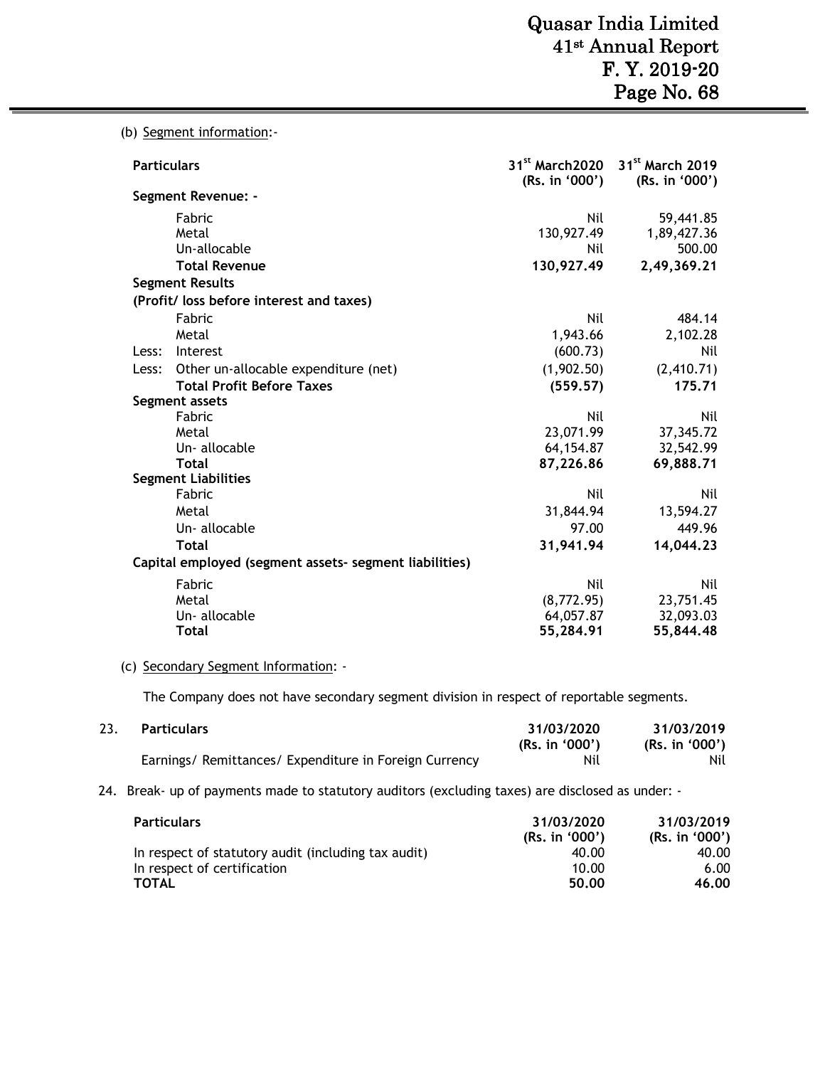(b) Segment information:-

| Particulars | 31[st] March2020 (Rs. in '000') | 31[st] March 2019 (Rs. in '000') |
|---|---|---|
| **Segment Revenue: -** | | |
| Fabric | Nil | 59,441.85 |
| Metal | 130,927.49 | 1,89,427.36 |
| Un-allocable | Nil | 500.00 |
| **Total Revenue** | **130,927.49** | **2,49,369.21** |
| **Segment Results** | | |
| **(Profit/ loss before interest and taxes)** | | |
| Fabric | Nil | 484.14 |
| Metal | 1,943.66 | 2,102.28 |
| Less: Interest | (600.73) | Nil |
| Less: Other un-allocable expenditure (net) | (1,902.50) | (2,410.71) |
| **Total Profit Before Taxes** | **(559.57)** | **175.71** |
| **Segment assets** | | |
| Fabric | Nil | Nil |
| Metal | 23,071.99 | 37,345.72 |
| Un- allocable | 64,154.87 | 32,542.99 |
| **Total** | **87,226.86** | **69,888.71** |
| **Segment Liabilities** | | |
| Fabric | Nil | Nil |
| Metal | 31,844.94 | 13,594.27 |
| Un- allocable | 97.00 | 449.96 |
| **Total** | **31,941.94** | **14,044.23** |
| **Capital employed (segment assets- segment liabilities)** | | |
| Fabric | Nil | Nil |
| Metal | (8,772.95) | 23,751.45 |
| Un- allocable | 64,057.87 | 32,093.03 |
| **Total** | **55,284.91** | **55,844.48** |

(c) Secondary Segment Information: -

The Company does not have secondary segment division in respect of reportable segments.

23.

| Particulars | 31/03/2020 (Rs. in '000') | 31/03/2019 (Rs. in '000') |
|---|---|---|
| Earnings/ Remittances/ Expenditure in Foreign Currency | Nil | Nil |

24. Break- up of payments made to statutory auditors (excluding taxes) are disclosed as under: -

| Particulars | 31/03/2020 (Rs. in '000') | 31/03/2019 (Rs. in '000') |
|---|---|---|
| In respect of statutory audit (including tax audit) | 40.00 | 40.00 |
| In respect of certification | 10.00 | 6.00 |
| **TOTAL** | **50.00** | **46.00** |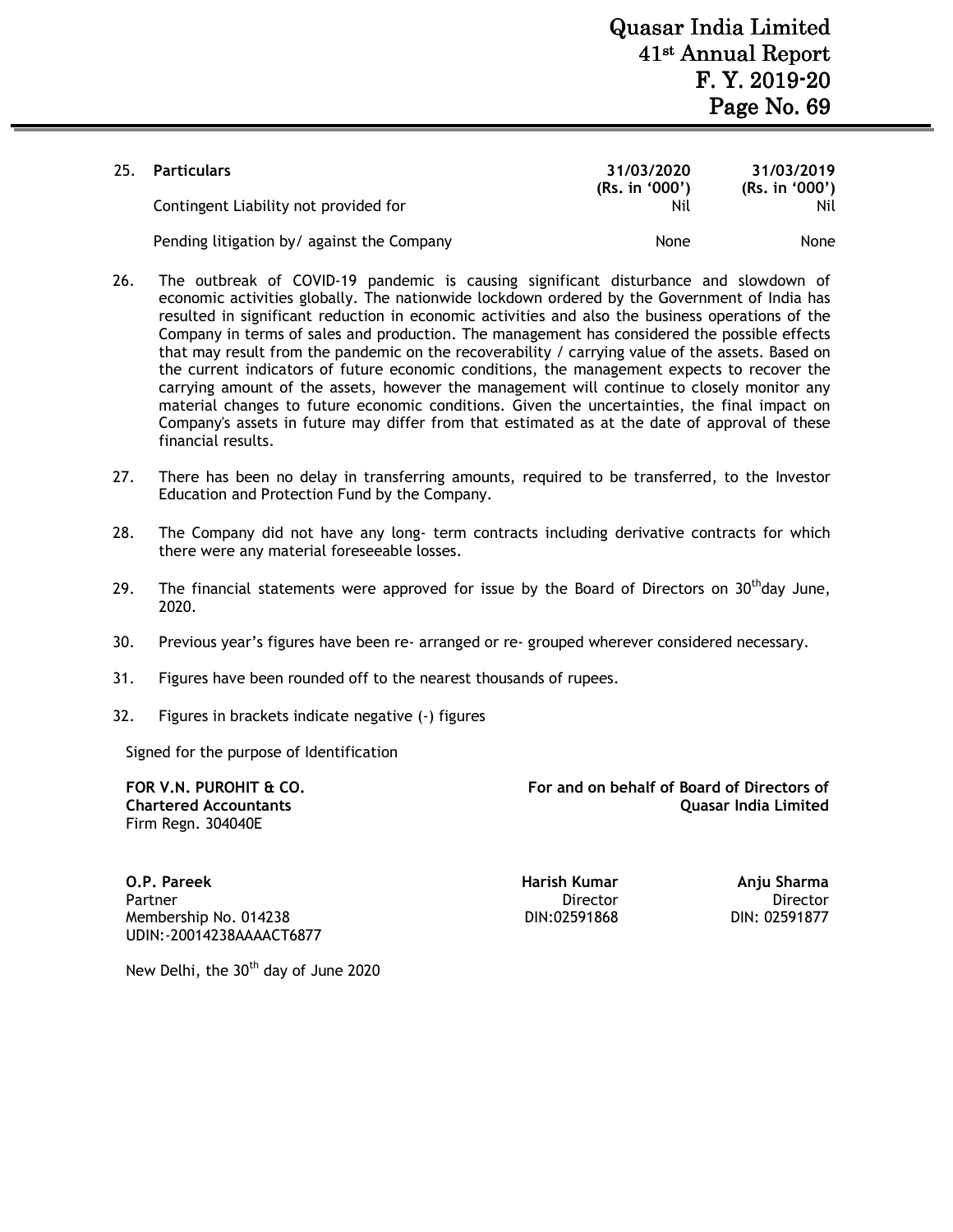| 25. | Particulars | 31/03/2020 (Rs. in '000') | 31/03/2019 (Rs. in '000') |
|---|---|---|---|
| | Contingent Liability not provided for | Nil | Nil |
| | Pending litigation by/ against the Company | None | None |

26. The outbreak of COVID-19 pandemic is causing significant disturbance and slowdown of economic activities globally. The nationwide lockdown ordered by the Government of India has resulted in significant reduction in economic activities and also the business operations of the Company in terms of sales and production. The management has considered the possible effects that may result from the pandemic on the recoverability / carrying value of the assets. Based on the current indicators of future economic conditions, the management expects to recover the carrying amount of the assets, however the management will continue to closely monitor any material changes to future economic conditions. Given the uncertainties, the final impact on Company's assets in future may differ from that estimated as at the date of approval of these financial results.

27. There has been no delay in transferring amounts, required to be transferred, to the Investor Education and Protection Fund by the Company.

28. The Company did not have any long- term contracts including derivative contracts for which there were any material foreseeable losses.

29. The financial statements were approved for issue by the Board of Directors on 30th day June, 2020.

30. Previous year's figures have been re- arranged or re- grouped wherever considered necessary.

31. Figures have been rounded off to the nearest thousands of rupees.

32. Figures in brackets indicate negative (-) figures

Signed for the purpose of Identification

**FOR V.N. PUROHIT & CO.**
**Chartered Accountants**
Firm Regn. 304040E

**For and on behalf of Board of Directors of**
**Quasar India Limited**

**O.P. Pareek**
Partner
Membership No. 014238
UDIN:-20014238AAAACT6877

**Harish Kumar**
Director
DIN:02591868

**Anju Sharma**
Director
DIN: 02591877

New Delhi, the 30th day of June 2020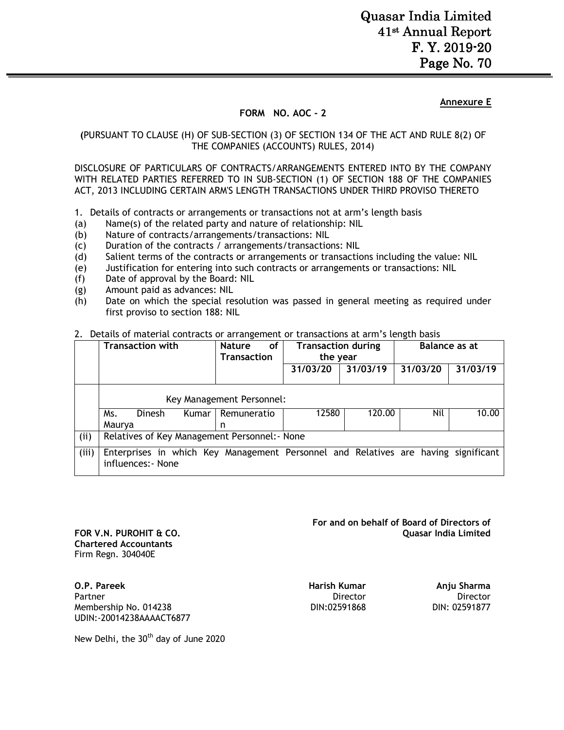**Annexure E**

**FORM NO. AOC - 2**

(PURSUANT TO CLAUSE (H) OF SUB-SECTION (3) OF SECTION 134 OF THE ACT AND RULE 8(2) OF THE COMPANIES (ACCOUNTS) RULES, 2014)

DISCLOSURE OF PARTICULARS OF CONTRACTS/ARRANGEMENTS ENTERED INTO BY THE COMPANY WITH RELATED PARTIES REFERRED TO IN SUB-SECTION (1) OF SECTION 188 OF THE COMPANIES ACT, 2013 INCLUDING CERTAIN ARM'S LENGTH TRANSACTIONS UNDER THIRD PROVISO THERETO

1. Details of contracts or arrangements or transactions not at arm's length basis

(a) Name(s) of the related party and nature of relationship: NIL
(b) Nature of contracts/arrangements/transactions: NIL
(c) Duration of the contracts / arrangements/transactions: NIL
(d) Salient terms of the contracts or arrangements or transactions including the value: NIL
(e) Justification for entering into such contracts or arrangements or transactions: NIL
(f) Date of approval by the Board: NIL
(g) Amount paid as advances: NIL
(h) Date on which the special resolution was passed in general meeting as required under first proviso to section 188: NIL

2. Details of material contracts or arrangement or transactions at arm's length basis

| | Transaction with | Nature of Transaction | Transaction during the year | | Balance as at | |
|---|---|---|---|---|---|---|
| | | | 31/03/20 | 31/03/19 | 31/03/20 | 31/03/19 |
| | Key Management Personnel: | | | | | |
| | Ms. Dinesh Kumar Maurya | Remuneration | 12580 | 120.00 | Nil | 10.00 |
| (ii) | Relatives of Key Management Personnel:- None | | | | | |
| (iii) | Enterprises in which Key Management Personnel and Relatives are having significant influences:- None | | | | | |

**FOR V.N. PUROHIT & CO.**
**Chartered Accountants**
Firm Regn. 304040E

**O.P. Pareek**
Partner
Membership No. 014238
UDIN:-20014238AAAACT6877

New Delhi, the 30th day of June 2020

**For and on behalf of Board of Directors of Quasar India Limited**

**Harish Kumar**
Director
DIN:02591868

**Anju Sharma**
Director
DIN: 02591877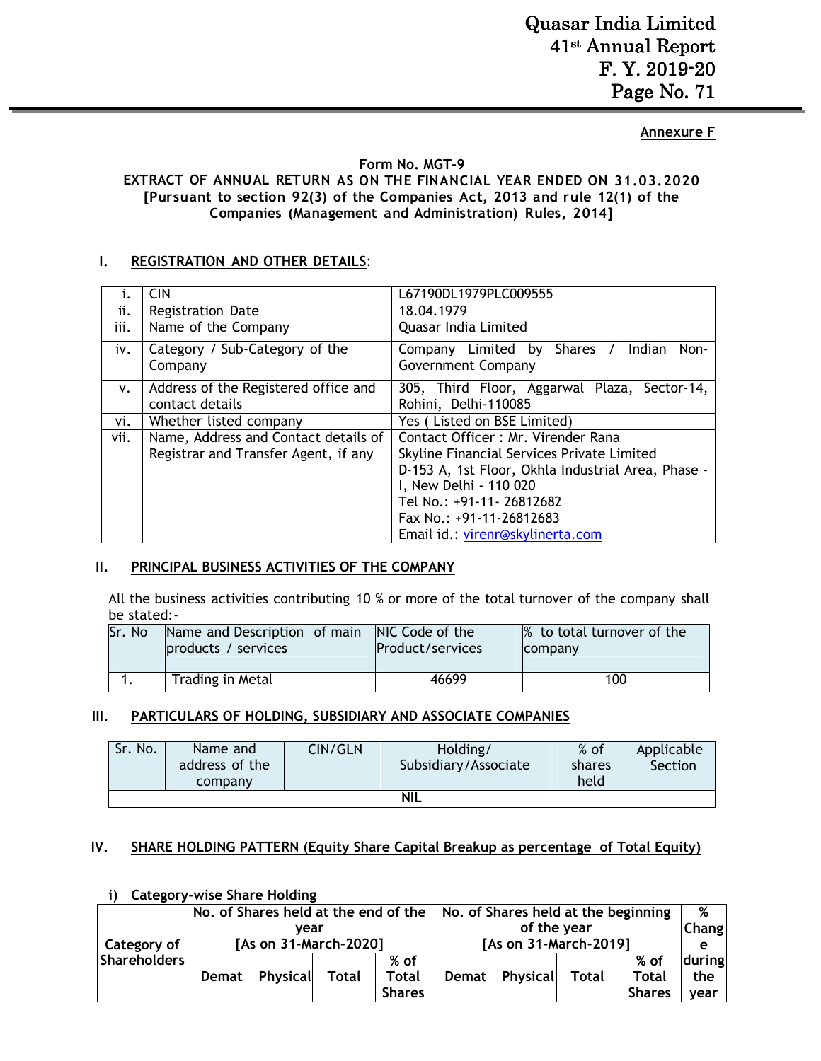Annexure F

**Form No. MGT-9**
**EXTRACT OF ANNUAL RETURN AS ON THE FINANCIAL YEAR ENDED ON 31.03.2020**
**[Pursuant to section 92(3) of the Companies Act, 2013 and rule 12(1) of the Companies (Management and Administration) Rules, 2014]**

## I. REGISTRATION AND OTHER DETAILS:

| | | |
|---|---|---|
| i. | CIN | L67190DL1979PLC009555 |
| ii. | Registration Date | 18.04.1979 |
| iii. | Name of the Company | Quasar India Limited |
| iv. | Category / Sub-Category of the Company | Company Limited by Shares / Indian Non-Government Company |
| v. | Address of the Registered office and contact details | 305, Third Floor, Aggarwal Plaza, Sector-14, Rohini, Delhi-110085 |
| vi. | Whether listed company | Yes ( Listed on BSE Limited) |
| vii. | Name, Address and Contact details of Registrar and Transfer Agent, if any | Contact Officer : Mr. Virender Rana<br>Skyline Financial Services Private Limited<br>D-153 A, 1st Floor, Okhla Industrial Area, Phase - I, New Delhi - 110 020<br>Tel No.: +91-11- 26812682<br>Fax No.: +91-11-26812683<br>Email id.: virenr@skylinerta.com |

## II. PRINCIPAL BUSINESS ACTIVITIES OF THE COMPANY

All the business activities contributing 10 % or more of the total turnover of the company shall be stated:-

| Sr. No | Name and Description of main products / services | NIC Code of the Product/services | % to total turnover of the company |
|---|---|---|---|
| 1. | Trading in Metal | 46699 | 100 |

## III. PARTICULARS OF HOLDING, SUBSIDIARY AND ASSOCIATE COMPANIES

| Sr. No. | Name and address of the company | CIN/GLN | Holding/ Subsidiary/Associate | % of shares held | Applicable Section |
|---|---|---|---|---|---|
| NIL | | | | | |

## IV. SHARE HOLDING PATTERN (Equity Share Capital Breakup as percentage of Total Equity)

### i) Category-wise Share Holding

| Category of Shareholders | No. of Shares held at the end of the year [As on 31-March-2020] | | | | No. of Shares held at the beginning of the year [As on 31-March-2019] | | | | % Change during the year |
|---|---|---|---|---|---|---|---|---|---|
| | Demat | Physical | Total | % of Total Shares | Demat | Physical | Total | % of Total Shares | |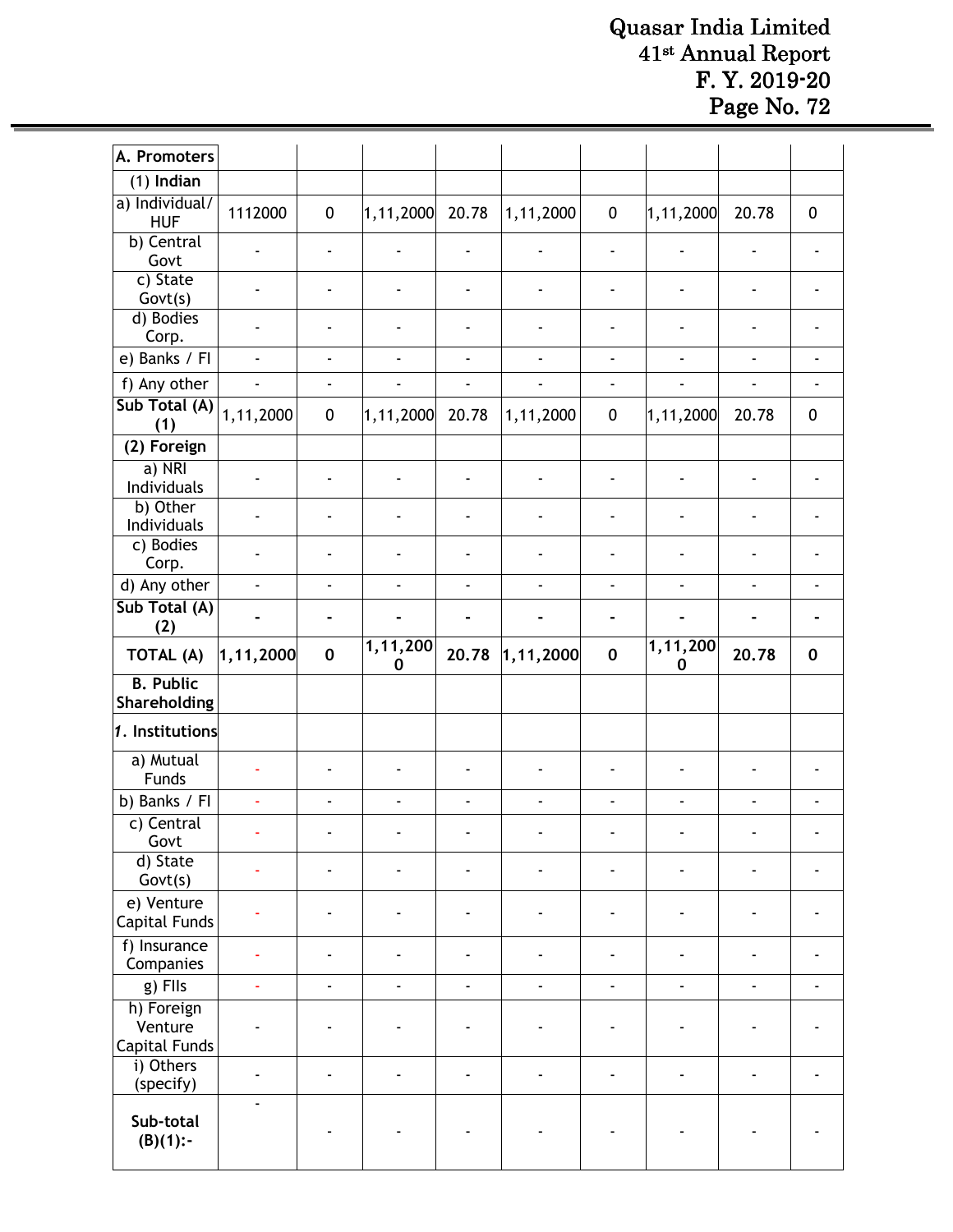| A. Promoters | | | | | | | | |
|---|---|---|---|---|---|---|---|---|
| (1) **Indian** | | | | | | | | |
| a) Individual/ HUF | 1112000 | 0 | 1,11,2000 | 20.78 | 1,11,2000 | 0 | 1,11,2000 | 20.78 | 0 |
| b) Central Govt | - | - | - | - | - | - | - | - | - |
| c) State Govt(s) | - | - | - | - | - | - | - | - | - |
| d) Bodies Corp. | - | - | - | - | - | - | - | - | - |
| e) Banks / FI | - | - | - | - | - | - | - | - | - |
| f) Any other | - | - | - | - | - | - | - | - | - |
| **Sub Total (A) (1)** | 1,11,2000 | 0 | 1,11,2000 | 20.78 | 1,11,2000 | 0 | 1,11,2000 | 20.78 | 0 |
| **(2) Foreign** | | | | | | | | | |
| a) NRI Individuals | - | - | - | - | - | - | - | - | - |
| b) Other Individuals | - | - | - | - | - | - | - | - | - |
| c) Bodies Corp. | - | - | - | - | - | - | - | - | - |
| d) Any other | - | - | - | - | - | - | - | - | - |
| **Sub Total (A) (2)** | - | - | - | - | - | - | - | - | - |
| **TOTAL (A)** | **1,11,2000** | **0** | **1,11,2000** | **20.78** | **1,11,2000** | **0** | **1,11,2000** | **20.78** | **0** |
| **B. Public Shareholding** | | | | | | | | | |
| ***1*. Institutions** | | | | | | | | | |
| a) Mutual Funds | - | - | - | - | - | - | - | - | - |
| b) Banks / FI | - | - | - | - | - | - | - | - | - |
| c) Central Govt | - | - | - | - | - | - | - | - | - |
| d) State Govt(s) | - | - | - | - | - | - | - | - | - |
| e) Venture Capital Funds | - | - | - | - | - | - | - | - | - |
| f) Insurance Companies | - | - | - | - | - | - | - | - | - |
| g) FIIs | - | - | - | - | - | - | - | - | - |
| h) Foreign Venture Capital Funds | - | - | - | - | - | - | - | - | - |
| i) Others (specify) | - | - | - | - | - | - | - | - | - |
| **Sub-total (B)(1):-** | - | - | - | - | - | - | - | - | - |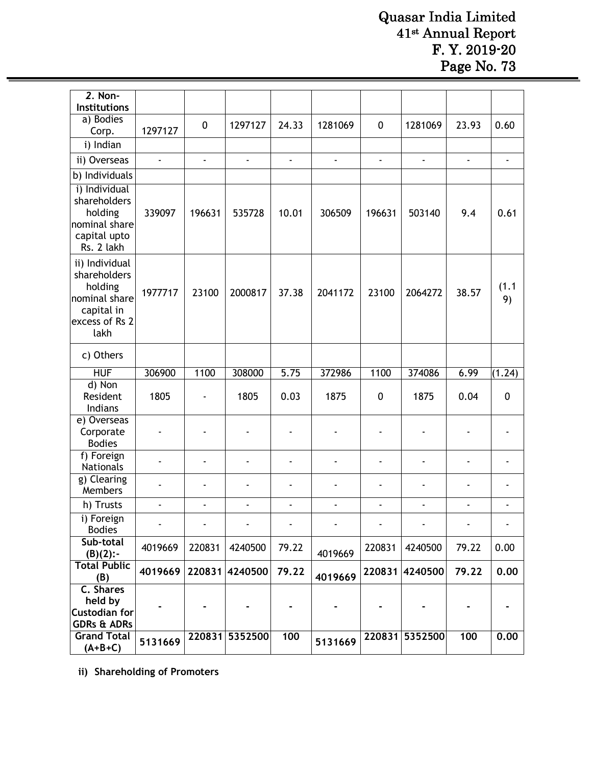| 2. Non-Institutions | | | | | | | | | |
|---|---|---|---|---|---|---|---|---|---|
| a) Bodies Corp. | 1297127 | 0 | 1297127 | 24.33 | 1281069 | 0 | 1281069 | 23.93 | 0.60 |
| i) Indian | | | | | | | | | |
| ii) Overseas | - | - | - | - | - | - | - | - | - |
| b) Individuals | | | | | | | | | |
| i) Individual shareholders holding nominal share capital upto Rs. 2 lakh | 339097 | 196631 | 535728 | 10.01 | 306509 | 196631 | 503140 | 9.4 | 0.61 |
| ii) Individual shareholders holding nominal share capital in excess of Rs 2 lakh | 1977717 | 23100 | 2000817 | 37.38 | 2041172 | 23100 | 2064272 | 38.57 | (1.19) |
| c) Others | | | | | | | | | |
| HUF | 306900 | 1100 | 308000 | 5.75 | 372986 | 1100 | 374086 | 6.99 | (1.24) |
| d) Non Resident Indians | 1805 | - | 1805 | 0.03 | 1875 | 0 | 1875 | 0.04 | 0 |
| e) Overseas Corporate Bodies | - | - | - | - | - | - | - | - | - |
| f) Foreign Nationals | - | - | - | - | - | - | - | - | - |
| g) Clearing Members | - | - | - | - | - | - | - | - | - |
| h) Trusts | - | - | - | - | - | - | - | - | - |
| i) Foreign Bodies | - | - | - | - | - | - | - | - | - |
| **Sub-total (B)(2):-** | 4019669 | 220831 | 4240500 | 79.22 | 4019669 | 220831 | 4240500 | 79.22 | 0.00 |
| **Total Public (B)** | **4019669** | **220831** | **4240500** | **79.22** | **4019669** | **220831** | **4240500** | **79.22** | **0.00** |
| **C. Shares held by Custodian for GDRs & ADRs** | **-** | **-** | **-** | **-** | **-** | **-** | **-** | **-** | **-** |
| **Grand Total (A+B+C)** | **5131669** | **220831** | **5352500** | **100** | **5131669** | **220831** | **5352500** | **100** | **0.00** |

**ii) Shareholding of Promoters**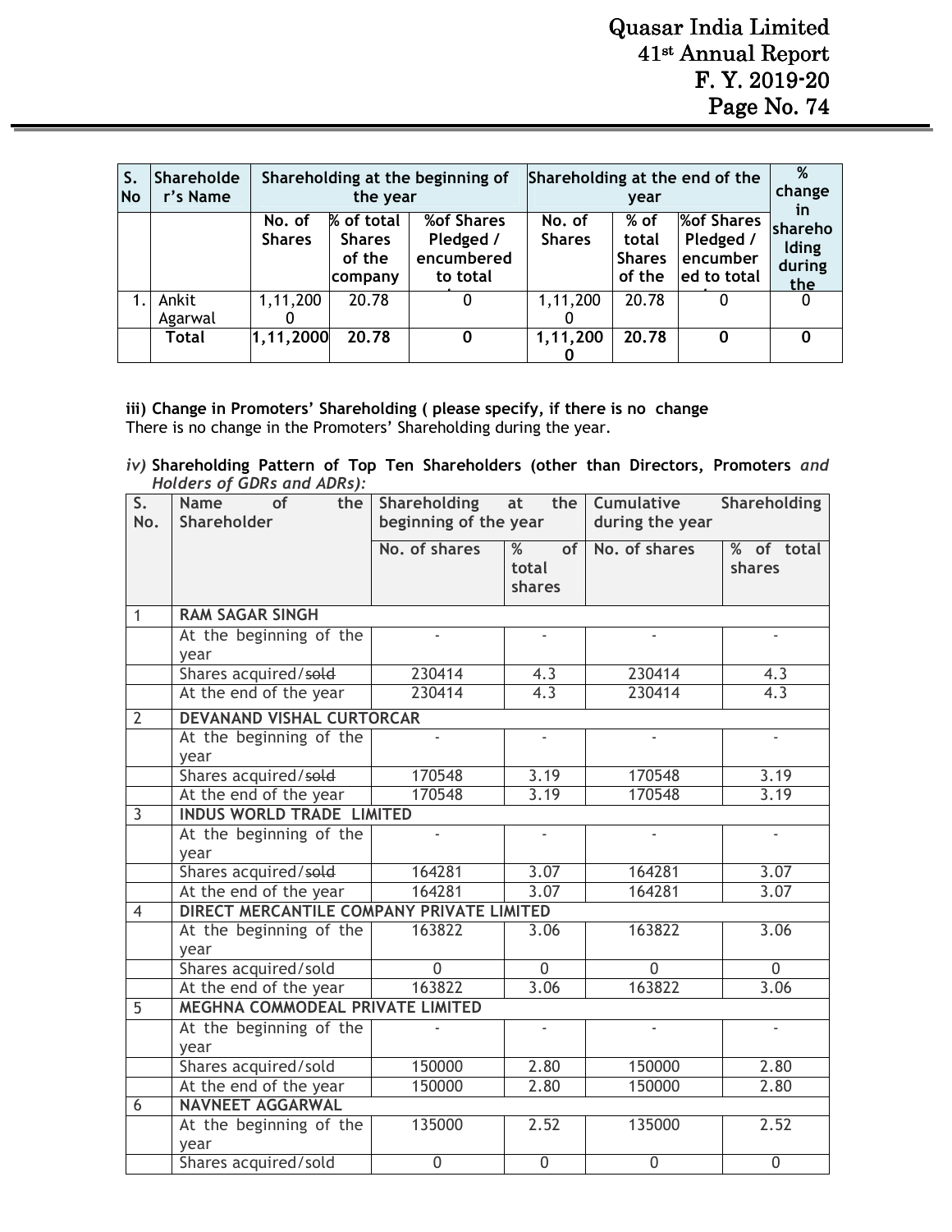| S. No | Shareholder's Name | Shareholding at the beginning of the year | | | Shareholding at the end of the year | | | % change in shareholding during the |
|---|---|---|---|---|---|---|---|---|
| | | No. of Shares | % of total Shares of the company | %of Shares Pledged / encumbered to total | No. of Shares | % of total Shares of the | %of Shares Pledged / encumbered to total | |
| 1. | Ankit Agarwal | 1,11,2000 | 20.78 | 0 | 1,11,2000 | 20.78 | 0 | 0 |
| | **Total** | **1,11,2000** | **20.78** | **0** | **1,11,2000** | **20.78** | **0** | **0** |

**iii) Change in Promoters' Shareholding ( please specify, if there is no change**

There is no change in the Promoters' Shareholding during the year.

***iv)* Shareholding Pattern of Top Ten Shareholders (other than Directors, Promoters *and Holders of GDRs and ADRs):***

| S. No. | Name of the Shareholder | Shareholding at the beginning of the year | | Cumulative Shareholding during the year | |
|---|---|---|---|---|---|
| | | No. of shares | % of total shares | No. of shares | % of total shares |
| 1 | **RAM SAGAR SINGH** | | | | |
| | At the beginning of the year | - | - | - | - |
| | Shares acquired/~~sold~~ | 230414 | 4.3 | 230414 | 4.3 |
| | At the end of the year | 230414 | 4.3 | 230414 | 4.3 |
| 2 | **DEVANAND VISHAL CURTORCAR** | | | | |
| | At the beginning of the year | - | - | - | - |
| | Shares acquired/~~sold~~ | 170548 | 3.19 | 170548 | 3.19 |
| | At the end of the year | 170548 | 3.19 | 170548 | 3.19 |
| 3 | **INDUS WORLD TRADE LIMITED** | | | | |
| | At the beginning of the year | - | - | - | - |
| | Shares acquired/~~sold~~ | 164281 | 3.07 | 164281 | 3.07 |
| | At the end of the year | 164281 | 3.07 | 164281 | 3.07 |
| 4 | **DIRECT MERCANTILE COMPANY PRIVATE LIMITED** | | | | |
| | At the beginning of the year | 163822 | 3.06 | 163822 | 3.06 |
| | Shares acquired/sold | 0 | 0 | 0 | 0 |
| | At the end of the year | 163822 | 3.06 | 163822 | 3.06 |
| 5 | **MEGHNA COMMODEAL PRIVATE LIMITED** | | | | |
| | At the beginning of the year | - | - | - | - |
| | Shares acquired/sold | 150000 | 2.80 | 150000 | 2.80 |
| | At the end of the year | 150000 | 2.80 | 150000 | 2.80 |
| 6 | **NAVNEET AGGARWAL** | | | | |
| | At the beginning of the year | 135000 | 2.52 | 135000 | 2.52 |
| | Shares acquired/sold | 0 | 0 | 0 | 0 |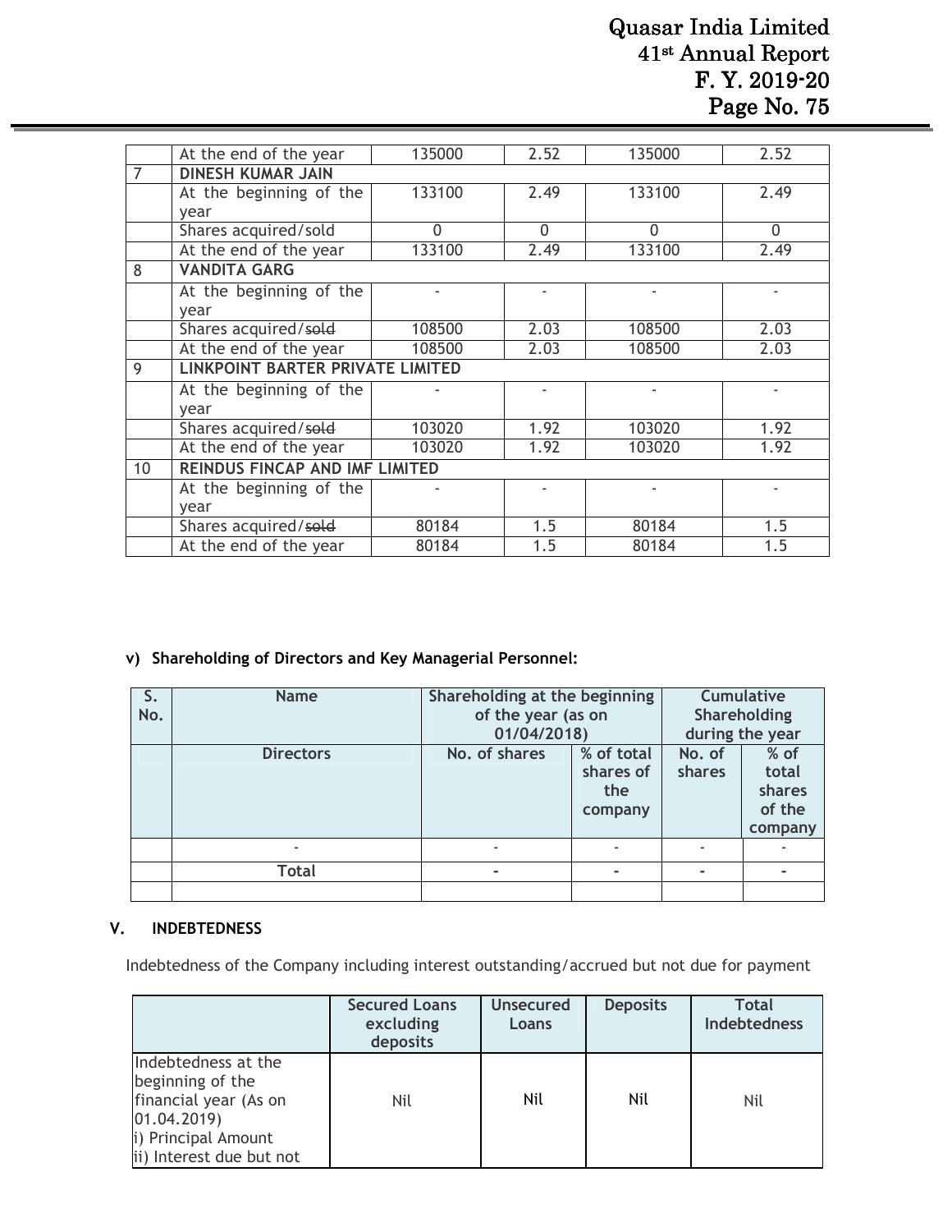|  | At the end of the year | 135000 | 2.52 | 135000 | 2.52 |
|---|---|---|---|---|---|
| 7 | **DINESH KUMAR JAIN** | | | | |
|  | At the beginning of the year | 133100 | 2.49 | 133100 | 2.49 |
|  | Shares acquired/sold | 0 | 0 | 0 | 0 |
|  | At the end of the year | 133100 | 2.49 | 133100 | 2.49 |
| 8 | **VANDITA GARG** | | | | |
|  | At the beginning of the year | - | - | - | - |
|  | Shares acquired/~~sold~~ | 108500 | 2.03 | 108500 | 2.03 |
|  | At the end of the year | 108500 | 2.03 | 108500 | 2.03 |
| 9 | **LINKPOINT BARTER PRIVATE LIMITED** | | | | |
|  | At the beginning of the year | - | - | - | - |
|  | Shares acquired/~~sold~~ | 103020 | 1.92 | 103020 | 1.92 |
|  | At the end of the year | 103020 | 1.92 | 103020 | 1.92 |
| 10 | **REINDUS FINCAP AND IMF LIMITED** | | | | |
|  | At the beginning of the year | - | - | - | - |
|  | Shares acquired/~~sold~~ | 80184 | 1.5 | 80184 | 1.5 |
|  | At the end of the year | 80184 | 1.5 | 80184 | 1.5 |

**v) Shareholding of Directors and Key Managerial Personnel:**

| S. No. | Name | Shareholding at the beginning of the year (as on 01/04/2018) | | Cumulative Shareholding during the year | |
|---|---|---|---|---|---|
|  | Directors | No. of shares | % of total shares of the company | No. of shares | % of total shares of the company |
|  | - | - | - | - | - |
|  | Total | - | - | - | - |
|  |  |  |  |  |  |

**V. INDEBTEDNESS**

Indebtedness of the Company including interest outstanding/accrued but not due for payment

|  | Secured Loans excluding deposits | Unsecured Loans | Deposits | Total Indebtedness |
|---|---|---|---|---|
| Indebtedness at the beginning of the financial year (As on 01.04.2019)<br>i) Principal Amount<br>ii) Interest due but not | Nil | Nil | Nil | Nil |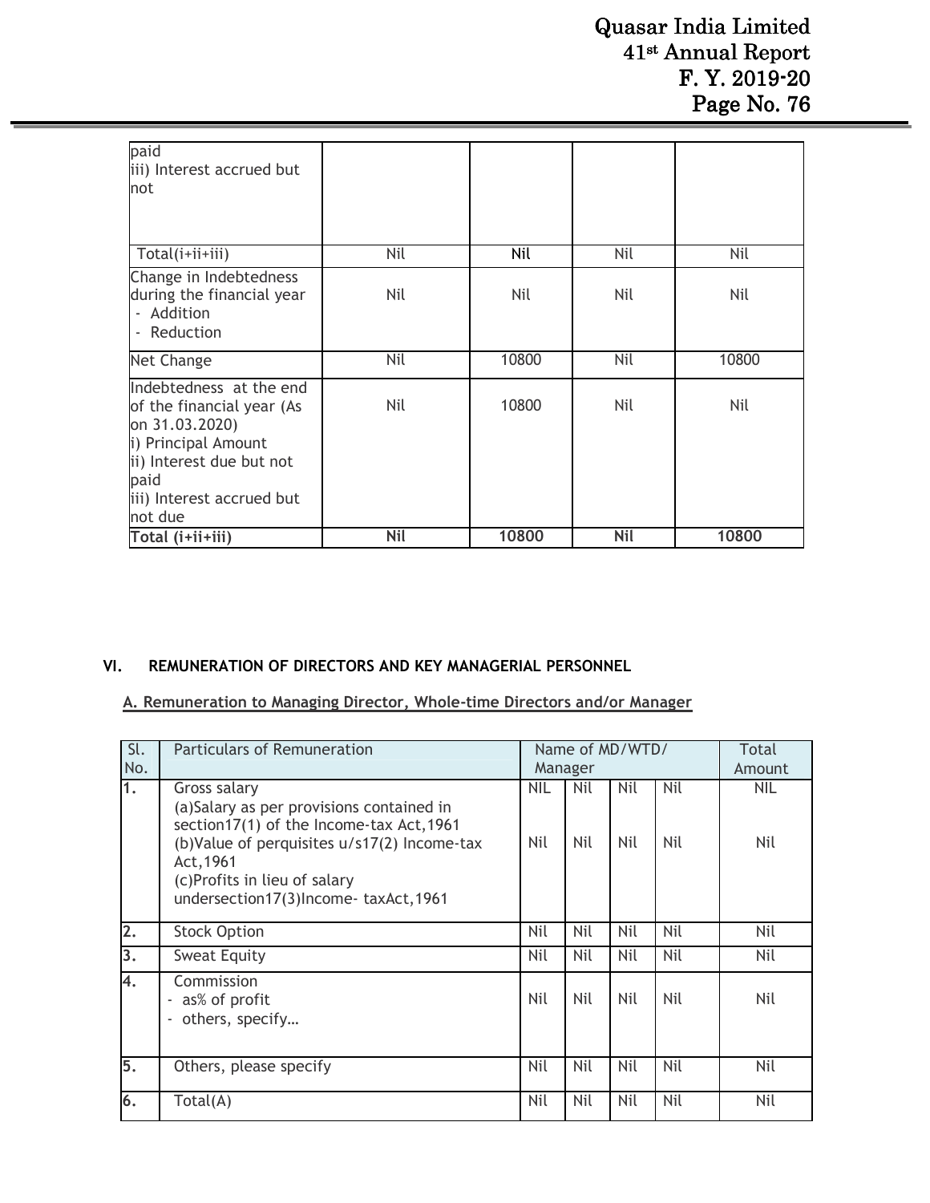| | | | | |
|---|---|---|---|---|
| paid<br>iii) Interest accrued but not | | | | |
| Total(i+ii+iii) | Nil | Nil | Nil | Nil |
| Change in Indebtedness during the financial year<br>- Addition<br>- Reduction | Nil | Nil | Nil | Nil |
| Net Change | Nil | 10800 | Nil | 10800 |
| Indebtedness at the end of the financial year (As on 31.03.2020)<br>i) Principal Amount<br>ii) Interest due but not paid<br>iii) Interest accrued but not due | Nil | 10800 | Nil | Nil |
| **Total (i+ii+iii)** | **Nil** | **10800** | **Nil** | **10800** |

## VI. REMUNERATION OF DIRECTORS AND KEY MANAGERIAL PERSONNEL

**A. Remuneration to Managing Director, Whole-time Directors and/or Manager**

| Sl. No. | Particulars of Remuneration | Name of MD/WTD/ Manager | | | | Total Amount |
|---|---|---|---|---|---|---|
| 1. | Gross salary<br>(a)Salary as per provisions contained in section17(1) of the Income-tax Act,1961<br>(b)Value of perquisites u/s17(2) Income-tax Act,1961<br>(c)Profits in lieu of salary undersection17(3)Income- taxAct,1961 | NIL<br><br>Nil | Nil<br><br>Nil | Nil<br><br>Nil | Nil<br><br>Nil | NIL<br><br>Nil |
| 2. | Stock Option | Nil | Nil | Nil | Nil | Nil |
| 3. | Sweat Equity | Nil | Nil | Nil | Nil | Nil |
| 4. | Commission<br>- as% of profit<br>- others, specify… | Nil | Nil | Nil | Nil | Nil |
| 5. | Others, please specify | Nil | Nil | Nil | Nil | Nil |
| 6. | Total(A) | Nil | Nil | Nil | Nil | Nil |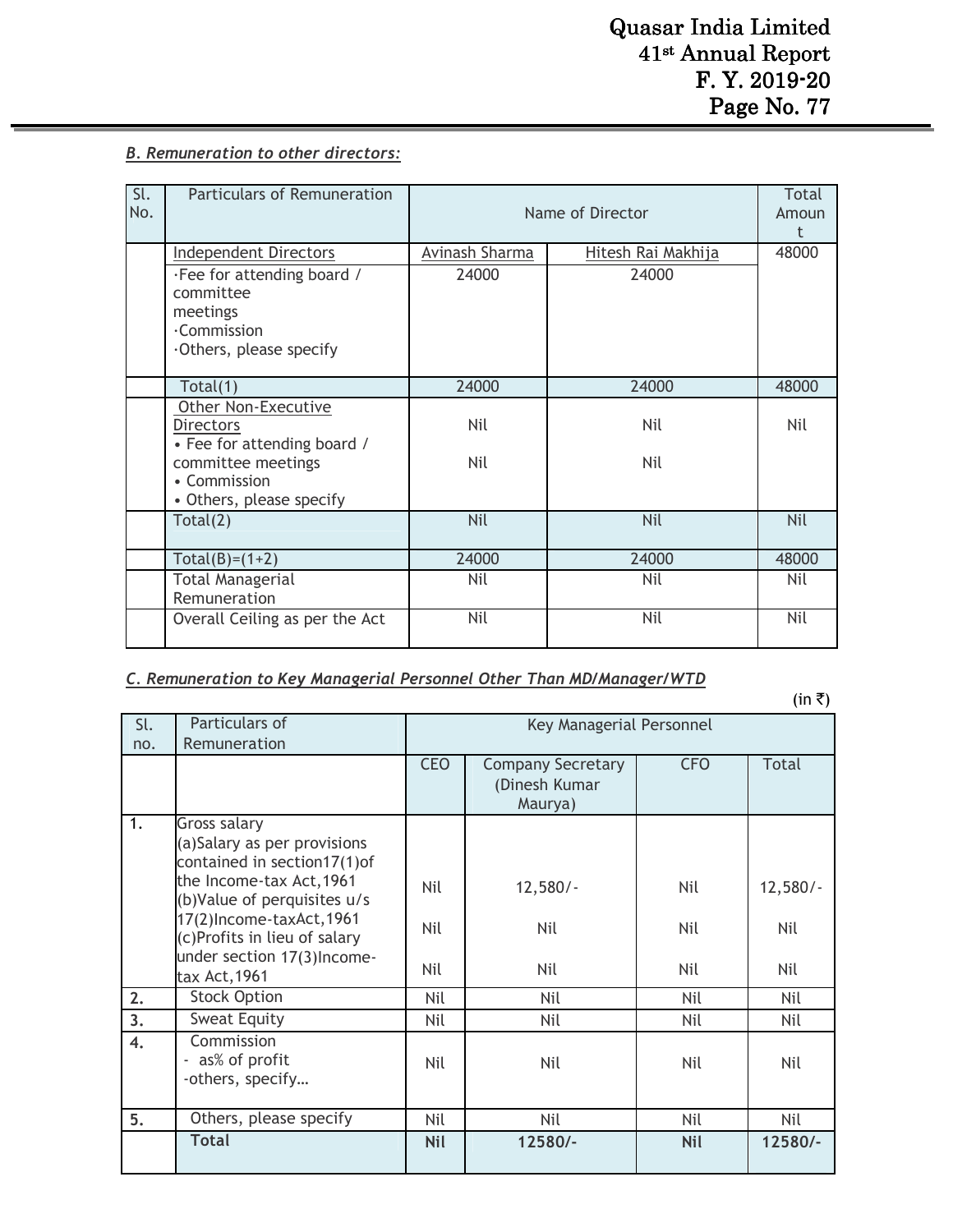***B. Remuneration to other directors:***

| Sl. No. | Particulars of Remuneration | Name of Director | | Total Amount |
|---|---|---|---|---|
| | Independent Directors | Avinash Sharma | Hitesh Rai Makhija | 48000 |
| | ·Fee for attending board / committee meetings<br>·Commission<br>·Others, please specify | 24000 | 24000 | |
| | Total(1) | 24000 | 24000 | 48000 |
| | Other Non-Executive Directors<br>• Fee for attending board / committee meetings<br>• Commission<br>• Others, please specify | Nil<br><br>Nil | Nil<br><br>Nil | Nil |
| | Total(2) | Nil | Nil | Nil |
| | Total(B)=(1+2) | 24000 | 24000 | 48000 |
| | Total Managerial Remuneration | Nil | Nil | Nil |
| | Overall Ceiling as per the Act | Nil | Nil | Nil |

***C. Remuneration to Key Managerial Personnel Other Than MD/Manager/WTD***

(in ₹)

| Sl. no. | Particulars of Remuneration | Key Managerial Personnel | | | |
|---|---|---|---|---|---|
| | | CEO | Company Secretary (Dinesh Kumar Maurya) | CFO | Total |
| 1. | Gross salary<br>(a)Salary as per provisions contained in section17(1)of the Income-tax Act,1961<br>(b)Value of perquisites u/s 17(2)Income-taxAct,1961<br>(c)Profits in lieu of salary under section 17(3)Income-tax Act,1961 | Nil<br><br>Nil<br><br>Nil | 12,580/-<br><br>Nil<br><br>Nil | Nil<br><br>Nil<br><br>Nil | 12,580/-<br><br>Nil<br><br>Nil |
| 2. | Stock Option | Nil | Nil | Nil | Nil |
| 3. | Sweat Equity | Nil | Nil | Nil | Nil |
| 4. | Commission<br>- as% of profit<br>-others, specify… | Nil | Nil | Nil | Nil |
| 5. | Others, please specify | Nil | Nil | Nil | Nil |
| | **Total** | **Nil** | **12580/-** | **Nil** | **12580/-** |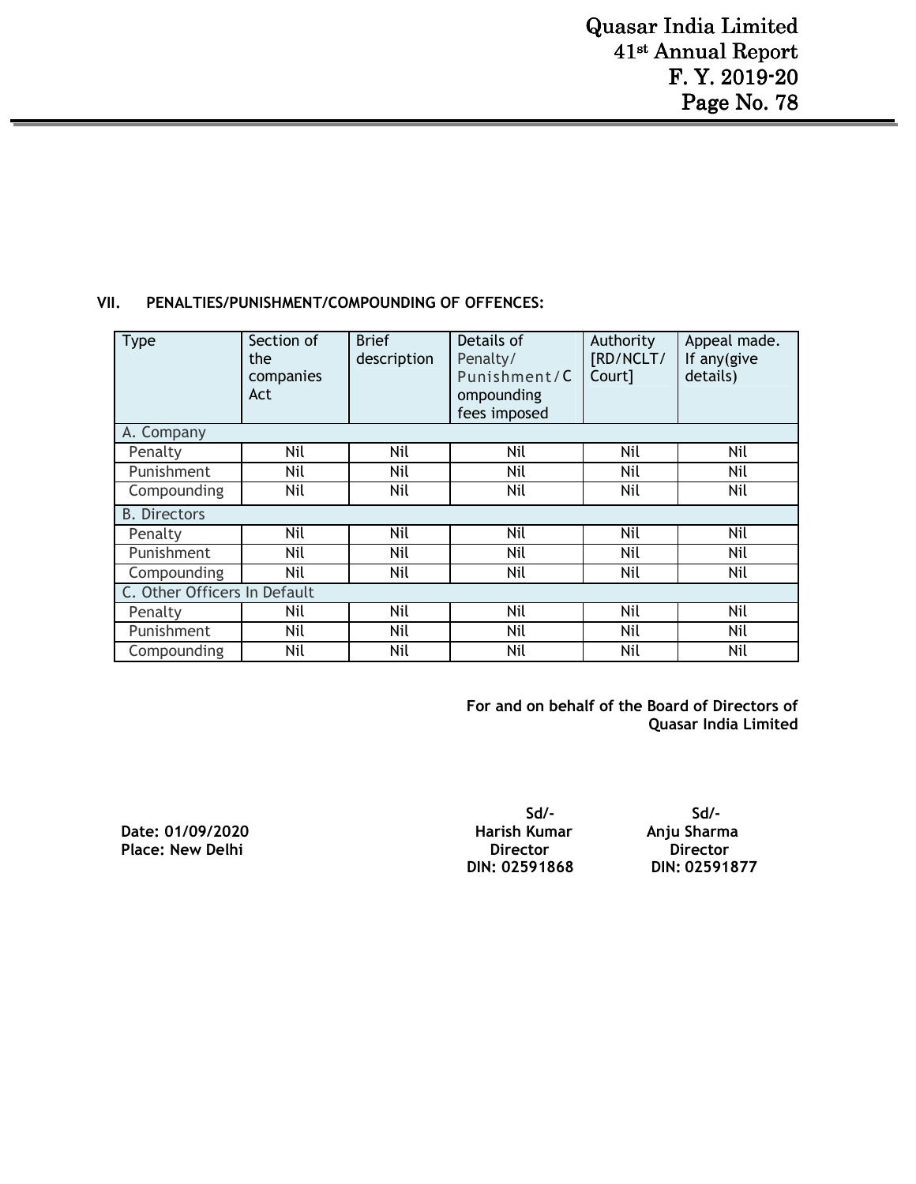## VII. PENALTIES/PUNISHMENT/COMPOUNDING OF OFFENCES:

| Type | Section of the companies Act | Brief description | Details of Penalty/ Punishment/Compounding fees imposed | Authority [RD/NCLT/ Court] | Appeal made. If any(give details) |
|---|---|---|---|---|---|
| A. Company | | | | | |
| Penalty | Nil | Nil | Nil | Nil | Nil |
| Punishment | Nil | Nil | Nil | Nil | Nil |
| Compounding | Nil | Nil | Nil | Nil | Nil |
| B. Directors | | | | | |
| Penalty | Nil | Nil | Nil | Nil | Nil |
| Punishment | Nil | Nil | Nil | Nil | Nil |
| Compounding | Nil | Nil | Nil | Nil | Nil |
| C. Other Officers In Default | | | | | |
| Penalty | Nil | Nil | Nil | Nil | Nil |
| Punishment | Nil | Nil | Nil | Nil | Nil |
| Compounding | Nil | Nil | Nil | Nil | Nil |

**For and on behalf of the Board of Directors of**
**Quasar India Limited**

**Date: 01/09/2020**
**Place: New Delhi**

**Sd/-**
**Harish Kumar**
**Director**
**DIN: 02591868**

**Sd/-**
**Anju Sharma**
**Director**
**DIN: 02591877**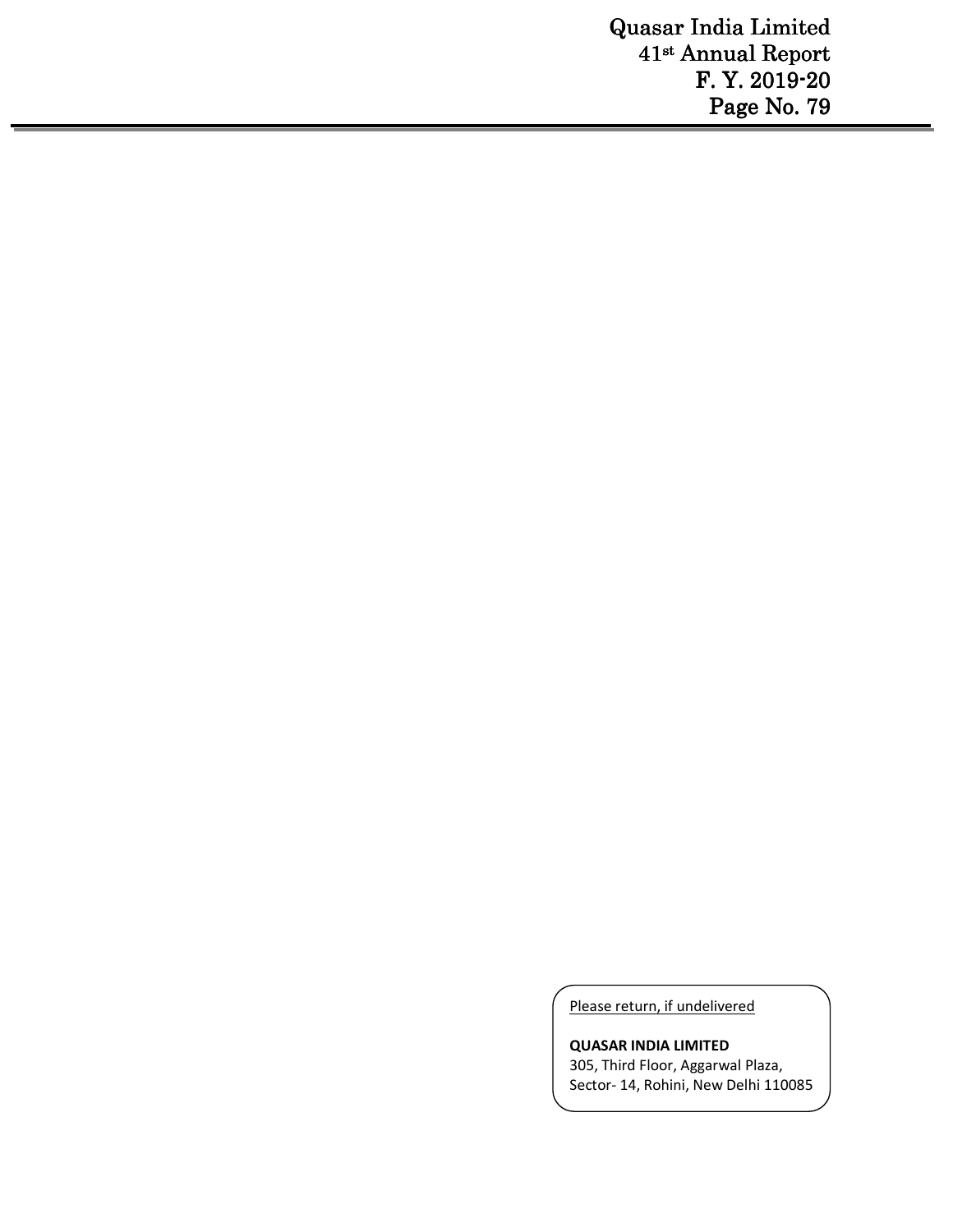Please return, if undelivered

**QUASAR INDIA LIMITED**
305, Third Floor, Aggarwal Plaza,
Sector- 14, Rohini, New Delhi 110085